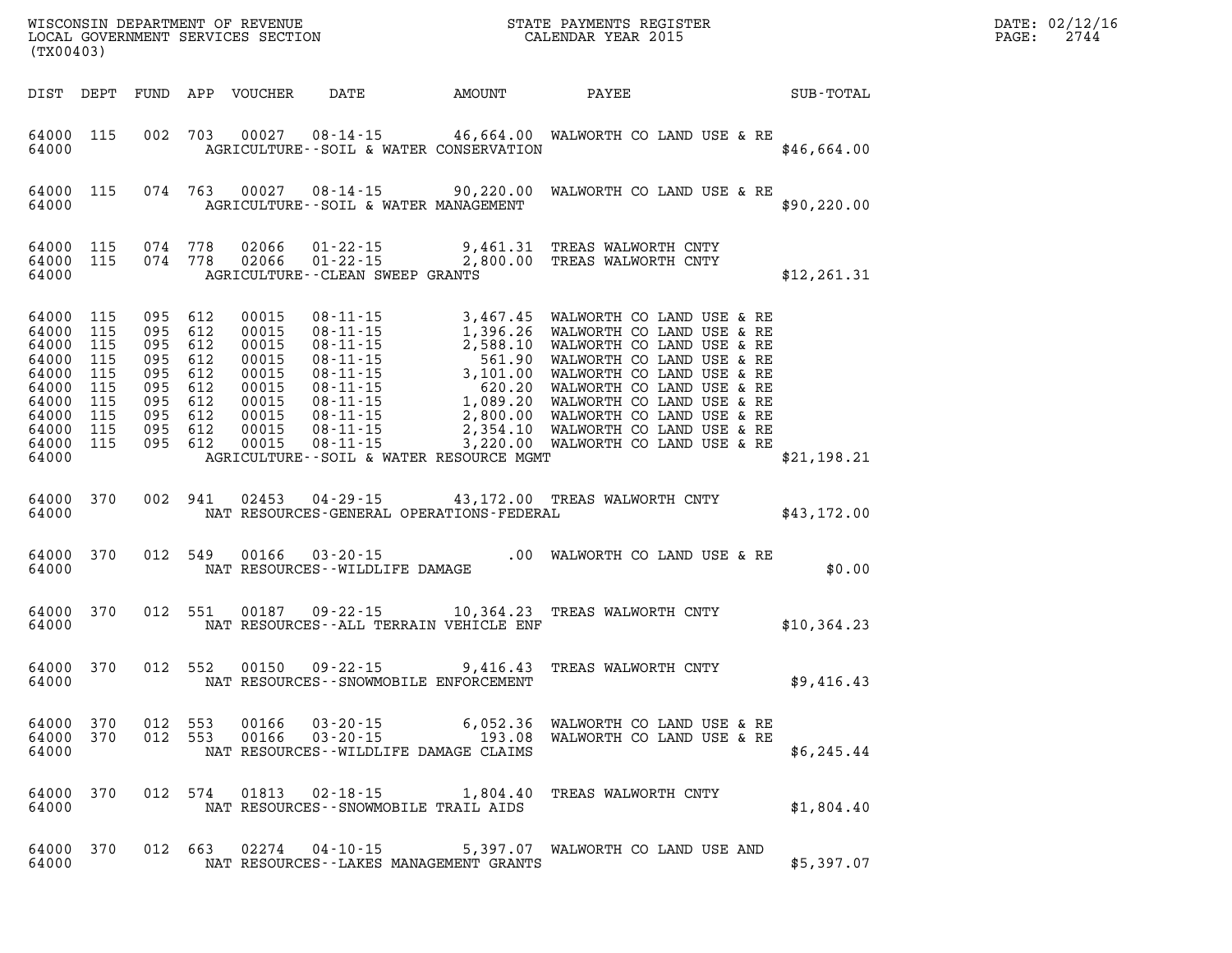WISCONSIN DEPARTMENT OF REVENUE
LOCAL GOVERNMENT SERVICES SECTION
(TX00403)

STATE PAYMENTS REGISTER
CALENDAR YEAR 2015

DATE: 02/12/16

| DIST | DEPT | FUND | APP | VOUCHER | DATE | AMOUNT | PAYEE | SUB-TOTAL |
|---|---|---|---|---|---|---|---|---|
| 64000 | 115 | 002 | 703 | 00027 | 08-14-15 | 46,664.00 | WALWORTH CO LAND USE & RE | |
| 64000 | | | | | AGRICULTURE--SOIL & WATER CONSERVATION | | | $46,664.00 |
| 64000 | 115 | 074 | 763 | 00027 | 08-14-15 | 90,220.00 | WALWORTH CO LAND USE & RE | |
| 64000 | | | | | AGRICULTURE--SOIL & WATER MANAGEMENT | | | $90,220.00 |
| 64000 | 115 | 074 | 778 | 02066 | 01-22-15 | 9,461.31 | TREAS WALWORTH CNTY | |
| 64000 | 115 | 074 | 778 | 02066 | 01-22-15 | 2,800.00 | TREAS WALWORTH CNTY | |
| 64000 | | | | | AGRICULTURE--CLEAN SWEEP GRANTS | | | $12,261.31 |
| 64000 | 115 | 095 | 612 | 00015 | 08-11-15 | 3,467.45 | WALWORTH CO LAND USE & RE | |
| 64000 | 115 | 095 | 612 | 00015 | 08-11-15 | 1,396.26 | WALWORTH CO LAND USE & RE | |
| 64000 | 115 | 095 | 612 | 00015 | 08-11-15 | 2,588.10 | WALWORTH CO LAND USE & RE | |
| 64000 | 115 | 095 | 612 | 00015 | 08-11-15 | 561.90 | WALWORTH CO LAND USE & RE | |
| 64000 | 115 | 095 | 612 | 00015 | 08-11-15 | 3,101.00 | WALWORTH CO LAND USE & RE | |
| 64000 | 115 | 095 | 612 | 00015 | 08-11-15 | 620.20 | WALWORTH CO LAND USE & RE | |
| 64000 | 115 | 095 | 612 | 00015 | 08-11-15 | 1,089.20 | WALWORTH CO LAND USE & RE | |
| 64000 | 115 | 095 | 612 | 00015 | 08-11-15 | 2,800.00 | WALWORTH CO LAND USE & RE | |
| 64000 | 115 | 095 | 612 | 00015 | 08-11-15 | 2,354.10 | WALWORTH CO LAND USE & RE | |
| 64000 | 115 | 095 | 612 | 00015 | 08-11-15 | 3,220.00 | WALWORTH CO LAND USE & RE | |
| 64000 | | | | | AGRICULTURE--SOIL & WATER RESOURCE MGMT | | | $21,198.21 |
| 64000 | 370 | 002 | 941 | 02453 | 04-29-15 | 43,172.00 | TREAS WALWORTH CNTY | |
| 64000 | | | | | NAT RESOURCES-GENERAL OPERATIONS-FEDERAL | | | $43,172.00 |
| 64000 | 370 | 012 | 549 | 00166 | 03-20-15 | .00 | WALWORTH CO LAND USE & RE | |
| 64000 | | | | | NAT RESOURCES--WILDLIFE DAMAGE | | | $0.00 |
| 64000 | 370 | 012 | 551 | 00187 | 09-22-15 | 10,364.23 | TREAS WALWORTH CNTY | |
| 64000 | | | | | NAT RESOURCES--ALL TERRAIN VEHICLE ENF | | | $10,364.23 |
| 64000 | 370 | 012 | 552 | 00150 | 09-22-15 | 9,416.43 | TREAS WALWORTH CNTY | |
| 64000 | | | | | NAT RESOURCES--SNOWMOBILE ENFORCEMENT | | | $9,416.43 |
| 64000 | 370 | 012 | 553 | 00166 | 03-20-15 | 6,052.36 | WALWORTH CO LAND USE & RE | |
| 64000 | 370 | 012 | 553 | 00166 | 03-20-15 | 193.08 | WALWORTH CO LAND USE & RE | |
| 64000 | | | | | NAT RESOURCES--WILDLIFE DAMAGE CLAIMS | | | $6,245.44 |
| 64000 | 370 | 012 | 574 | 01813 | 02-18-15 | 1,804.40 | TREAS WALWORTH CNTY | |
| 64000 | | | | | NAT RESOURCES--SNOWMOBILE TRAIL AIDS | | | $1,804.40 |
| 64000 | 370 | 012 | 663 | 02274 | 04-10-15 | 5,397.07 | WALWORTH CO LAND USE AND | |
| 64000 | | | | | NAT RESOURCES--LAKES MANAGEMENT GRANTS | | | $5,397.07 |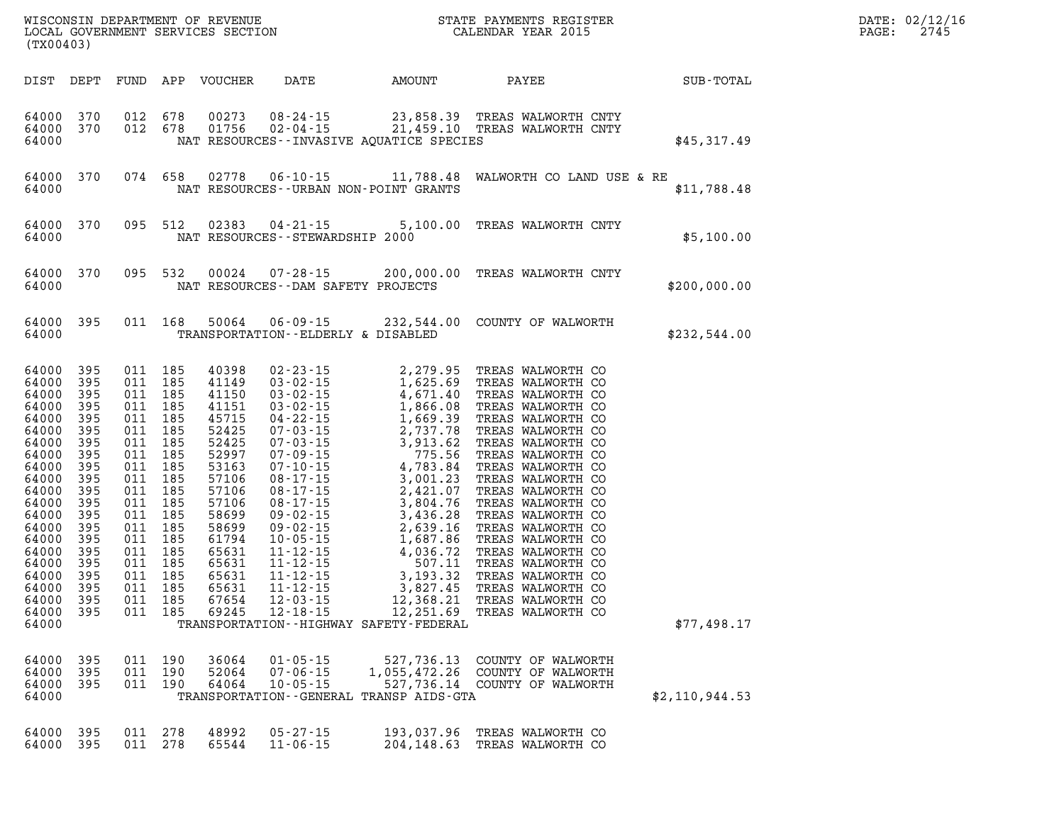WISCONSIN DEPARTMENT OF REVENUE
LOCAL GOVERNMENT SERVICES SECTION
(TX00403)

STATE PAYMENTS REGISTER
CALENDAR YEAR 2015

DATE: 02/12/16

| DIST | DEPT | FUND | APP | VOUCHER | DATE | AMOUNT | PAYEE | SUB-TOTAL |
|---|---|---|---|---|---|---|---|---|
| 64000 | 370 | 012 | 678 | 00273 | 08-24-15 | 23,858.39 | TREAS WALWORTH CNTY | |
| 64000 | 370 | 012 | 678 | 01756 | 02-04-15 | 21,459.10 | TREAS WALWORTH CNTY | |
| 64000 | | | | | NAT RESOURCES--INVASIVE AQUATICE SPECIES | | | $45,317.49 |
| 64000 | 370 | 074 | 658 | 02778 | 06-10-15 | 11,788.48 | WALWORTH CO LAND USE & RE | |
| 64000 | | | | | NAT RESOURCES--URBAN NON-POINT GRANTS | | | $11,788.48 |
| 64000 | 370 | 095 | 512 | 02383 | 04-21-15 | 5,100.00 | TREAS WALWORTH CNTY | |
| 64000 | | | | | NAT RESOURCES--STEWARDSHIP 2000 | | | $5,100.00 |
| 64000 | 370 | 095 | 532 | 00024 | 07-28-15 | 200,000.00 | TREAS WALWORTH CNTY | |
| 64000 | | | | | NAT RESOURCES--DAM SAFETY PROJECTS | | | $200,000.00 |
| 64000 | 395 | 011 | 168 | 50064 | 06-09-15 | 232,544.00 | COUNTY OF WALWORTH | |
| 64000 | | | | | TRANSPORTATION--ELDERLY & DISABLED | | | $232,544.00 |
| 64000 | 395 | 011 | 185 | 40398 | 02-23-15 | 2,279.95 | TREAS WALWORTH CO | |
| 64000 | 395 | 011 | 185 | 41149 | 03-02-15 | 1,625.69 | TREAS WALWORTH CO | |
| 64000 | 395 | 011 | 185 | 41150 | 03-02-15 | 4,671.40 | TREAS WALWORTH CO | |
| 64000 | 395 | 011 | 185 | 41151 | 03-02-15 | 1,866.08 | TREAS WALWORTH CO | |
| 64000 | 395 | 011 | 185 | 45715 | 04-22-15 | 1,669.39 | TREAS WALWORTH CO | |
| 64000 | 395 | 011 | 185 | 52425 | 07-03-15 | 2,737.78 | TREAS WALWORTH CO | |
| 64000 | 395 | 011 | 185 | 52425 | 07-03-15 | 3,913.62 | TREAS WALWORTH CO | |
| 64000 | 395 | 011 | 185 | 52997 | 07-09-15 | 775.56 | TREAS WALWORTH CO | |
| 64000 | 395 | 011 | 185 | 53163 | 07-10-15 | 4,783.84 | TREAS WALWORTH CO | |
| 64000 | 395 | 011 | 185 | 57106 | 08-17-15 | 3,001.23 | TREAS WALWORTH CO | |
| 64000 | 395 | 011 | 185 | 57106 | 08-17-15 | 2,421.07 | TREAS WALWORTH CO | |
| 64000 | 395 | 011 | 185 | 57106 | 08-17-15 | 3,804.76 | TREAS WALWORTH CO | |
| 64000 | 395 | 011 | 185 | 58699 | 09-02-15 | 3,436.28 | TREAS WALWORTH CO | |
| 64000 | 395 | 011 | 185 | 58699 | 09-02-15 | 2,639.16 | TREAS WALWORTH CO | |
| 64000 | 395 | 011 | 185 | 61794 | 10-05-15 | 1,687.86 | TREAS WALWORTH CO | |
| 64000 | 395 | 011 | 185 | 65631 | 11-12-15 | 4,036.72 | TREAS WALWORTH CO | |
| 64000 | 395 | 011 | 185 | 65631 | 11-12-15 | 507.11 | TREAS WALWORTH CO | |
| 64000 | 395 | 011 | 185 | 65631 | 11-12-15 | 3,193.32 | TREAS WALWORTH CO | |
| 64000 | 395 | 011 | 185 | 65631 | 11-12-15 | 3,827.45 | TREAS WALWORTH CO | |
| 64000 | 395 | 011 | 185 | 67654 | 12-03-15 | 12,368.21 | TREAS WALWORTH CO | |
| 64000 | 395 | 011 | 185 | 69245 | 12-18-15 | 12,251.69 | TREAS WALWORTH CO | |
| 64000 | | | | | TRANSPORTATION--HIGHWAY SAFETY-FEDERAL | | | $77,498.17 |
| 64000 | 395 | 011 | 190 | 36064 | 01-05-15 | 527,736.13 | COUNTY OF WALWORTH | |
| 64000 | 395 | 011 | 190 | 52064 | 07-06-15 | 1,055,472.26 | COUNTY OF WALWORTH | |
| 64000 | 395 | 011 | 190 | 64064 | 10-05-15 | 527,736.14 | COUNTY OF WALWORTH | |
| 64000 | | | | | TRANSPORTATION--GENERAL TRANSP AIDS-GTA | | | $2,110,944.53 |
| 64000 | 395 | 011 | 278 | 48992 | 05-27-15 | 193,037.96 | TREAS WALWORTH CO | |
| 64000 | 395 | 011 | 278 | 65544 | 11-06-15 | 204,148.63 | TREAS WALWORTH CO | |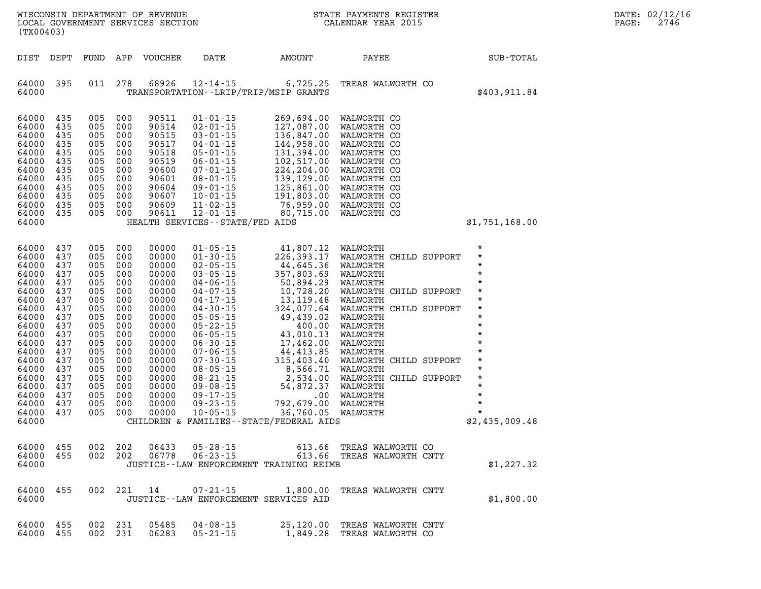| DIST | DEPT | FUND | APP | VOUCHER | DATE | AMOUNT | PAYEE | SUB-TOTAL |
|---|---|---|---|---|---|---|---|---|
| 64000 | 395 | 011 | 278 | 68926 | 12-14-15 | 6,725.25 | TREAS WALWORTH CO | |
| 64000 | | | | | TRANSPORTATION--LRIP/TRIP/MSIP GRANTS | | | $403,911.84 |
| 64000 | 435 | 005 | 000 | 90511 | 01-01-15 | 269,694.00 | WALWORTH CO | |
| 64000 | 435 | 005 | 000 | 90514 | 02-01-15 | 127,087.00 | WALWORTH CO | |
| 64000 | 435 | 005 | 000 | 90515 | 03-01-15 | 136,847.00 | WALWORTH CO | |
| 64000 | 435 | 005 | 000 | 90517 | 04-01-15 | 144,958.00 | WALWORTH CO | |
| 64000 | 435 | 005 | 000 | 90518 | 05-01-15 | 131,394.00 | WALWORTH CO | |
| 64000 | 435 | 005 | 000 | 90519 | 06-01-15 | 102,517.00 | WALWORTH CO | |
| 64000 | 435 | 005 | 000 | 90600 | 07-01-15 | 224,204.00 | WALWORTH CO | |
| 64000 | 435 | 005 | 000 | 90601 | 08-01-15 | 139,129.00 | WALWORTH CO | |
| 64000 | 435 | 005 | 000 | 90604 | 09-01-15 | 125,861.00 | WALWORTH CO | |
| 64000 | 435 | 005 | 000 | 90607 | 10-01-15 | 191,803.00 | WALWORTH CO | |
| 64000 | 435 | 005 | 000 | 90609 | 11-02-15 | 76,959.00 | WALWORTH CO | |
| 64000 | 435 | 005 | 000 | 90611 | 12-01-15 | 80,715.00 | WALWORTH CO | |
| 64000 | | | | | HEALTH SERVICES--STATE/FED AIDS | | | $1,751,168.00 |
| 64000 | 437 | 005 | 000 | 00000 | 01-05-15 | 41,807.12 | WALWORTH | * |
| 64000 | 437 | 005 | 000 | 00000 | 01-30-15 | 226,393.17 | WALWORTH CHILD SUPPORT | * |
| 64000 | 437 | 005 | 000 | 00000 | 02-05-15 | 44,645.36 | WALWORTH | * |
| 64000 | 437 | 005 | 000 | 00000 | 03-05-15 | 357,803.69 | WALWORTH | * |
| 64000 | 437 | 005 | 000 | 00000 | 04-06-15 | 50,894.29 | WALWORTH | * |
| 64000 | 437 | 005 | 000 | 00000 | 04-07-15 | 10,728.20 | WALWORTH CHILD SUPPORT | * |
| 64000 | 437 | 005 | 000 | 00000 | 04-17-15 | 13,119.48 | WALWORTH | * |
| 64000 | 437 | 005 | 000 | 00000 | 04-30-15 | 324,077.64 | WALWORTH CHILD SUPPORT | * |
| 64000 | 437 | 005 | 000 | 00000 | 05-05-15 | 49,439.02 | WALWORTH | * |
| 64000 | 437 | 005 | 000 | 00000 | 05-22-15 | 400.00 | WALWORTH | * |
| 64000 | 437 | 005 | 000 | 00000 | 06-05-15 | 43,010.13 | WALWORTH | * |
| 64000 | 437 | 005 | 000 | 00000 | 06-30-15 | 17,462.00 | WALWORTH | * |
| 64000 | 437 | 005 | 000 | 00000 | 07-06-15 | 44,413.85 | WALWORTH | * |
| 64000 | 437 | 005 | 000 | 00000 | 07-30-15 | 315,403.40 | WALWORTH CHILD SUPPORT | * |
| 64000 | 437 | 005 | 000 | 00000 | 08-05-15 | 8,566.71 | WALWORTH | * |
| 64000 | 437 | 005 | 000 | 00000 | 08-21-15 | 2,534.00 | WALWORTH CHILD SUPPORT | * |
| 64000 | 437 | 005 | 000 | 00000 | 09-08-15 | 54,872.37 | WALWORTH | * |
| 64000 | 437 | 005 | 000 | 00000 | 09-17-15 | .00 | WALWORTH | * |
| 64000 | 437 | 005 | 000 | 00000 | 09-23-15 | 792,679.00 | WALWORTH | * |
| 64000 | 437 | 005 | 000 | 00000 | 10-05-15 | 36,760.05 | WALWORTH | * |
| 64000 | | | | | CHILDREN & FAMILIES--STATE/FEDERAL AIDS | | | $2,435,009.48 |
| 64000 | 455 | 002 | 202 | 06433 | 05-28-15 | 613.66 | TREAS WALWORTH CO | |
| 64000 | 455 | 002 | 202 | 06778 | 06-23-15 | 613.66 | TREAS WALWORTH CNTY | |
| 64000 | | | | | JUSTICE--LAW ENFORCEMENT TRAINING REIMB | | | $1,227.32 |
| 64000 | 455 | 002 | 221 | 14 | 07-21-15 | 1,800.00 | TREAS WALWORTH CNTY | |
| 64000 | | | | | JUSTICE--LAW ENFORCEMENT SERVICES AID | | | $1,800.00 |
| 64000 | 455 | 002 | 231 | 05485 | 04-08-15 | 25,120.00 | TREAS WALWORTH CNTY | |
| 64000 | 455 | 002 | 231 | 06283 | 05-21-15 | 1,849.28 | TREAS WALWORTH CO | |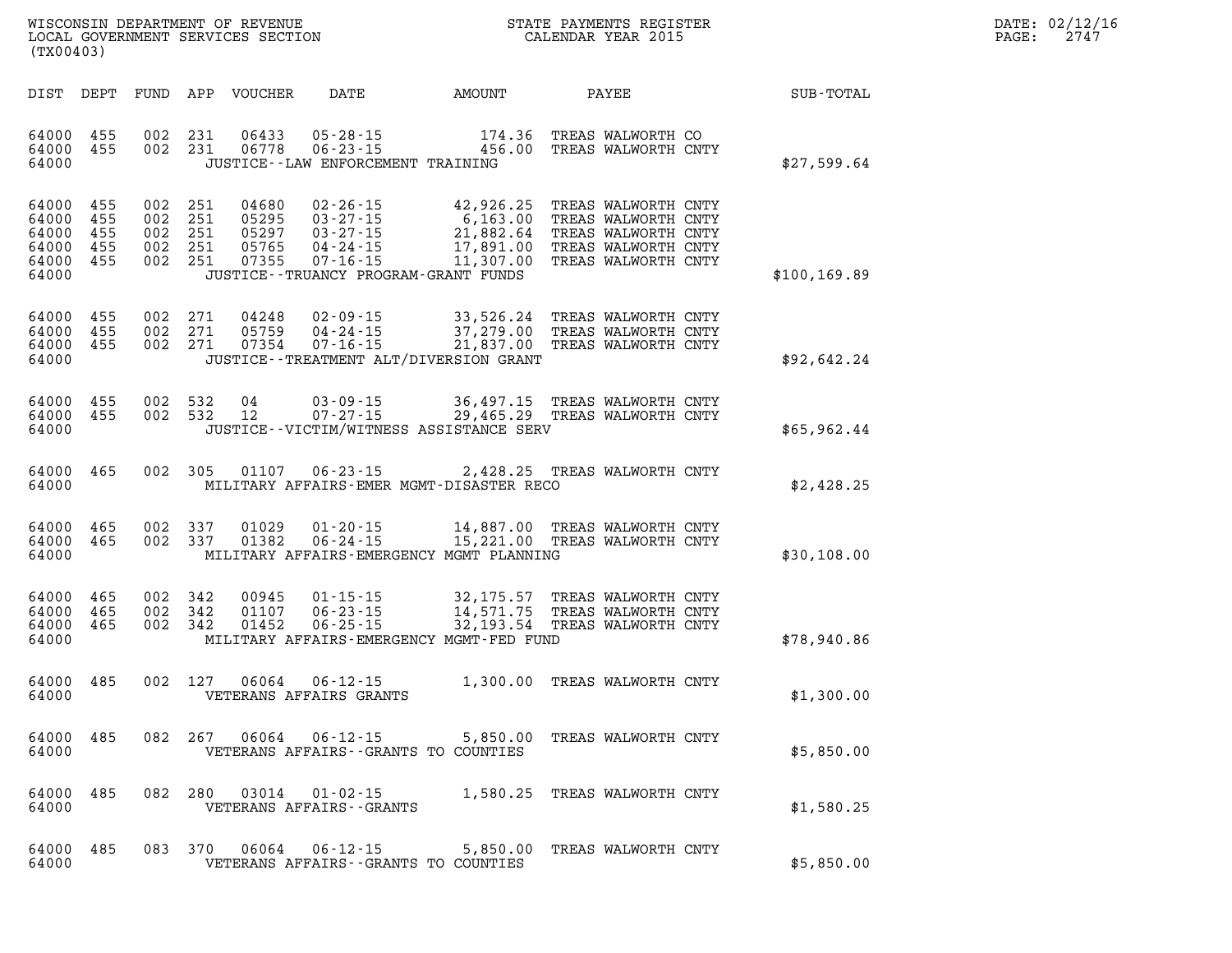WISCONSIN DEPARTMENT OF REVENUE
LOCAL GOVERNMENT SERVICES SECTION
(TX00403)

STATE PAYMENTS REGISTER
CALENDAR YEAR 2015

DATE: 02/12/16
PAGE: 2747

| DIST | DEPT | FUND | APP | VOUCHER | DATE | AMOUNT | PAYEE | SUB-TOTAL |
|---|---|---|---|---|---|---|---|---|
| 64000 | 455 | 002 | 231 | 06433 | 05-28-15 | 174.36 | TREAS WALWORTH CO | |
| 64000 | 455 | 002 | 231 | 06778 | 06-23-15 | 456.00 | TREAS WALWORTH CNTY | |
| 64000 | | | | | JUSTICE--LAW ENFORCEMENT TRAINING | | | $27,599.64 |
| 64000 | 455 | 002 | 251 | 04680 | 02-26-15 | 42,926.25 | TREAS WALWORTH CNTY | |
| 64000 | 455 | 002 | 251 | 05295 | 03-27-15 | 6,163.00 | TREAS WALWORTH CNTY | |
| 64000 | 455 | 002 | 251 | 05297 | 03-27-15 | 21,882.64 | TREAS WALWORTH CNTY | |
| 64000 | 455 | 002 | 251 | 05765 | 04-24-15 | 17,891.00 | TREAS WALWORTH CNTY | |
| 64000 | 455 | 002 | 251 | 07355 | 07-16-15 | 11,307.00 | TREAS WALWORTH CNTY | |
| 64000 | | | | | JUSTICE--TRUANCY PROGRAM-GRANT FUNDS | | | $100,169.89 |
| 64000 | 455 | 002 | 271 | 04248 | 02-09-15 | 33,526.24 | TREAS WALWORTH CNTY | |
| 64000 | 455 | 002 | 271 | 05759 | 04-24-15 | 37,279.00 | TREAS WALWORTH CNTY | |
| 64000 | 455 | 002 | 271 | 07354 | 07-16-15 | 21,837.00 | TREAS WALWORTH CNTY | |
| 64000 | | | | | JUSTICE--TREATMENT ALT/DIVERSION GRANT | | | $92,642.24 |
| 64000 | 455 | 002 | 532 | 04 | 03-09-15 | 36,497.15 | TREAS WALWORTH CNTY | |
| 64000 | 455 | 002 | 532 | 12 | 07-27-15 | 29,465.29 | TREAS WALWORTH CNTY | |
| 64000 | | | | | JUSTICE--VICTIM/WITNESS ASSISTANCE SERV | | | $65,962.44 |
| 64000 | 465 | 002 | 305 | 01107 | 06-23-15 | 2,428.25 | TREAS WALWORTH CNTY | |
| 64000 | | | | | MILITARY AFFAIRS-EMER MGMT-DISASTER RECO | | | $2,428.25 |
| 64000 | 465 | 002 | 337 | 01029 | 01-20-15 | 14,887.00 | TREAS WALWORTH CNTY | |
| 64000 | 465 | 002 | 337 | 01382 | 06-24-15 | 15,221.00 | TREAS WALWORTH CNTY | |
| 64000 | | | | | MILITARY AFFAIRS-EMERGENCY MGMT PLANNING | | | $30,108.00 |
| 64000 | 465 | 002 | 342 | 00945 | 01-15-15 | 32,175.57 | TREAS WALWORTH CNTY | |
| 64000 | 465 | 002 | 342 | 01107 | 06-23-15 | 14,571.75 | TREAS WALWORTH CNTY | |
| 64000 | 465 | 002 | 342 | 01452 | 06-25-15 | 32,193.54 | TREAS WALWORTH CNTY | |
| 64000 | | | | | MILITARY AFFAIRS-EMERGENCY MGMT-FED FUND | | | $78,940.86 |
| 64000 | 485 | 002 | 127 | 06064 | 06-12-15 | 1,300.00 | TREAS WALWORTH CNTY | |
| 64000 | | | | | VETERANS AFFAIRS GRANTS | | | $1,300.00 |
| 64000 | 485 | 082 | 267 | 06064 | 06-12-15 | 5,850.00 | TREAS WALWORTH CNTY | |
| 64000 | | | | | VETERANS AFFAIRS--GRANTS TO COUNTIES | | | $5,850.00 |
| 64000 | 485 | 082 | 280 | 03014 | 01-02-15 | 1,580.25 | TREAS WALWORTH CNTY | |
| 64000 | | | | | VETERANS AFFAIRS--GRANTS | | | $1,580.25 |
| 64000 | 485 | 083 | 370 | 06064 | 06-12-15 | 5,850.00 | TREAS WALWORTH CNTY | |
| 64000 | | | | | VETERANS AFFAIRS--GRANTS TO COUNTIES | | | $5,850.00 |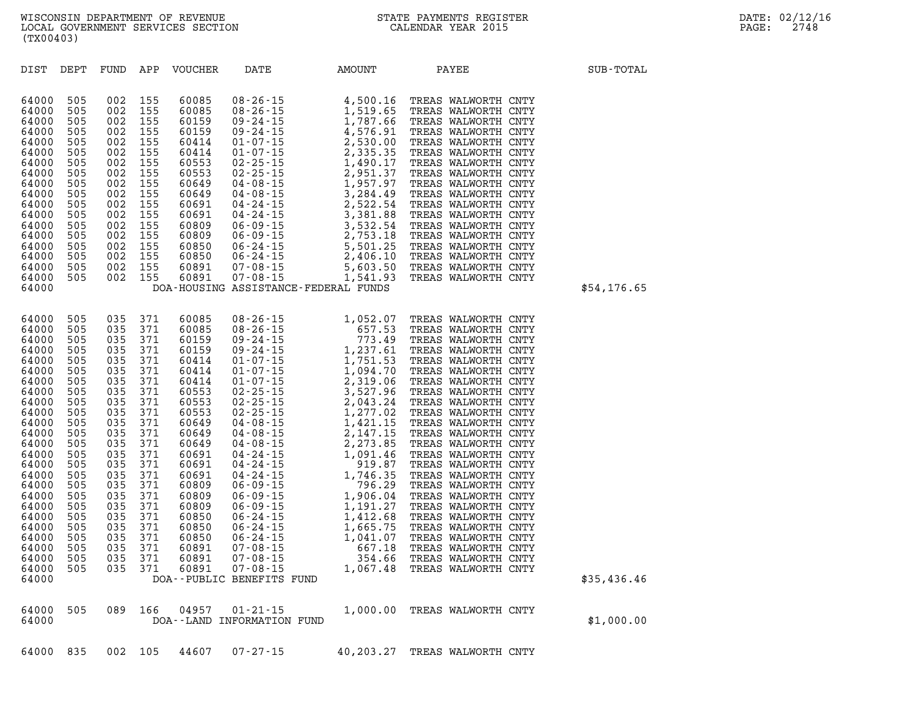WISCONSIN DEPARTMENT OF REVENUE
LOCAL GOVERNMENT SERVICES SECTION
(TX00403)

STATE PAYMENTS REGISTER
CALENDAR YEAR 2015

DATE: 02/12/16

| DIST | DEPT | FUND | APP | VOUCHER | DATE | AMOUNT | PAYEE | SUB-TOTAL |
|---|---|---|---|---|---|---|---|---|
| 64000 | 505 | 002 | 155 | 60085 | 08-26-15 | 4,500.16 | TREAS WALWORTH CNTY | |
| 64000 | 505 | 002 | 155 | 60085 | 08-26-15 | 1,519.65 | TREAS WALWORTH CNTY | |
| 64000 | 505 | 002 | 155 | 60159 | 09-24-15 | 1,787.66 | TREAS WALWORTH CNTY | |
| 64000 | 505 | 002 | 155 | 60159 | 09-24-15 | 4,576.91 | TREAS WALWORTH CNTY | |
| 64000 | 505 | 002 | 155 | 60414 | 01-07-15 | 2,530.00 | TREAS WALWORTH CNTY | |
| 64000 | 505 | 002 | 155 | 60414 | 01-07-15 | 2,335.35 | TREAS WALWORTH CNTY | |
| 64000 | 505 | 002 | 155 | 60553 | 02-25-15 | 1,490.17 | TREAS WALWORTH CNTY | |
| 64000 | 505 | 002 | 155 | 60553 | 02-25-15 | 2,951.37 | TREAS WALWORTH CNTY | |
| 64000 | 505 | 002 | 155 | 60649 | 04-08-15 | 1,957.97 | TREAS WALWORTH CNTY | |
| 64000 | 505 | 002 | 155 | 60649 | 04-08-15 | 3,284.49 | TREAS WALWORTH CNTY | |
| 64000 | 505 | 002 | 155 | 60691 | 04-24-15 | 2,522.54 | TREAS WALWORTH CNTY | |
| 64000 | 505 | 002 | 155 | 60691 | 04-24-15 | 3,381.88 | TREAS WALWORTH CNTY | |
| 64000 | 505 | 002 | 155 | 60809 | 06-09-15 | 3,532.54 | TREAS WALWORTH CNTY | |
| 64000 | 505 | 002 | 155 | 60809 | 06-09-15 | 2,753.18 | TREAS WALWORTH CNTY | |
| 64000 | 505 | 002 | 155 | 60850 | 06-24-15 | 5,501.25 | TREAS WALWORTH CNTY | |
| 64000 | 505 | 002 | 155 | 60850 | 06-24-15 | 2,406.10 | TREAS WALWORTH CNTY | |
| 64000 | 505 | 002 | 155 | 60891 | 07-08-15 | 5,603.50 | TREAS WALWORTH CNTY | |
| 64000 | 505 | 002 | 155 | 60891 | 07-08-15 | 1,541.93 | TREAS WALWORTH CNTY | |
| 64000 | | | | DOA-HOUSING ASSISTANCE-FEDERAL FUNDS | | | | $54,176.65 |
| 64000 | 505 | 035 | 371 | 60085 | 08-26-15 | 1,052.07 | TREAS WALWORTH CNTY | |
| 64000 | 505 | 035 | 371 | 60085 | 08-26-15 | 657.53 | TREAS WALWORTH CNTY | |
| 64000 | 505 | 035 | 371 | 60159 | 09-24-15 | 773.49 | TREAS WALWORTH CNTY | |
| 64000 | 505 | 035 | 371 | 60159 | 09-24-15 | 1,237.61 | TREAS WALWORTH CNTY | |
| 64000 | 505 | 035 | 371 | 60414 | 01-07-15 | 1,751.53 | TREAS WALWORTH CNTY | |
| 64000 | 505 | 035 | 371 | 60414 | 01-07-15 | 1,094.70 | TREAS WALWORTH CNTY | |
| 64000 | 505 | 035 | 371 | 60414 | 01-07-15 | 2,319.06 | TREAS WALWORTH CNTY | |
| 64000 | 505 | 035 | 371 | 60553 | 02-25-15 | 3,527.96 | TREAS WALWORTH CNTY | |
| 64000 | 505 | 035 | 371 | 60553 | 02-25-15 | 2,043.24 | TREAS WALWORTH CNTY | |
| 64000 | 505 | 035 | 371 | 60553 | 02-25-15 | 1,277.02 | TREAS WALWORTH CNTY | |
| 64000 | 505 | 035 | 371 | 60649 | 04-08-15 | 1,421.15 | TREAS WALWORTH CNTY | |
| 64000 | 505 | 035 | 371 | 60649 | 04-08-15 | 2,147.15 | TREAS WALWORTH CNTY | |
| 64000 | 505 | 035 | 371 | 60649 | 04-08-15 | 2,273.85 | TREAS WALWORTH CNTY | |
| 64000 | 505 | 035 | 371 | 60691 | 04-24-15 | 1,091.46 | TREAS WALWORTH CNTY | |
| 64000 | 505 | 035 | 371 | 60691 | 04-24-15 | 919.87 | TREAS WALWORTH CNTY | |
| 64000 | 505 | 035 | 371 | 60691 | 04-24-15 | 1,746.35 | TREAS WALWORTH CNTY | |
| 64000 | 505 | 035 | 371 | 60809 | 06-09-15 | 796.29 | TREAS WALWORTH CNTY | |
| 64000 | 505 | 035 | 371 | 60809 | 06-09-15 | 1,906.04 | TREAS WALWORTH CNTY | |
| 64000 | 505 | 035 | 371 | 60809 | 06-09-15 | 1,191.27 | TREAS WALWORTH CNTY | |
| 64000 | 505 | 035 | 371 | 60850 | 06-24-15 | 1,412.68 | TREAS WALWORTH CNTY | |
| 64000 | 505 | 035 | 371 | 60850 | 06-24-15 | 1,665.75 | TREAS WALWORTH CNTY | |
| 64000 | 505 | 035 | 371 | 60850 | 06-24-15 | 1,041.07 | TREAS WALWORTH CNTY | |
| 64000 | 505 | 035 | 371 | 60891 | 07-08-15 | 667.18 | TREAS WALWORTH CNTY | |
| 64000 | 505 | 035 | 371 | 60891 | 07-08-15 | 354.66 | TREAS WALWORTH CNTY | |
| 64000 | 505 | 035 | 371 | 60891 | 07-08-15 | 1,067.48 | TREAS WALWORTH CNTY | |
| 64000 | | | | DOA--PUBLIC BENEFITS FUND | | | | $35,436.46 |
| 64000 | 505 | 089 | 166 | 04957 | 01-21-15 | 1,000.00 | TREAS WALWORTH CNTY | |
| 64000 | | | | DOA--LAND INFORMATION FUND | | | | $1,000.00 |
| 64000 | 835 | 002 | 105 | 44607 | 07-27-15 | 40,203.27 | TREAS WALWORTH CNTY | |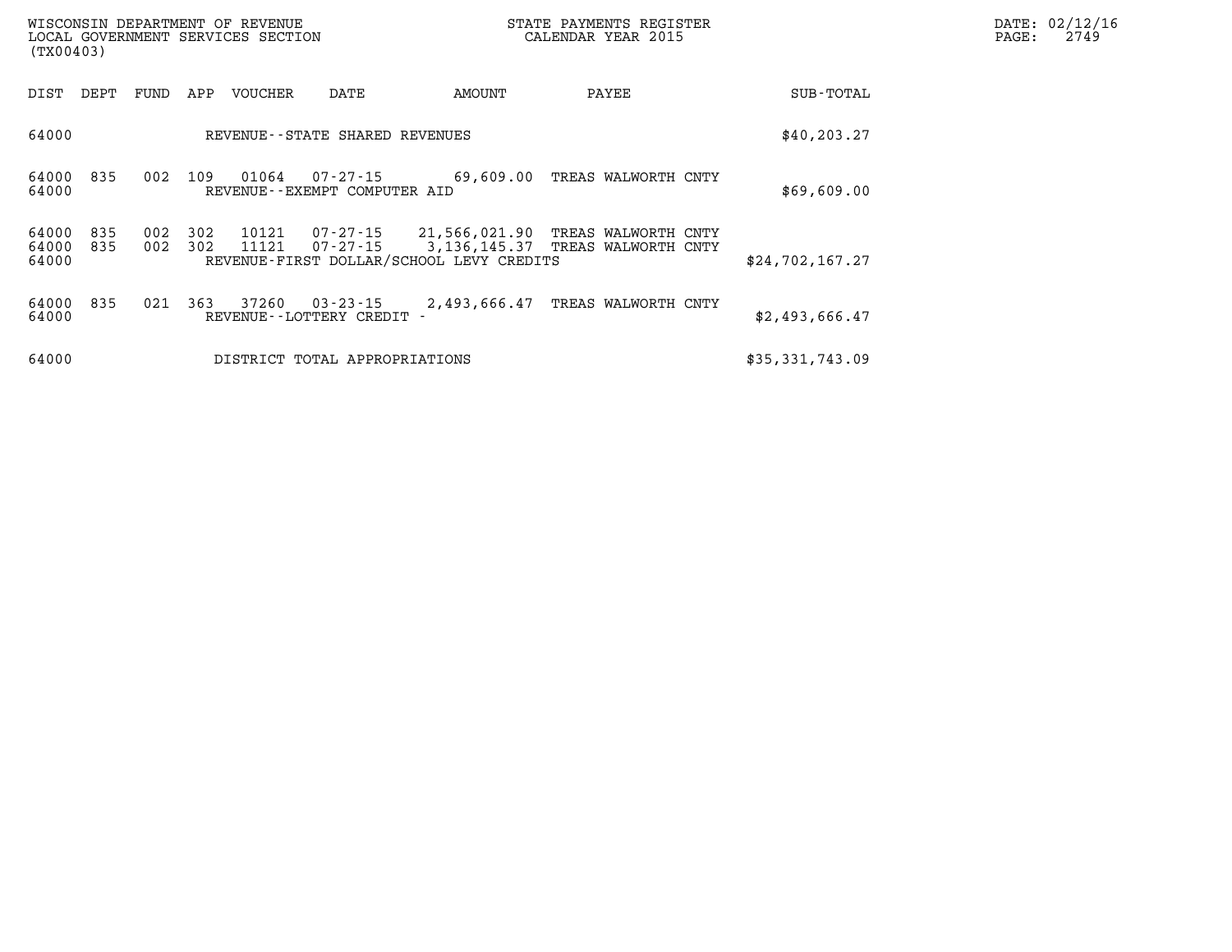WISCONSIN DEPARTMENT OF REVENUE
LOCAL GOVERNMENT SERVICES SECTION
(TX00403)

STATE PAYMENTS REGISTER
CALENDAR YEAR 2015

DATE: 02/12/16

| DIST | DEPT | FUND | APP | VOUCHER | DATE | AMOUNT | PAYEE | SUB-TOTAL |
|---|---|---|---|---|---|---|---|---|
| 64000 | | | | REVENUE--STATE SHARED REVENUES | | | | $40,203.27 |
| 64000 | 835 | 002 | 109 | 01064 | 07-27-15 | 69,609.00 | TREAS WALWORTH CNTY | |
| 64000 | | | | REVENUE--EXEMPT COMPUTER AID | | | | $69,609.00 |
| 64000 | 835 | 002 | 302 | 10121 | 07-27-15 | 21,566,021.90 | TREAS WALWORTH CNTY | |
| 64000 | 835 | 002 | 302 | 11121 | 07-27-15 | 3,136,145.37 | TREAS WALWORTH CNTY | |
| 64000 | | | | REVENUE-FIRST DOLLAR/SCHOOL LEVY CREDITS | | | | $24,702,167.27 |
| 64000 | 835 | 021 | 363 | 37260 | 03-23-15 | 2,493,666.47 | TREAS WALWORTH CNTY | |
| 64000 | | | | REVENUE--LOTTERY CREDIT - | | | | $2,493,666.47 |
| 64000 | | | | DISTRICT TOTAL APPROPRIATIONS | | | | $35,331,743.09 |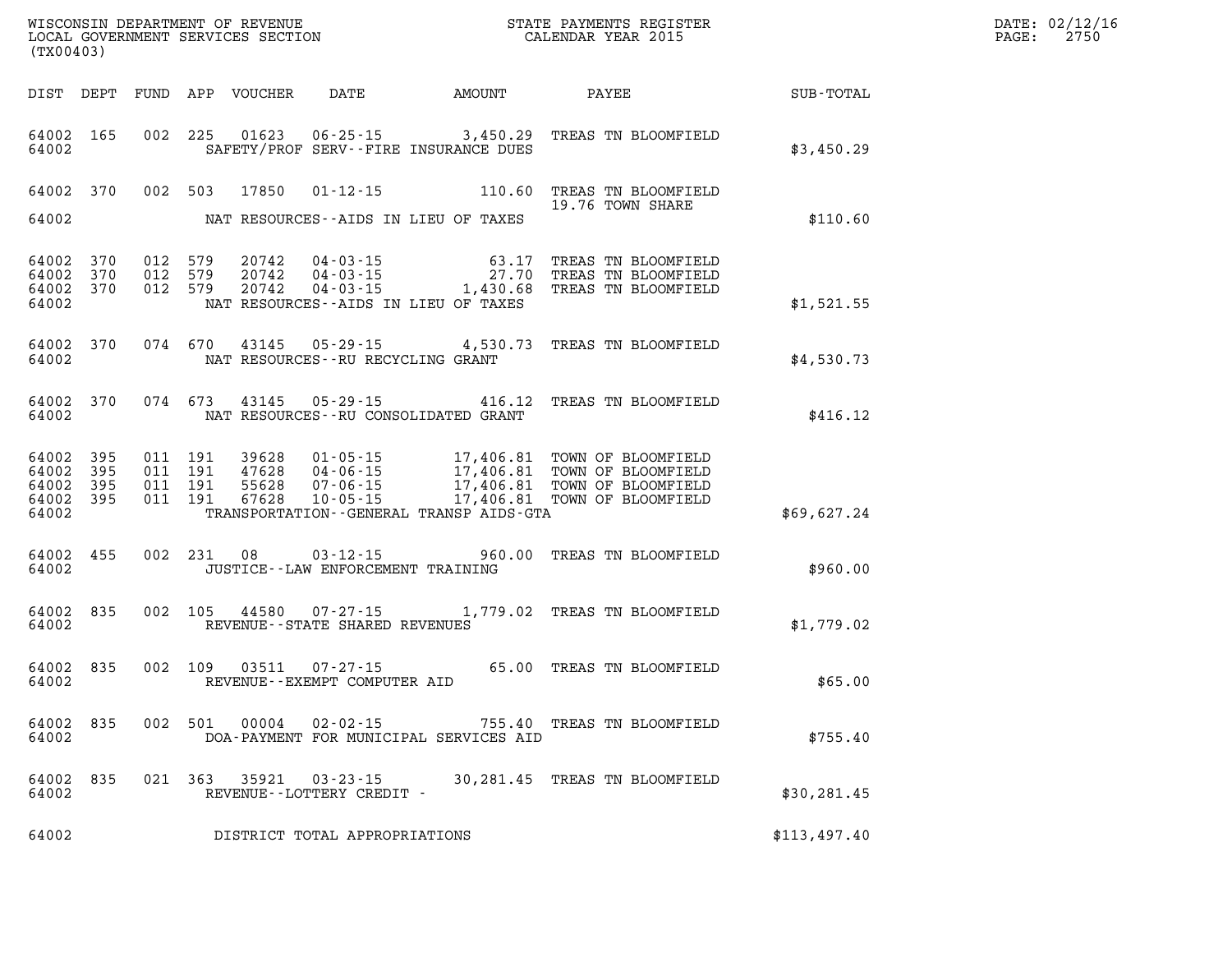WISCONSIN DEPARTMENT OF REVENUE
LOCAL GOVERNMENT SERVICES SECTION
(TX00403)

STATE PAYMENTS REGISTER
CALENDAR YEAR 2015

DATE: 02/12/16
PAGE: 2750

| DIST | DEPT | FUND | APP | VOUCHER | DATE | AMOUNT | PAYEE | SUB-TOTAL |
|---|---|---|---|---|---|---|---|---|
| 64002 | 165 | 002 | 225 | 01623 | 06-25-15 | 3,450.29 | TREAS TN BLOOMFIELD | |
| 64002 | | | | | SAFETY/PROF SERV--FIRE INSURANCE DUES | | | $3,450.29 |
| 64002 | 370 | 002 | 503 | 17850 | 01-12-15 | 110.60 | TREAS TN BLOOMFIELD 19.76 TOWN SHARE | |
| 64002 | | | | | NAT RESOURCES--AIDS IN LIEU OF TAXES | | | $110.60 |
| 64002 | 370 | 012 | 579 | 20742 | 04-03-15 | 63.17 | TREAS TN BLOOMFIELD | |
| 64002 | 370 | 012 | 579 | 20742 | 04-03-15 | 27.70 | TREAS TN BLOOMFIELD | |
| 64002 | 370 | 012 | 579 | 20742 | 04-03-15 | 1,430.68 | TREAS TN BLOOMFIELD | |
| 64002 | | | | | NAT RESOURCES--AIDS IN LIEU OF TAXES | | | $1,521.55 |
| 64002 | 370 | 074 | 670 | 43145 | 05-29-15 | 4,530.73 | TREAS TN BLOOMFIELD | |
| 64002 | | | | | NAT RESOURCES--RU RECYCLING GRANT | | | $4,530.73 |
| 64002 | 370 | 074 | 673 | 43145 | 05-29-15 | 416.12 | TREAS TN BLOOMFIELD | |
| 64002 | | | | | NAT RESOURCES--RU CONSOLIDATED GRANT | | | $416.12 |
| 64002 | 395 | 011 | 191 | 39628 | 01-05-15 | 17,406.81 | TOWN OF BLOOMFIELD | |
| 64002 | 395 | 011 | 191 | 47628 | 04-06-15 | 17,406.81 | TOWN OF BLOOMFIELD | |
| 64002 | 395 | 011 | 191 | 55628 | 07-06-15 | 17,406.81 | TOWN OF BLOOMFIELD | |
| 64002 | 395 | 011 | 191 | 67628 | 10-05-15 | 17,406.81 | TOWN OF BLOOMFIELD | |
| 64002 | | | | | TRANSPORTATION--GENERAL TRANSP AIDS-GTA | | | $69,627.24 |
| 64002 | 455 | 002 | 231 | 08 | 03-12-15 | 960.00 | TREAS TN BLOOMFIELD | |
| 64002 | | | | | JUSTICE--LAW ENFORCEMENT TRAINING | | | $960.00 |
| 64002 | 835 | 002 | 105 | 44580 | 07-27-15 | 1,779.02 | TREAS TN BLOOMFIELD | |
| 64002 | | | | | REVENUE--STATE SHARED REVENUES | | | $1,779.02 |
| 64002 | 835 | 002 | 109 | 03511 | 07-27-15 | 65.00 | TREAS TN BLOOMFIELD | |
| 64002 | | | | | REVENUE--EXEMPT COMPUTER AID | | | $65.00 |
| 64002 | 835 | 002 | 501 | 00004 | 02-02-15 | 755.40 | TREAS TN BLOOMFIELD | |
| 64002 | | | | | DOA-PAYMENT FOR MUNICIPAL SERVICES AID | | | $755.40 |
| 64002 | 835 | 021 | 363 | 35921 | 03-23-15 | 30,281.45 | TREAS TN BLOOMFIELD | |
| 64002 | | | | | REVENUE--LOTTERY CREDIT - | | | $30,281.45 |
| 64002 | | | | | DISTRICT TOTAL APPROPRIATIONS | | | $113,497.40 |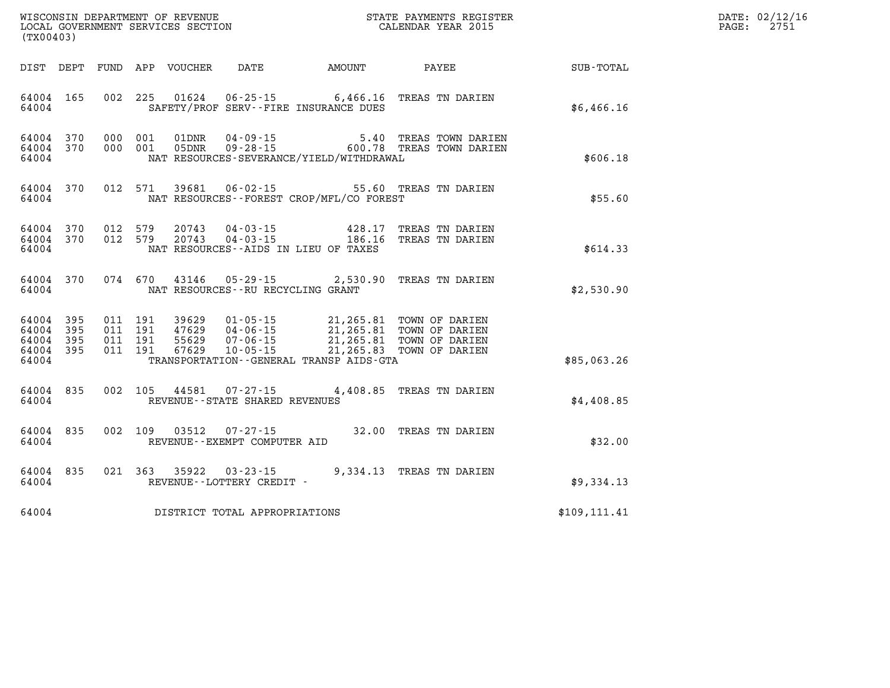WISCONSIN DEPARTMENT OF REVENUE
LOCAL GOVERNMENT SERVICES SECTION
(TX00403)

STATE PAYMENTS REGISTER
CALENDAR YEAR 2015

DATE: 02/12/16
PAGE: 2751

| DIST | DEPT | FUND | APP | VOUCHER | DATE | AMOUNT | PAYEE | SUB-TOTAL |
|---|---|---|---|---|---|---|---|---|
| 64004 | 165 | 002 | 225 | 01624 | 06-25-15 | 6,466.16 | TREAS TN DARIEN | |
| 64004 | | | | SAFETY/PROF SERV--FIRE INSURANCE DUES | | | | $6,466.16 |
| 64004 | 370 | 000 | 001 | 01DNR | 04-09-15 | 5.40 | TREAS TOWN DARIEN | |
| 64004 | 370 | 000 | 001 | 05DNR | 09-28-15 | 600.78 | TREAS TOWN DARIEN | |
| 64004 | | | | NAT RESOURCES-SEVERANCE/YIELD/WITHDRAWAL | | | | $606.18 |
| 64004 | 370 | 012 | 571 | 39681 | 06-02-15 | 55.60 | TREAS TN DARIEN | |
| 64004 | | | | NAT RESOURCES--FOREST CROP/MFL/CO FOREST | | | | $55.60 |
| 64004 | 370 | 012 | 579 | 20743 | 04-03-15 | 428.17 | TREAS TN DARIEN | |
| 64004 | 370 | 012 | 579 | 20743 | 04-03-15 | 186.16 | TREAS TN DARIEN | |
| 64004 | | | | NAT RESOURCES--AIDS IN LIEU OF TAXES | | | | $614.33 |
| 64004 | 370 | 074 | 670 | 43146 | 05-29-15 | 2,530.90 | TREAS TN DARIEN | |
| 64004 | | | | NAT RESOURCES--RU RECYCLING GRANT | | | | $2,530.90 |
| 64004 | 395 | 011 | 191 | 39629 | 01-05-15 | 21,265.81 | TOWN OF DARIEN | |
| 64004 | 395 | 011 | 191 | 47629 | 04-06-15 | 21,265.81 | TOWN OF DARIEN | |
| 64004 | 395 | 011 | 191 | 55629 | 07-06-15 | 21,265.81 | TOWN OF DARIEN | |
| 64004 | 395 | 011 | 191 | 67629 | 10-05-15 | 21,265.83 | TOWN OF DARIEN | |
| 64004 | | | | TRANSPORTATION--GENERAL TRANSP AIDS-GTA | | | | $85,063.26 |
| 64004 | 835 | 002 | 105 | 44581 | 07-27-15 | 4,408.85 | TREAS TN DARIEN | |
| 64004 | | | | REVENUE--STATE SHARED REVENUES | | | | $4,408.85 |
| 64004 | 835 | 002 | 109 | 03512 | 07-27-15 | 32.00 | TREAS TN DARIEN | |
| 64004 | | | | REVENUE--EXEMPT COMPUTER AID | | | | $32.00 |
| 64004 | 835 | 021 | 363 | 35922 | 03-23-15 | 9,334.13 | TREAS TN DARIEN | |
| 64004 | | | | REVENUE--LOTTERY CREDIT - | | | | $9,334.13 |
| 64004 | | | | DISTRICT TOTAL APPROPRIATIONS | | | | $109,111.41 |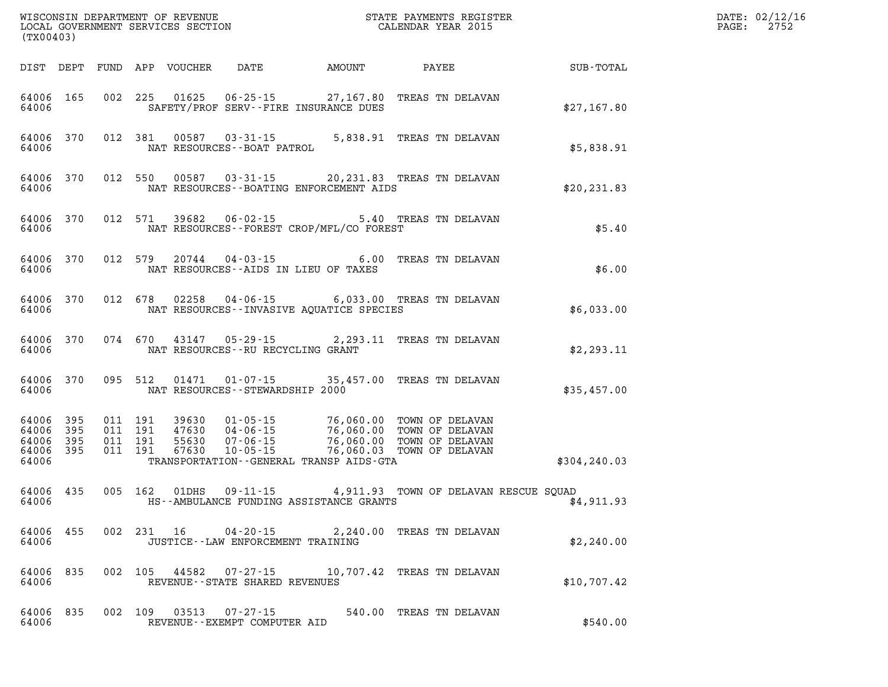WISCONSIN DEPARTMENT OF REVENUE
LOCAL GOVERNMENT SERVICES SECTION
(TX00403)

STATE PAYMENTS REGISTER
CALENDAR YEAR 2015

DATE: 02/12/16

| DIST | DEPT | FUND | APP | VOUCHER | DATE | AMOUNT | PAYEE | SUB-TOTAL |
|---|---|---|---|---|---|---|---|---|
| 64006 | 165 | 002 | 225 | 01625 | 06-25-15 | 27,167.80 | TREAS TN DELAVAN | |
| 64006 | | | | | SAFETY/PROF SERV--FIRE INSURANCE DUES | | | $27,167.80 |
| 64006 | 370 | 012 | 381 | 00587 | 03-31-15 | 5,838.91 | TREAS TN DELAVAN | |
| 64006 | | | | | NAT RESOURCES--BOAT PATROL | | | $5,838.91 |
| 64006 | 370 | 012 | 550 | 00587 | 03-31-15 | 20,231.83 | TREAS TN DELAVAN | |
| 64006 | | | | | NAT RESOURCES--BOATING ENFORCEMENT AIDS | | | $20,231.83 |
| 64006 | 370 | 012 | 571 | 39682 | 06-02-15 | 5.40 | TREAS TN DELAVAN | |
| 64006 | | | | | NAT RESOURCES--FOREST CROP/MFL/CO FOREST | | | $5.40 |
| 64006 | 370 | 012 | 579 | 20744 | 04-03-15 | 6.00 | TREAS TN DELAVAN | |
| 64006 | | | | | NAT RESOURCES--AIDS IN LIEU OF TAXES | | | $6.00 |
| 64006 | 370 | 012 | 678 | 02258 | 04-06-15 | 6,033.00 | TREAS TN DELAVAN | |
| 64006 | | | | | NAT RESOURCES--INVASIVE AQUATICE SPECIES | | | $6,033.00 |
| 64006 | 370 | 074 | 670 | 43147 | 05-29-15 | 2,293.11 | TREAS TN DELAVAN | |
| 64006 | | | | | NAT RESOURCES--RU RECYCLING GRANT | | | $2,293.11 |
| 64006 | 370 | 095 | 512 | 01471 | 01-07-15 | 35,457.00 | TREAS TN DELAVAN | |
| 64006 | | | | | NAT RESOURCES--STEWARDSHIP 2000 | | | $35,457.00 |
| 64006 | 395 | 011 | 191 | 39630 | 01-05-15 | 76,060.00 | TOWN OF DELAVAN | |
| 64006 | 395 | 011 | 191 | 47630 | 04-06-15 | 76,060.00 | TOWN OF DELAVAN | |
| 64006 | 395 | 011 | 191 | 55630 | 07-06-15 | 76,060.00 | TOWN OF DELAVAN | |
| 64006 | 395 | 011 | 191 | 67630 | 10-05-15 | 76,060.03 | TOWN OF DELAVAN | |
| 64006 | | | | | TRANSPORTATION--GENERAL TRANSP AIDS-GTA | | | $304,240.03 |
| 64006 | 435 | 005 | 162 | 01DHS | 09-11-15 | 4,911.93 | TOWN OF DELAVAN RESCUE SQUAD | |
| 64006 | | | | | HS--AMBULANCE FUNDING ASSISTANCE GRANTS | | | $4,911.93 |
| 64006 | 455 | 002 | 231 | 16 | 04-20-15 | 2,240.00 | TREAS TN DELAVAN | |
| 64006 | | | | | JUSTICE--LAW ENFORCEMENT TRAINING | | | $2,240.00 |
| 64006 | 835 | 002 | 105 | 44582 | 07-27-15 | 10,707.42 | TREAS TN DELAVAN | |
| 64006 | | | | | REVENUE--STATE SHARED REVENUES | | | $10,707.42 |
| 64006 | 835 | 002 | 109 | 03513 | 07-27-15 | 540.00 | TREAS TN DELAVAN | |
| 64006 | | | | | REVENUE--EXEMPT COMPUTER AID | | | $540.00 |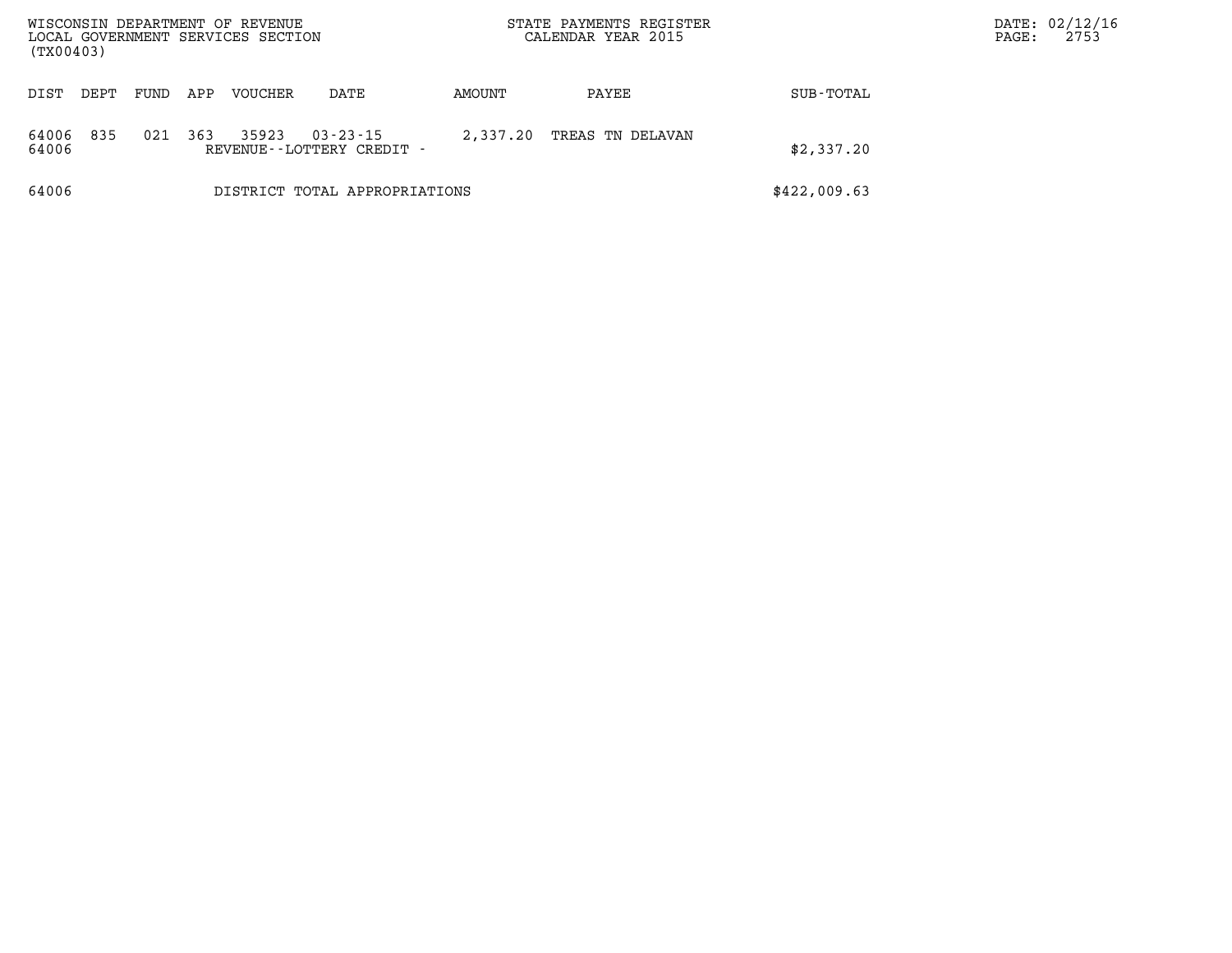WISCONSIN DEPARTMENT OF REVENUE
LOCAL GOVERNMENT SERVICES SECTION
(TX00403)

STATE PAYMENTS REGISTER
CALENDAR YEAR 2015

| DIST | DEPT | FUND | APP | VOUCHER | DATE | AMOUNT | PAYEE | SUB-TOTAL |
|---|---|---|---|---|---|---|---|---|
| 64006 | 835 | 021 | 363 | 35923 | 03-23-15 | 2,337.20 | TREAS TN DELAVAN | |
| 64006 | | | | REVENUE--LOTTERY CREDIT - | | | | $2,337.20 |
| 64006 | | | | DISTRICT TOTAL APPROPRIATIONS | | | | $422,009.63 |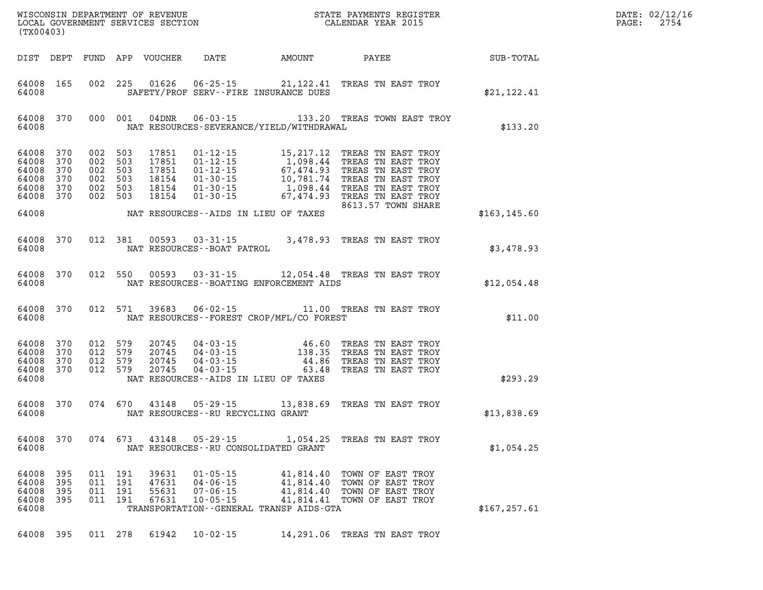WISCONSIN DEPARTMENT OF REVENUE
LOCAL GOVERNMENT SERVICES SECTION
(TX00403)

STATE PAYMENTS REGISTER
CALENDAR YEAR 2015

DATE: 02/12/16
PAGE: 2754

| DIST | DEPT | FUND | APP | VOUCHER | DATE | AMOUNT | PAYEE | SUB-TOTAL |
|---|---|---|---|---|---|---|---|---|
| 64008 | 165 | 002 | 225 | 01626 | 06-25-15 | 21,122.41 | TREAS TN EAST TROY | |
| 64008 | | | | | SAFETY/PROF SERV--FIRE INSURANCE DUES | | | $21,122.41 |
| 64008 | 370 | 000 | 001 | 04DNR | 06-03-15 | 133.20 | TREAS TOWN EAST TROY | |
| 64008 | | | | | NAT RESOURCES-SEVERANCE/YIELD/WITHDRAWAL | | | $133.20 |
| 64008 | 370 | 002 | 503 | 17851 | 01-12-15 | 15,217.12 | TREAS TN EAST TROY | |
| 64008 | 370 | 002 | 503 | 17851 | 01-12-15 | 1,098.44 | TREAS TN EAST TROY | |
| 64008 | 370 | 002 | 503 | 17851 | 01-12-15 | 67,474.93 | TREAS TN EAST TROY | |
| 64008 | 370 | 002 | 503 | 18154 | 01-30-15 | 10,781.74 | TREAS TN EAST TROY | |
| 64008 | 370 | 002 | 503 | 18154 | 01-30-15 | 1,098.44 | TREAS TN EAST TROY | |
| 64008 | 370 | 002 | 503 | 18154 | 01-30-15 | 67,474.93 | TREAS TN EAST TROY 8613.57 TOWN SHARE | |
| 64008 | | | | | NAT RESOURCES--AIDS IN LIEU OF TAXES | | | $163,145.60 |
| 64008 | 370 | 012 | 381 | 00593 | 03-31-15 | 3,478.93 | TREAS TN EAST TROY | |
| 64008 | | | | | NAT RESOURCES--BOAT PATROL | | | $3,478.93 |
| 64008 | 370 | 012 | 550 | 00593 | 03-31-15 | 12,054.48 | TREAS TN EAST TROY | |
| 64008 | | | | | NAT RESOURCES--BOATING ENFORCEMENT AIDS | | | $12,054.48 |
| 64008 | 370 | 012 | 571 | 39683 | 06-02-15 | 11.00 | TREAS TN EAST TROY | |
| 64008 | | | | | NAT RESOURCES--FOREST CROP/MFL/CO FOREST | | | $11.00 |
| 64008 | 370 | 012 | 579 | 20745 | 04-03-15 | 46.60 | TREAS TN EAST TROY | |
| 64008 | 370 | 012 | 579 | 20745 | 04-03-15 | 138.35 | TREAS TN EAST TROY | |
| 64008 | 370 | 012 | 579 | 20745 | 04-03-15 | 44.86 | TREAS TN EAST TROY | |
| 64008 | 370 | 012 | 579 | 20745 | 04-03-15 | 63.48 | TREAS TN EAST TROY | |
| 64008 | | | | | NAT RESOURCES--AIDS IN LIEU OF TAXES | | | $293.29 |
| 64008 | 370 | 074 | 670 | 43148 | 05-29-15 | 13,838.69 | TREAS TN EAST TROY | |
| 64008 | | | | | NAT RESOURCES--RU RECYCLING GRANT | | | $13,838.69 |
| 64008 | 370 | 074 | 673 | 43148 | 05-29-15 | 1,054.25 | TREAS TN EAST TROY | |
| 64008 | | | | | NAT RESOURCES--RU CONSOLIDATED GRANT | | | $1,054.25 |
| 64008 | 395 | 011 | 191 | 39631 | 01-05-15 | 41,814.40 | TOWN OF EAST TROY | |
| 64008 | 395 | 011 | 191 | 47631 | 04-06-15 | 41,814.40 | TOWN OF EAST TROY | |
| 64008 | 395 | 011 | 191 | 55631 | 07-06-15 | 41,814.40 | TOWN OF EAST TROY | |
| 64008 | 395 | 011 | 191 | 67631 | 10-05-15 | 41,814.41 | TOWN OF EAST TROY | |
| 64008 | | | | | TRANSPORTATION--GENERAL TRANSP AIDS-GTA | | | $167,257.61 |
| 64008 | 395 | 011 | 278 | 61942 | 10-02-15 | 14,291.06 | TREAS TN EAST TROY | |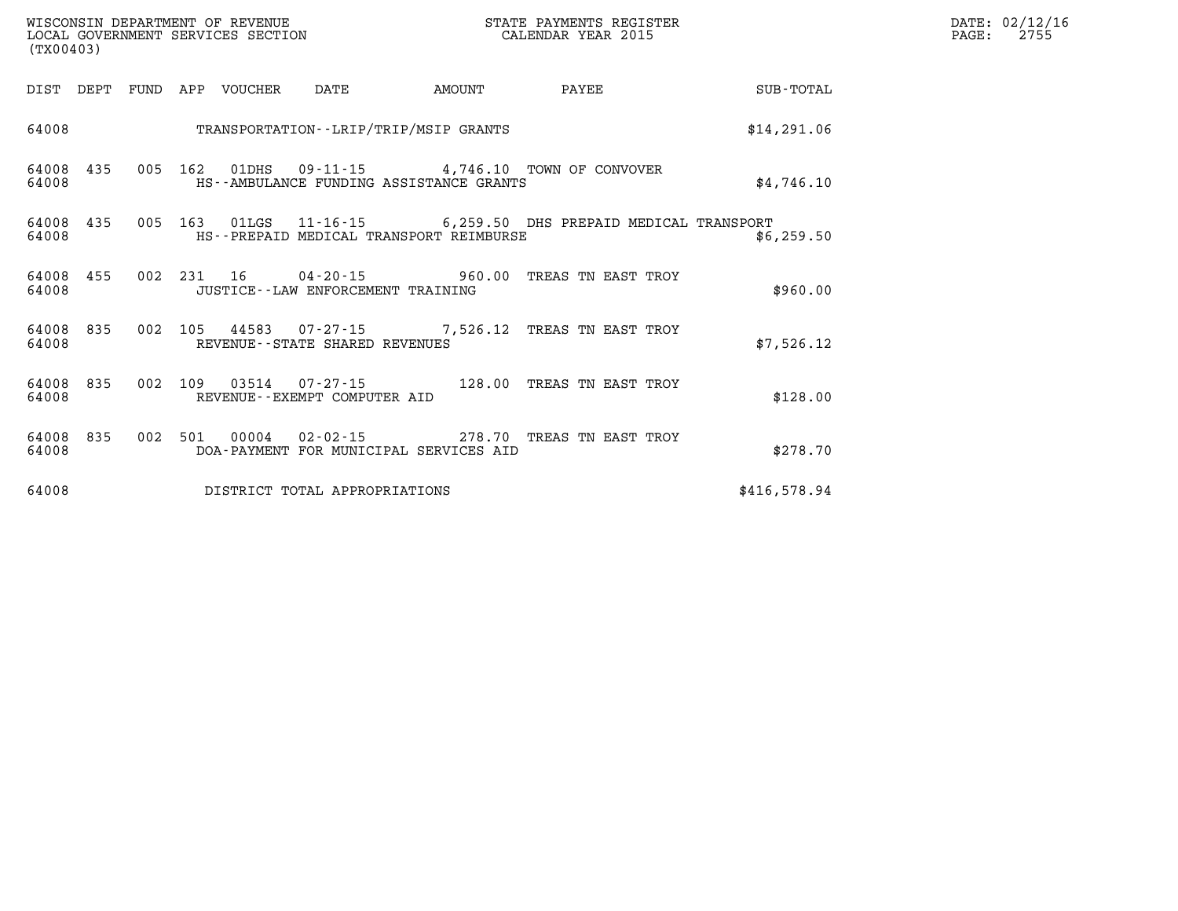| DIST | DEPT | FUND | APP | VOUCHER | DATE | AMOUNT | PAYEE | SUB-TOTAL |
|---|---|---|---|---|---|---|---|---|
| 64008 | | | | TRANSPORTATION--LRIP/TRIP/MSIP GRANTS | | | | $14,291.06 |
| 64008 | 435 | 005 | 162 | 01DHS | 09-11-15 | 4,746.10 | TOWN OF CONVOVER | |
| 64008 | | | | HS--AMBULANCE FUNDING ASSISTANCE GRANTS | | | | $4,746.10 |
| 64008 | 435 | 005 | 163 | 01LGS | 11-16-15 | 6,259.50 | DHS PREPAID MEDICAL TRANSPORT | |
| 64008 | | | | HS--PREPAID MEDICAL TRANSPORT REIMBURSE | | | | $6,259.50 |
| 64008 | 455 | 002 | 231 | 16 | 04-20-15 | 960.00 | TREAS TN EAST TROY | |
| 64008 | | | | JUSTICE--LAW ENFORCEMENT TRAINING | | | | $960.00 |
| 64008 | 835 | 002 | 105 | 44583 | 07-27-15 | 7,526.12 | TREAS TN EAST TROY | |
| 64008 | | | | REVENUE--STATE SHARED REVENUES | | | | $7,526.12 |
| 64008 | 835 | 002 | 109 | 03514 | 07-27-15 | 128.00 | TREAS TN EAST TROY | |
| 64008 | | | | REVENUE--EXEMPT COMPUTER AID | | | | $128.00 |
| 64008 | 835 | 002 | 501 | 00004 | 02-02-15 | 278.70 | TREAS TN EAST TROY | |
| 64008 | | | | DOA-PAYMENT FOR MUNICIPAL SERVICES AID | | | | $278.70 |
| 64008 | | | | DISTRICT TOTAL APPROPRIATIONS | | | | $416,578.94 |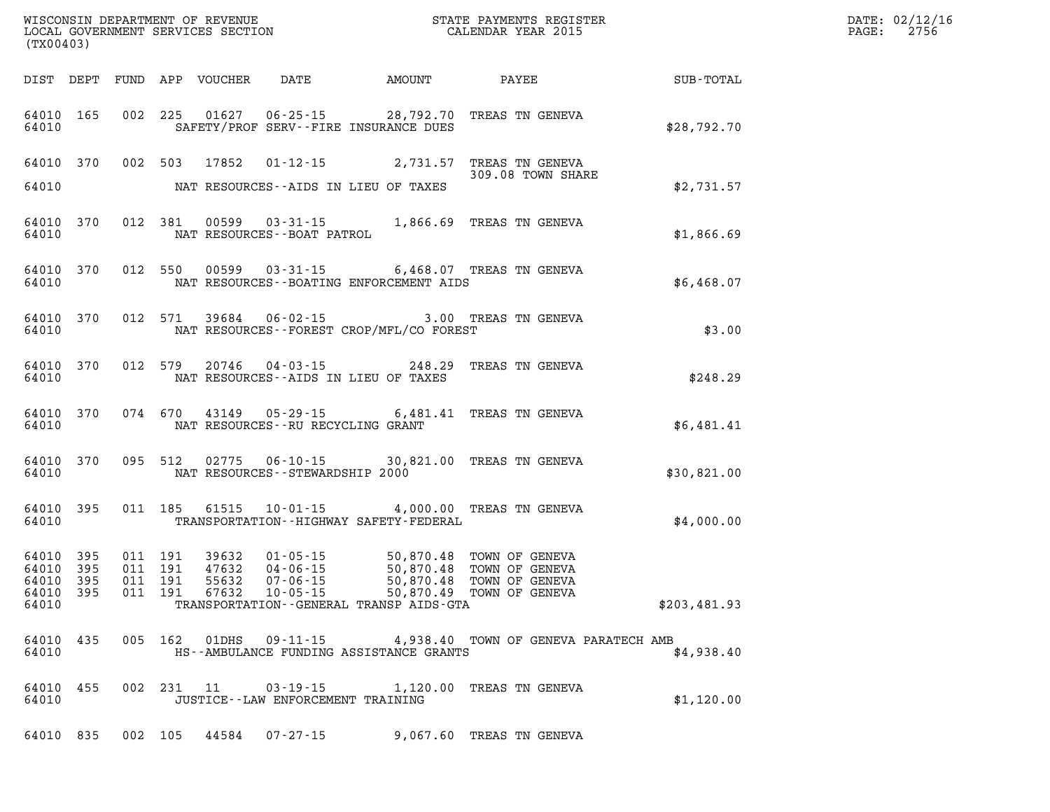WISCONSIN DEPARTMENT OF REVENUE
LOCAL GOVERNMENT SERVICES SECTION
(TX00403)

STATE PAYMENTS REGISTER
CALENDAR YEAR 2015

| DIST | DEPT | FUND | APP | VOUCHER | DATE | AMOUNT | PAYEE | SUB-TOTAL |
|---|---|---|---|---|---|---|---|---|
| 64010 | 165 | 002 | 225 | 01627 | 06-25-15 | 28,792.70 | TREAS TN GENEVA | |
| 64010 | | | | | SAFETY/PROF SERV--FIRE INSURANCE DUES | | | $28,792.70 |
| 64010 | 370 | 002 | 503 | 17852 | 01-12-15 | 2,731.57 | TREAS TN GENEVA 309.08 TOWN SHARE | |
| 64010 | | | | | NAT RESOURCES--AIDS IN LIEU OF TAXES | | | $2,731.57 |
| 64010 | 370 | 012 | 381 | 00599 | 03-31-15 | 1,866.69 | TREAS TN GENEVA | |
| 64010 | | | | | NAT RESOURCES--BOAT PATROL | | | $1,866.69 |
| 64010 | 370 | 012 | 550 | 00599 | 03-31-15 | 6,468.07 | TREAS TN GENEVA | |
| 64010 | | | | | NAT RESOURCES--BOATING ENFORCEMENT AIDS | | | $6,468.07 |
| 64010 | 370 | 012 | 571 | 39684 | 06-02-15 | 3.00 | TREAS TN GENEVA | |
| 64010 | | | | | NAT RESOURCES--FOREST CROP/MFL/CO FOREST | | | $3.00 |
| 64010 | 370 | 012 | 579 | 20746 | 04-03-15 | 248.29 | TREAS TN GENEVA | |
| 64010 | | | | | NAT RESOURCES--AIDS IN LIEU OF TAXES | | | $248.29 |
| 64010 | 370 | 074 | 670 | 43149 | 05-29-15 | 6,481.41 | TREAS TN GENEVA | |
| 64010 | | | | | NAT RESOURCES--RU RECYCLING GRANT | | | $6,481.41 |
| 64010 | 370 | 095 | 512 | 02775 | 06-10-15 | 30,821.00 | TREAS TN GENEVA | |
| 64010 | | | | | NAT RESOURCES--STEWARDSHIP 2000 | | | $30,821.00 |
| 64010 | 395 | 011 | 185 | 61515 | 10-01-15 | 4,000.00 | TREAS TN GENEVA | |
| 64010 | | | | | TRANSPORTATION--HIGHWAY SAFETY-FEDERAL | | | $4,000.00 |
| 64010 | 395 | 011 | 191 | 39632 | 01-05-15 | 50,870.48 | TOWN OF GENEVA | |
| 64010 | 395 | 011 | 191 | 47632 | 04-06-15 | 50,870.48 | TOWN OF GENEVA | |
| 64010 | 395 | 011 | 191 | 55632 | 07-06-15 | 50,870.48 | TOWN OF GENEVA | |
| 64010 | 395 | 011 | 191 | 67632 | 10-05-15 | 50,870.49 | TOWN OF GENEVA | |
| 64010 | | | | | TRANSPORTATION--GENERAL TRANSP AIDS-GTA | | | $203,481.93 |
| 64010 | 435 | 005 | 162 | 01DHS | 09-11-15 | 4,938.40 | TOWN OF GENEVA PARATECH AMB | |
| 64010 | | | | | HS--AMBULANCE FUNDING ASSISTANCE GRANTS | | | $4,938.40 |
| 64010 | 455 | 002 | 231 | 11 | 03-19-15 | 1,120.00 | TREAS TN GENEVA | |
| 64010 | | | | | JUSTICE--LAW ENFORCEMENT TRAINING | | | $1,120.00 |
| 64010 | 835 | 002 | 105 | 44584 | 07-27-15 | 9,067.60 | TREAS TN GENEVA | |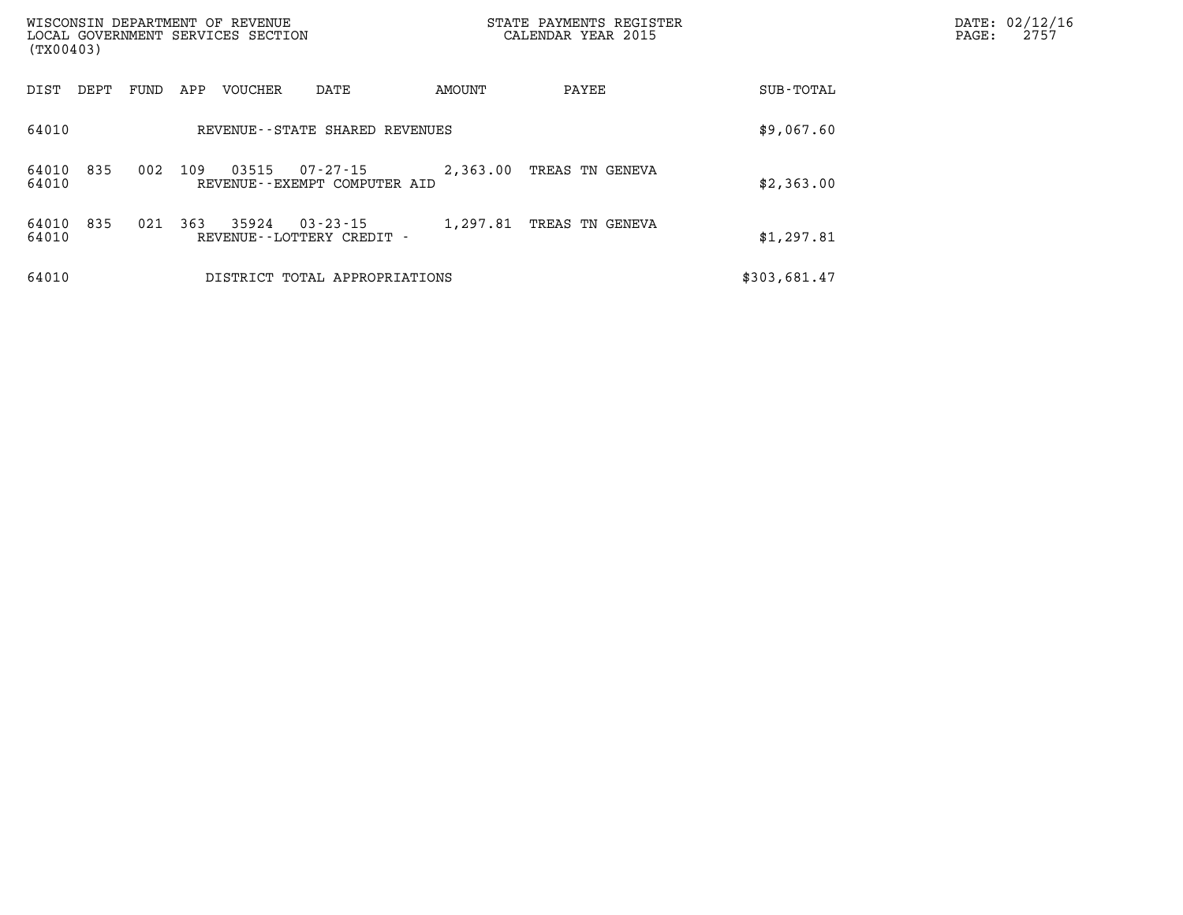WISCONSIN DEPARTMENT OF REVENUE
LOCAL GOVERNMENT SERVICES SECTION
(TX00403)

STATE PAYMENTS REGISTER
CALENDAR YEAR 2015

DATE: 02/12/16

| DIST | DEPT | FUND | APP | VOUCHER | DATE | AMOUNT | PAYEE | SUB-TOTAL |
|---|---|---|---|---|---|---|---|---|
| 64010 | | | | REVENUE--STATE SHARED REVENUES | | | | $9,067.60 |
| 64010 | 835 | 002 | 109 | 03515 | 07-27-15 | 2,363.00 | TREAS TN GENEVA | |
| 64010 | | | | REVENUE--EXEMPT COMPUTER AID | | | | $2,363.00 |
| 64010 | 835 | 021 | 363 | 35924 | 03-23-15 | 1,297.81 | TREAS TN GENEVA | |
| 64010 | | | | REVENUE--LOTTERY CREDIT - | | | | $1,297.81 |
| 64010 | | | | DISTRICT TOTAL APPROPRIATIONS | | | | $303,681.47 |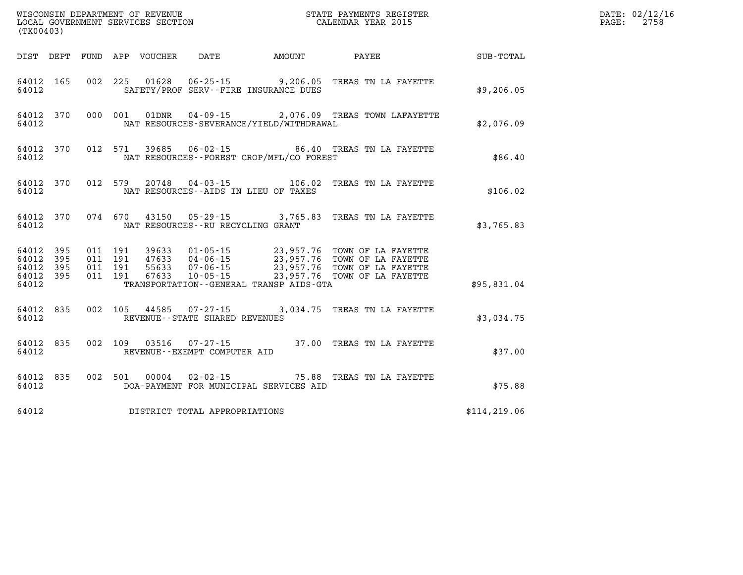WISCONSIN DEPARTMENT OF REVENUE
LOCAL GOVERNMENT SERVICES SECTION
(TX00403)

STATE PAYMENTS REGISTER
CALENDAR YEAR 2015

DATE: 02/12/16
PAGE: 2758

| DIST | DEPT | FUND | APP | VOUCHER | DATE | AMOUNT | PAYEE | SUB-TOTAL |
|---|---|---|---|---|---|---|---|---|
| 64012 | 165 | 002 | 225 | 01628 | 06-25-15 | 9,206.05 | TREAS TN LA FAYETTE | |
| 64012 | | | | SAFETY/PROF SERV--FIRE INSURANCE DUES | | | | $9,206.05 |
| 64012 | 370 | 000 | 001 | 01DNR | 04-09-15 | 2,076.09 | TREAS TOWN LAFAYETTE | |
| 64012 | | | | NAT RESOURCES-SEVERANCE/YIELD/WITHDRAWAL | | | | $2,076.09 |
| 64012 | 370 | 012 | 571 | 39685 | 06-02-15 | 86.40 | TREAS TN LA FAYETTE | |
| 64012 | | | | NAT RESOURCES--FOREST CROP/MFL/CO FOREST | | | | $86.40 |
| 64012 | 370 | 012 | 579 | 20748 | 04-03-15 | 106.02 | TREAS TN LA FAYETTE | |
| 64012 | | | | NAT RESOURCES--AIDS IN LIEU OF TAXES | | | | $106.02 |
| 64012 | 370 | 074 | 670 | 43150 | 05-29-15 | 3,765.83 | TREAS TN LA FAYETTE | |
| 64012 | | | | NAT RESOURCES--RU RECYCLING GRANT | | | | $3,765.83 |
| 64012 | 395 | 011 | 191 | 39633 | 01-05-15 | 23,957.76 | TOWN OF LA FAYETTE | |
| 64012 | 395 | 011 | 191 | 47633 | 04-06-15 | 23,957.76 | TOWN OF LA FAYETTE | |
| 64012 | 395 | 011 | 191 | 55633 | 07-06-15 | 23,957.76 | TOWN OF LA FAYETTE | |
| 64012 | 395 | 011 | 191 | 67633 | 10-05-15 | 23,957.76 | TOWN OF LA FAYETTE | |
| 64012 | | | | TRANSPORTATION--GENERAL TRANSP AIDS-GTA | | | | $95,831.04 |
| 64012 | 835 | 002 | 105 | 44585 | 07-27-15 | 3,034.75 | TREAS TN LA FAYETTE | |
| 64012 | | | | REVENUE--STATE SHARED REVENUES | | | | $3,034.75 |
| 64012 | 835 | 002 | 109 | 03516 | 07-27-15 | 37.00 | TREAS TN LA FAYETTE | |
| 64012 | | | | REVENUE--EXEMPT COMPUTER AID | | | | $37.00 |
| 64012 | 835 | 002 | 501 | 00004 | 02-02-15 | 75.88 | TREAS TN LA FAYETTE | |
| 64012 | | | | DOA-PAYMENT FOR MUNICIPAL SERVICES AID | | | | $75.88 |
| 64012 | | | | DISTRICT TOTAL APPROPRIATIONS | | | | $114,219.06 |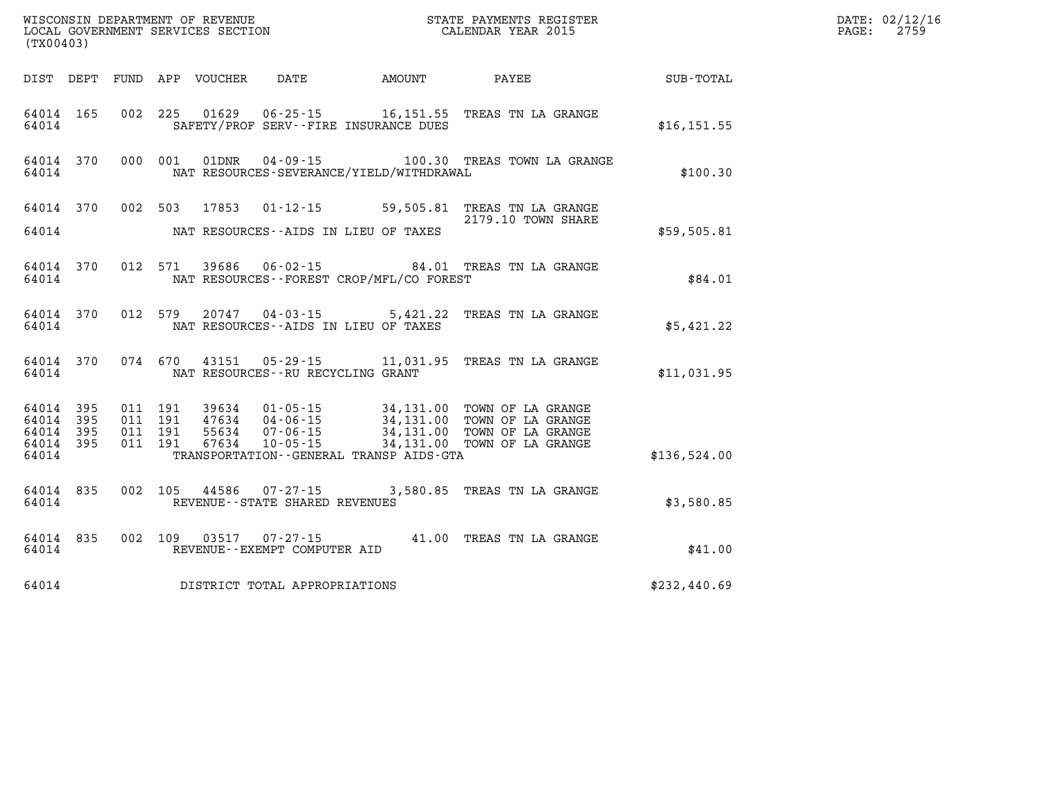WISCONSIN DEPARTMENT OF REVENUE
LOCAL GOVERNMENT SERVICES SECTION
(TX00403)

STATE PAYMENTS REGISTER
CALENDAR YEAR 2015

DATE: 02/12/16
PAGE: 2759

| DIST | DEPT | FUND | APP | VOUCHER | DATE | AMOUNT | PAYEE | SUB-TOTAL |
|---|---|---|---|---|---|---|---|---|
| 64014 | 165 | 002 | 225 | 01629 | 06-25-15 | 16,151.55 | TREAS TN LA GRANGE | |
| 64014 | | | | SAFETY/PROF SERV--FIRE INSURANCE DUES | | | | $16,151.55 |
| 64014 | 370 | 000 | 001 | 01DNR | 04-09-15 | 100.30 | TREAS TOWN LA GRANGE | |
| 64014 | | | | NAT RESOURCES-SEVERANCE/YIELD/WITHDRAWAL | | | | $100.30 |
| 64014 | 370 | 002 | 503 | 17853 | 01-12-15 | 59,505.81 | TREAS TN LA GRANGE | |
| | | | | | | | 2179.10 TOWN SHARE | |
| 64014 | | | | NAT RESOURCES--AIDS IN LIEU OF TAXES | | | | $59,505.81 |
| 64014 | 370 | 012 | 571 | 39686 | 06-02-15 | 84.01 | TREAS TN LA GRANGE | |
| 64014 | | | | NAT RESOURCES--FOREST CROP/MFL/CO FOREST | | | | $84.01 |
| 64014 | 370 | 012 | 579 | 20747 | 04-03-15 | 5,421.22 | TREAS TN LA GRANGE | |
| 64014 | | | | NAT RESOURCES--AIDS IN LIEU OF TAXES | | | | $5,421.22 |
| 64014 | 370 | 074 | 670 | 43151 | 05-29-15 | 11,031.95 | TREAS TN LA GRANGE | |
| 64014 | | | | NAT RESOURCES--RU RECYCLING GRANT | | | | $11,031.95 |
| 64014 | 395 | 011 | 191 | 39634 | 01-05-15 | 34,131.00 | TOWN OF LA GRANGE | |
| 64014 | 395 | 011 | 191 | 47634 | 04-06-15 | 34,131.00 | TOWN OF LA GRANGE | |
| 64014 | 395 | 011 | 191 | 55634 | 07-06-15 | 34,131.00 | TOWN OF LA GRANGE | |
| 64014 | 395 | 011 | 191 | 67634 | 10-05-15 | 34,131.00 | TOWN OF LA GRANGE | |
| 64014 | | | | TRANSPORTATION--GENERAL TRANSP AIDS-GTA | | | | $136,524.00 |
| 64014 | 835 | 002 | 105 | 44586 | 07-27-15 | 3,580.85 | TREAS TN LA GRANGE | |
| 64014 | | | | REVENUE--STATE SHARED REVENUES | | | | $3,580.85 |
| 64014 | 835 | 002 | 109 | 03517 | 07-27-15 | 41.00 | TREAS TN LA GRANGE | |
| 64014 | | | | REVENUE--EXEMPT COMPUTER AID | | | | $41.00 |
| 64014 | | | | DISTRICT TOTAL APPROPRIATIONS | | | | $232,440.69 |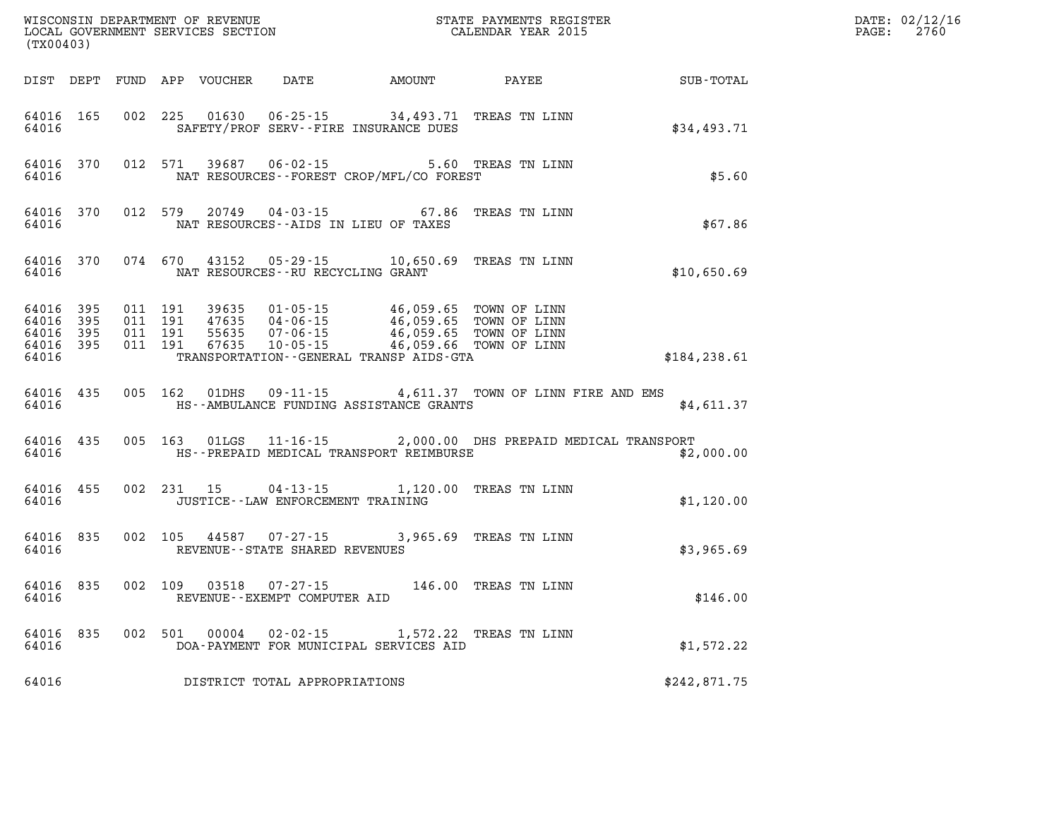WISCONSIN DEPARTMENT OF REVENUE
LOCAL GOVERNMENT SERVICES SECTION
(TX00403)

STATE PAYMENTS REGISTER
CALENDAR YEAR 2015

DATE: 02/12/16
PAGE: 2760

| DIST | DEPT | FUND | APP | VOUCHER | DATE | AMOUNT | PAYEE | SUB-TOTAL |
|---|---|---|---|---|---|---|---|---|
| 64016 | 165 | 002 | 225 | 01630 | 06-25-15 | 34,493.71 | TREAS TN LINN | |
| 64016 | | | | SAFETY/PROF SERV--FIRE INSURANCE DUES | | | | $34,493.71 |
| 64016 | 370 | 012 | 571 | 39687 | 06-02-15 | 5.60 | TREAS TN LINN | |
| 64016 | | | | NAT RESOURCES--FOREST CROP/MFL/CO FOREST | | | | $5.60 |
| 64016 | 370 | 012 | 579 | 20749 | 04-03-15 | 67.86 | TREAS TN LINN | |
| 64016 | | | | NAT RESOURCES--AIDS IN LIEU OF TAXES | | | | $67.86 |
| 64016 | 370 | 074 | 670 | 43152 | 05-29-15 | 10,650.69 | TREAS TN LINN | |
| 64016 | | | | NAT RESOURCES--RU RECYCLING GRANT | | | | $10,650.69 |
| 64016 | 395 | 011 | 191 | 39635 | 01-05-15 | 46,059.65 | TOWN OF LINN | |
| 64016 | 395 | 011 | 191 | 47635 | 04-06-15 | 46,059.65 | TOWN OF LINN | |
| 64016 | 395 | 011 | 191 | 55635 | 07-06-15 | 46,059.65 | TOWN OF LINN | |
| 64016 | 395 | 011 | 191 | 67635 | 10-05-15 | 46,059.66 | TOWN OF LINN | |
| 64016 | | | | TRANSPORTATION--GENERAL TRANSP AIDS-GTA | | | | $184,238.61 |
| 64016 | 435 | 005 | 162 | 01DHS | 09-11-15 | 4,611.37 | TOWN OF LINN FIRE AND EMS | |
| 64016 | | | | HS--AMBULANCE FUNDING ASSISTANCE GRANTS | | | | $4,611.37 |
| 64016 | 435 | 005 | 163 | 01LGS | 11-16-15 | 2,000.00 | DHS PREPAID MEDICAL TRANSPORT | |
| 64016 | | | | HS--PREPAID MEDICAL TRANSPORT REIMBURSE | | | | $2,000.00 |
| 64016 | 455 | 002 | 231 | 15 | 04-13-15 | 1,120.00 | TREAS TN LINN | |
| 64016 | | | | JUSTICE--LAW ENFORCEMENT TRAINING | | | | $1,120.00 |
| 64016 | 835 | 002 | 105 | 44587 | 07-27-15 | 3,965.69 | TREAS TN LINN | |
| 64016 | | | | REVENUE--STATE SHARED REVENUES | | | | $3,965.69 |
| 64016 | 835 | 002 | 109 | 03518 | 07-27-15 | 146.00 | TREAS TN LINN | |
| 64016 | | | | REVENUE--EXEMPT COMPUTER AID | | | | $146.00 |
| 64016 | 835 | 002 | 501 | 00004 | 02-02-15 | 1,572.22 | TREAS TN LINN | |
| 64016 | | | | DOA-PAYMENT FOR MUNICIPAL SERVICES AID | | | | $1,572.22 |
| 64016 | | | | DISTRICT TOTAL APPROPRIATIONS | | | | $242,871.75 |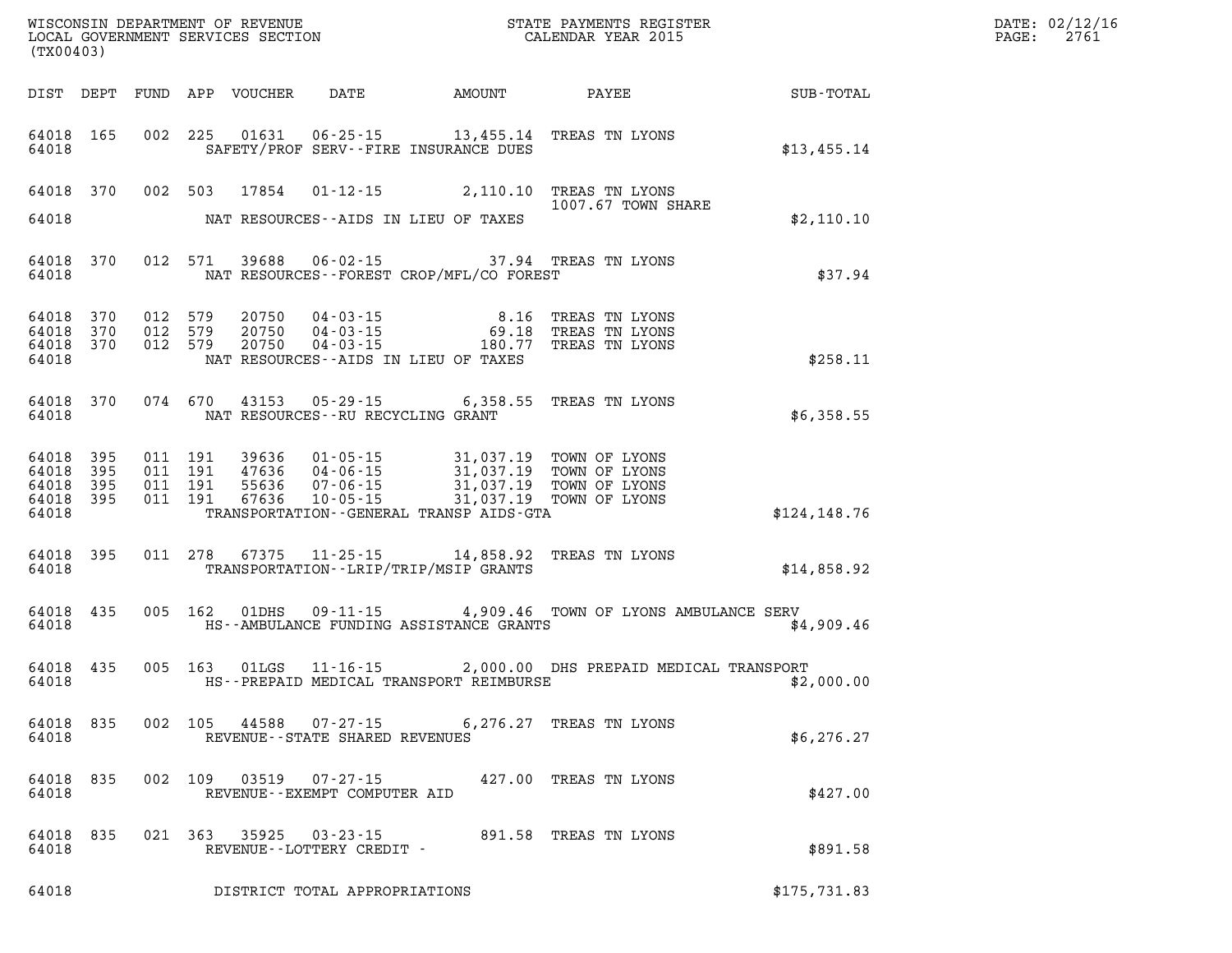WISCONSIN DEPARTMENT OF REVENUE
LOCAL GOVERNMENT SERVICES SECTION
(TX00403)

STATE PAYMENTS REGISTER
CALENDAR YEAR 2015

DATE: 02/12/16
PAGE: 2761

| DIST | DEPT | FUND | APP | VOUCHER | DATE | AMOUNT | PAYEE | SUB-TOTAL |
|---|---|---|---|---|---|---|---|---|
| 64018 | 165 | 002 | 225 | 01631 | 06-25-15 | 13,455.14 | TREAS TN LYONS | |
| 64018 | | | | SAFETY/PROF SERV--FIRE INSURANCE DUES | | | | $13,455.14 |
| 64018 | 370 | 002 | 503 | 17854 | 01-12-15 | 2,110.10 | TREAS TN LYONS 1007.67 TOWN SHARE | |
| 64018 | | | | NAT RESOURCES--AIDS IN LIEU OF TAXES | | | | $2,110.10 |
| 64018 | 370 | 012 | 571 | 39688 | 06-02-15 | 37.94 | TREAS TN LYONS | |
| 64018 | | | | NAT RESOURCES--FOREST CROP/MFL/CO FOREST | | | | $37.94 |
| 64018 | 370 | 012 | 579 | 20750 | 04-03-15 | 8.16 | TREAS TN LYONS | |
| 64018 | 370 | 012 | 579 | 20750 | 04-03-15 | 69.18 | TREAS TN LYONS | |
| 64018 | 370 | 012 | 579 | 20750 | 04-03-15 | 180.77 | TREAS TN LYONS | |
| 64018 | | | | NAT RESOURCES--AIDS IN LIEU OF TAXES | | | | $258.11 |
| 64018 | 370 | 074 | 670 | 43153 | 05-29-15 | 6,358.55 | TREAS TN LYONS | |
| 64018 | | | | NAT RESOURCES--RU RECYCLING GRANT | | | | $6,358.55 |
| 64018 | 395 | 011 | 191 | 39636 | 01-05-15 | 31,037.19 | TOWN OF LYONS | |
| 64018 | 395 | 011 | 191 | 47636 | 04-06-15 | 31,037.19 | TOWN OF LYONS | |
| 64018 | 395 | 011 | 191 | 55636 | 07-06-15 | 31,037.19 | TOWN OF LYONS | |
| 64018 | 395 | 011 | 191 | 67636 | 10-05-15 | 31,037.19 | TOWN OF LYONS | |
| 64018 | | | | TRANSPORTATION--GENERAL TRANSP AIDS-GTA | | | | $124,148.76 |
| 64018 | 395 | 011 | 278 | 67375 | 11-25-15 | 14,858.92 | TREAS TN LYONS | |
| 64018 | | | | TRANSPORTATION--LRIP/TRIP/MSIP GRANTS | | | | $14,858.92 |
| 64018 | 435 | 005 | 162 | 01DHS | 09-11-15 | 4,909.46 | TOWN OF LYONS AMBULANCE SERV | |
| 64018 | | | | HS--AMBULANCE FUNDING ASSISTANCE GRANTS | | | | $4,909.46 |
| 64018 | 435 | 005 | 163 | 01LGS | 11-16-15 | 2,000.00 | DHS PREPAID MEDICAL TRANSPORT | |
| 64018 | | | | HS--PREPAID MEDICAL TRANSPORT REIMBURSE | | | | $2,000.00 |
| 64018 | 835 | 002 | 105 | 44588 | 07-27-15 | 6,276.27 | TREAS TN LYONS | |
| 64018 | | | | REVENUE--STATE SHARED REVENUES | | | | $6,276.27 |
| 64018 | 835 | 002 | 109 | 03519 | 07-27-15 | 427.00 | TREAS TN LYONS | |
| 64018 | | | | REVENUE--EXEMPT COMPUTER AID | | | | $427.00 |
| 64018 | 835 | 021 | 363 | 35925 | 03-23-15 | 891.58 | TREAS TN LYONS | |
| 64018 | | | | REVENUE--LOTTERY CREDIT - | | | | $891.58 |
| 64018 | | | | DISTRICT TOTAL APPROPRIATIONS | | | | $175,731.83 |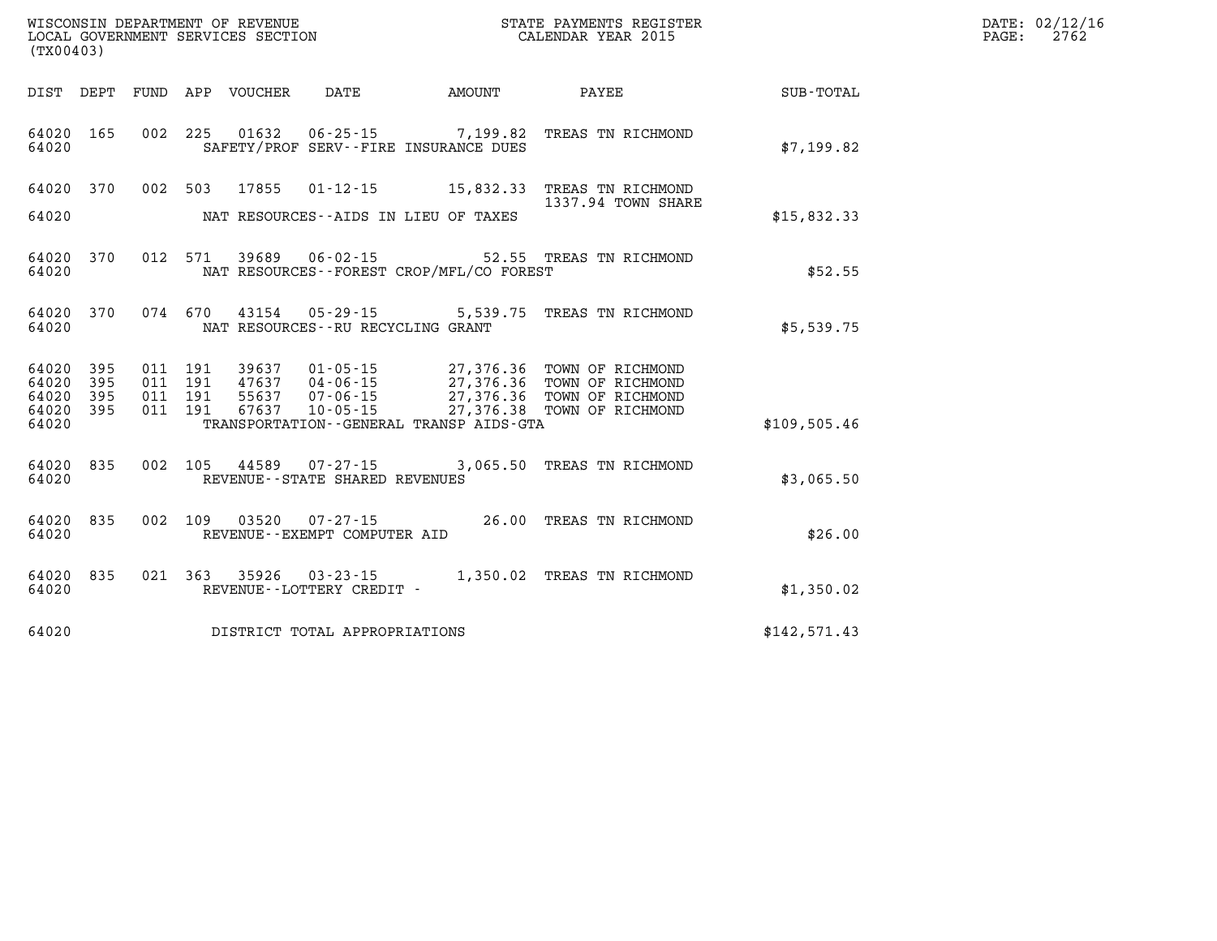WISCONSIN DEPARTMENT OF REVENUE
LOCAL GOVERNMENT SERVICES SECTION
(TX00403)

STATE PAYMENTS REGISTER
CALENDAR YEAR 2015

DATE: 02/12/16

| DIST | DEPT | FUND | APP | VOUCHER | DATE | AMOUNT | PAYEE | SUB-TOTAL |
|---|---|---|---|---|---|---|---|---|
| 64020 | 165 | 002 | 225 | 01632 | 06-25-15 | 7,199.82 | TREAS TN RICHMOND | |
| 64020 | | | | | SAFETY/PROF SERV--FIRE INSURANCE DUES | | | $7,199.82 |
| 64020 | 370 | 002 | 503 | 17855 | 01-12-15 | 15,832.33 | TREAS TN RICHMOND 1337.94 TOWN SHARE | |
| 64020 | | | | | NAT RESOURCES--AIDS IN LIEU OF TAXES | | | $15,832.33 |
| 64020 | 370 | 012 | 571 | 39689 | 06-02-15 | 52.55 | TREAS TN RICHMOND | |
| 64020 | | | | | NAT RESOURCES--FOREST CROP/MFL/CO FOREST | | | $52.55 |
| 64020 | 370 | 074 | 670 | 43154 | 05-29-15 | 5,539.75 | TREAS TN RICHMOND | |
| 64020 | | | | | NAT RESOURCES--RU RECYCLING GRANT | | | $5,539.75 |
| 64020 | 395 | 011 | 191 | 39637 | 01-05-15 | 27,376.36 | TOWN OF RICHMOND | |
| 64020 | 395 | 011 | 191 | 47637 | 04-06-15 | 27,376.36 | TOWN OF RICHMOND | |
| 64020 | 395 | 011 | 191 | 55637 | 07-06-15 | 27,376.36 | TOWN OF RICHMOND | |
| 64020 | 395 | 011 | 191 | 67637 | 10-05-15 | 27,376.38 | TOWN OF RICHMOND | |
| 64020 | | | | | TRANSPORTATION--GENERAL TRANSP AIDS-GTA | | | $109,505.46 |
| 64020 | 835 | 002 | 105 | 44589 | 07-27-15 | 3,065.50 | TREAS TN RICHMOND | |
| 64020 | | | | | REVENUE--STATE SHARED REVENUES | | | $3,065.50 |
| 64020 | 835 | 002 | 109 | 03520 | 07-27-15 | 26.00 | TREAS TN RICHMOND | |
| 64020 | | | | | REVENUE--EXEMPT COMPUTER AID | | | $26.00 |
| 64020 | 835 | 021 | 363 | 35926 | 03-23-15 | 1,350.02 | TREAS TN RICHMOND | |
| 64020 | | | | | REVENUE--LOTTERY CREDIT - | | | $1,350.02 |
| 64020 | | | | | DISTRICT TOTAL APPROPRIATIONS | | | $142,571.43 |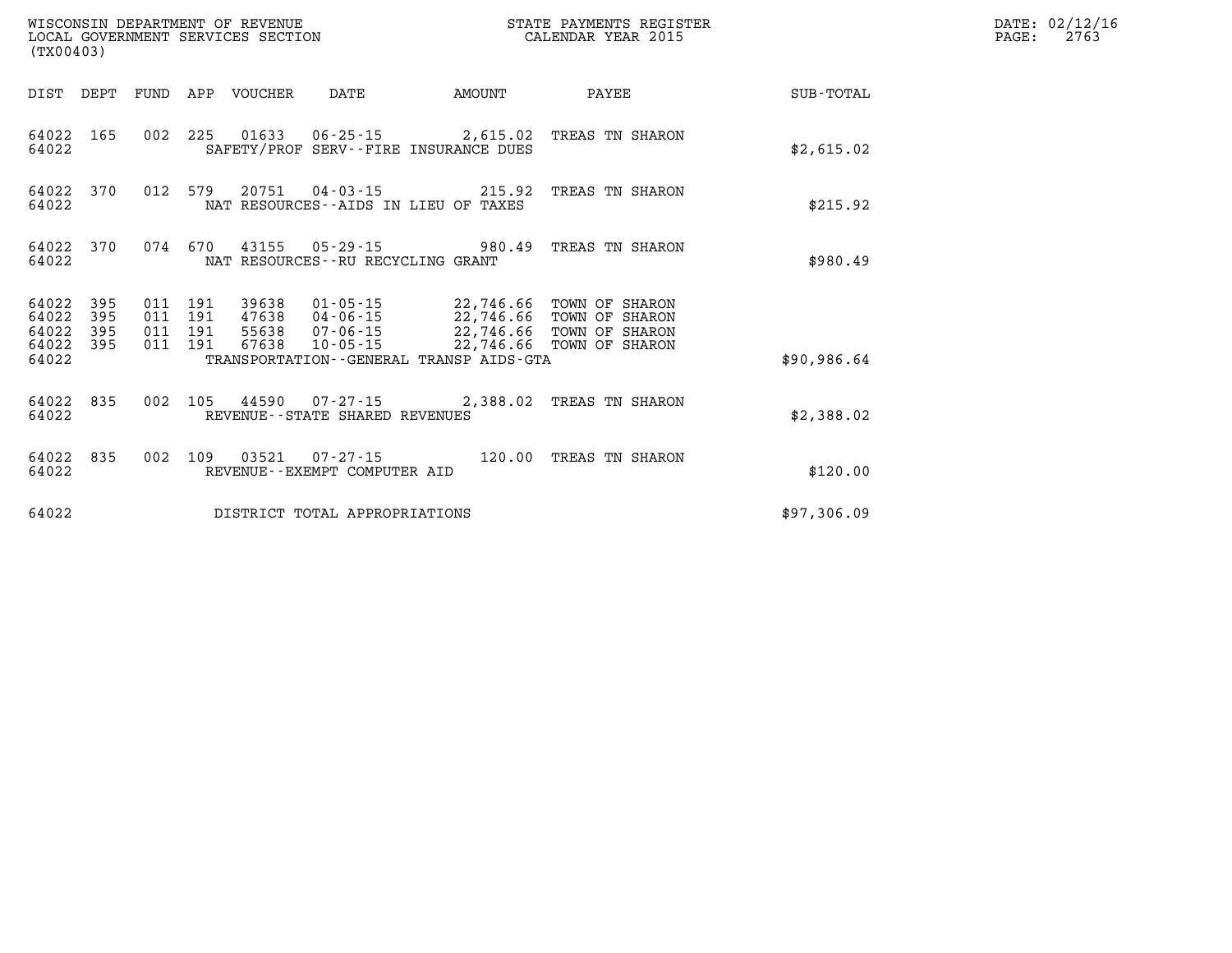WISCONSIN DEPARTMENT OF REVENUE
LOCAL GOVERNMENT SERVICES SECTION
(TX00403)

STATE PAYMENTS REGISTER
CALENDAR YEAR 2015

DATE: 02/12/16
PAGE: 2763

| DIST | DEPT | FUND | APP | VOUCHER | DATE | AMOUNT | PAYEE | SUB-TOTAL |
|---|---|---|---|---|---|---|---|---|
| 64022 | 165 | 002 | 225 | 01633 | 06-25-15 | 2,615.02 | TREAS TN SHARON | |
| 64022 | | | | SAFETY/PROF SERV--FIRE INSURANCE DUES | | | | $2,615.02 |
| 64022 | 370 | 012 | 579 | 20751 | 04-03-15 | 215.92 | TREAS TN SHARON | |
| 64022 | | | | NAT RESOURCES--AIDS IN LIEU OF TAXES | | | | $215.92 |
| 64022 | 370 | 074 | 670 | 43155 | 05-29-15 | 980.49 | TREAS TN SHARON | |
| 64022 | | | | NAT RESOURCES--RU RECYCLING GRANT | | | | $980.49 |
| 64022 | 395 | 011 | 191 | 39638 | 01-05-15 | 22,746.66 | TOWN OF SHARON | |
| 64022 | 395 | 011 | 191 | 47638 | 04-06-15 | 22,746.66 | TOWN OF SHARON | |
| 64022 | 395 | 011 | 191 | 55638 | 07-06-15 | 22,746.66 | TOWN OF SHARON | |
| 64022 | 395 | 011 | 191 | 67638 | 10-05-15 | 22,746.66 | TOWN OF SHARON | |
| 64022 | | | | TRANSPORTATION--GENERAL TRANSP AIDS-GTA | | | | $90,986.64 |
| 64022 | 835 | 002 | 105 | 44590 | 07-27-15 | 2,388.02 | TREAS TN SHARON | |
| 64022 | | | | REVENUE--STATE SHARED REVENUES | | | | $2,388.02 |
| 64022 | 835 | 002 | 109 | 03521 | 07-27-15 | 120.00 | TREAS TN SHARON | |
| 64022 | | | | REVENUE--EXEMPT COMPUTER AID | | | | $120.00 |
| 64022 | | | | DISTRICT TOTAL APPROPRIATIONS | | | | $97,306.09 |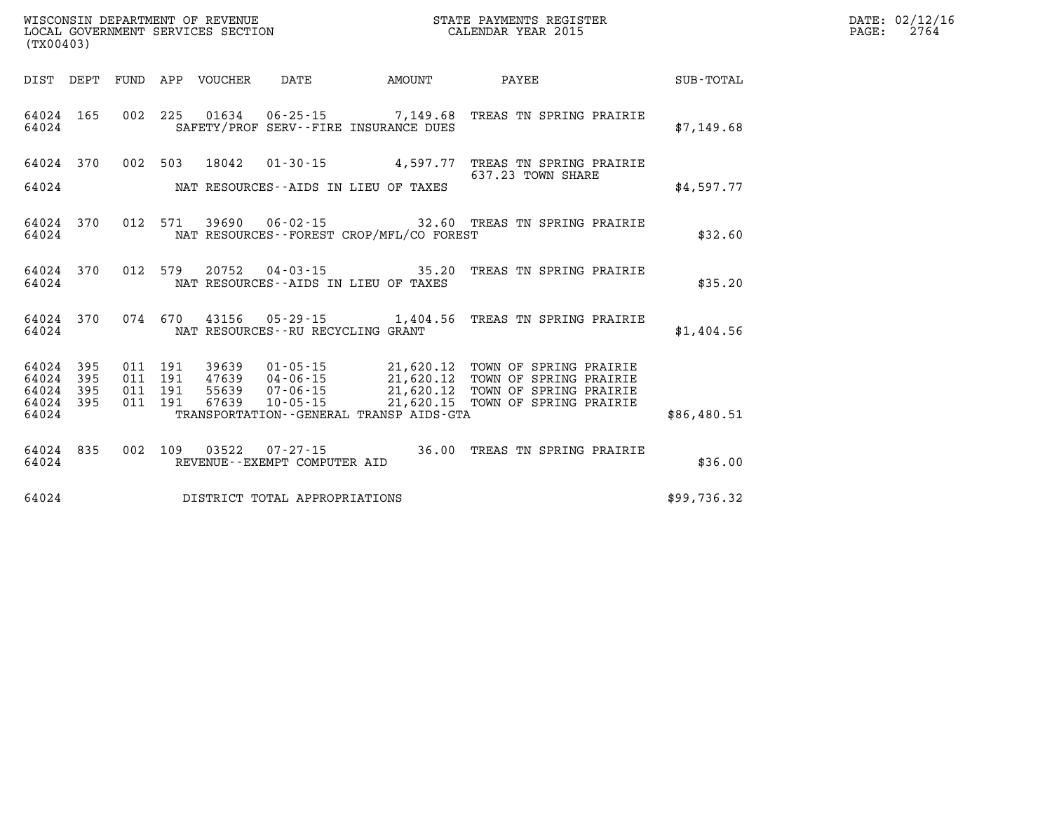WISCONSIN DEPARTMENT OF REVENUE
LOCAL GOVERNMENT SERVICES SECTION
(TX00403)

STATE PAYMENTS REGISTER
CALENDAR YEAR 2015

DATE: 02/12/16
PAGE: 2764

| DIST | DEPT | FUND | APP | VOUCHER | DATE | AMOUNT | PAYEE | SUB-TOTAL |
|---|---|---|---|---|---|---|---|---|
| 64024 | 165 | 002 | 225 | 01634 | 06-25-15 | 7,149.68 | TREAS TN SPRING PRAIRIE | |
| 64024 | | | | | SAFETY/PROF SERV--FIRE INSURANCE DUES | | | $7,149.68 |
| 64024 | 370 | 002 | 503 | 18042 | 01-30-15 | 4,597.77 | TREAS TN SPRING PRAIRIE 637.23 TOWN SHARE | |
| 64024 | | | | | NAT RESOURCES--AIDS IN LIEU OF TAXES | | | $4,597.77 |
| 64024 | 370 | 012 | 571 | 39690 | 06-02-15 | 32.60 | TREAS TN SPRING PRAIRIE | |
| 64024 | | | | | NAT RESOURCES--FOREST CROP/MFL/CO FOREST | | | $32.60 |
| 64024 | 370 | 012 | 579 | 20752 | 04-03-15 | 35.20 | TREAS TN SPRING PRAIRIE | |
| 64024 | | | | | NAT RESOURCES--AIDS IN LIEU OF TAXES | | | $35.20 |
| 64024 | 370 | 074 | 670 | 43156 | 05-29-15 | 1,404.56 | TREAS TN SPRING PRAIRIE | |
| 64024 | | | | | NAT RESOURCES--RU RECYCLING GRANT | | | $1,404.56 |
| 64024 | 395 | 011 | 191 | 39639 | 01-05-15 | 21,620.12 | TOWN OF SPRING PRAIRIE | |
| 64024 | 395 | 011 | 191 | 47639 | 04-06-15 | 21,620.12 | TOWN OF SPRING PRAIRIE | |
| 64024 | 395 | 011 | 191 | 55639 | 07-06-15 | 21,620.12 | TOWN OF SPRING PRAIRIE | |
| 64024 | 395 | 011 | 191 | 67639 | 10-05-15 | 21,620.15 | TOWN OF SPRING PRAIRIE | |
| 64024 | | | | | TRANSPORTATION--GENERAL TRANSP AIDS-GTA | | | $86,480.51 |
| 64024 | 835 | 002 | 109 | 03522 | 07-27-15 | 36.00 | TREAS TN SPRING PRAIRIE | |
| 64024 | | | | | REVENUE--EXEMPT COMPUTER AID | | | $36.00 |
| 64024 | | | | | DISTRICT TOTAL APPROPRIATIONS | | | $99,736.32 |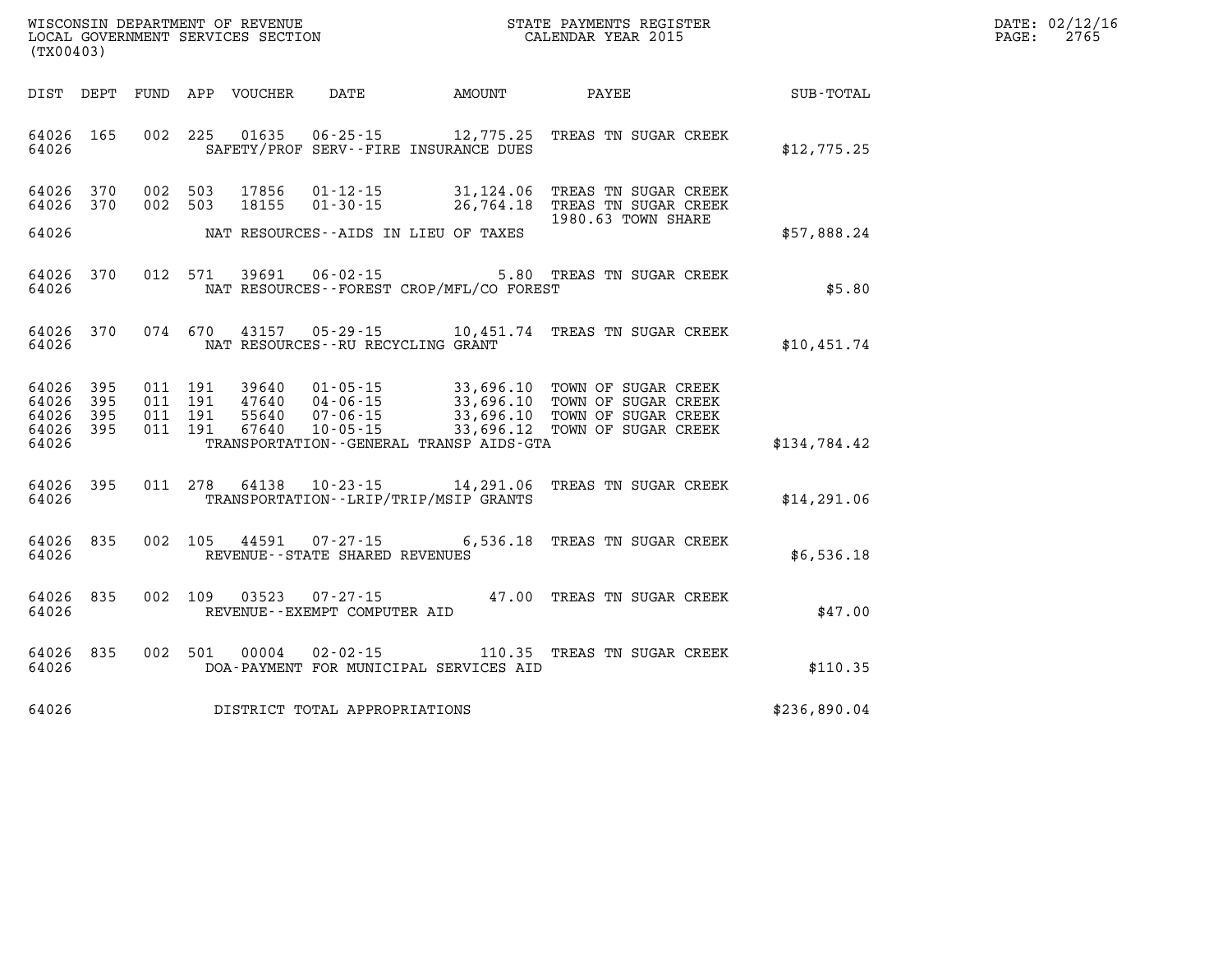WISCONSIN DEPARTMENT OF REVENUE
LOCAL GOVERNMENT SERVICES SECTION
(TX00403)

STATE PAYMENTS REGISTER
CALENDAR YEAR 2015

DATE: 02/12/16
PAGE: 2765

| DIST | DEPT | FUND | APP | VOUCHER | DATE | AMOUNT | PAYEE | SUB-TOTAL |
|---|---|---|---|---|---|---|---|---|
| 64026 | 165 | 002 | 225 | 01635 | 06-25-15 | 12,775.25 | TREAS TN SUGAR CREEK | |
| 64026 | | | | | SAFETY/PROF SERV--FIRE INSURANCE DUES | | | $12,775.25 |
| 64026 | 370 | 002 | 503 | 17856 | 01-12-15 | 31,124.06 | TREAS TN SUGAR CREEK | |
| 64026 | 370 | 002 | 503 | 18155 | 01-30-15 | 26,764.18 | TREAS TN SUGAR CREEK | |
| | | | | | | | 1980.63 TOWN SHARE | |
| 64026 | | | | | NAT RESOURCES--AIDS IN LIEU OF TAXES | | | $57,888.24 |
| 64026 | 370 | 012 | 571 | 39691 | 06-02-15 | 5.80 | TREAS TN SUGAR CREEK | |
| 64026 | | | | | NAT RESOURCES--FOREST CROP/MFL/CO FOREST | | | $5.80 |
| 64026 | 370 | 074 | 670 | 43157 | 05-29-15 | 10,451.74 | TREAS TN SUGAR CREEK | |
| 64026 | | | | | NAT RESOURCES--RU RECYCLING GRANT | | | $10,451.74 |
| 64026 | 395 | 011 | 191 | 39640 | 01-05-15 | 33,696.10 | TOWN OF SUGAR CREEK | |
| 64026 | 395 | 011 | 191 | 47640 | 04-06-15 | 33,696.10 | TOWN OF SUGAR CREEK | |
| 64026 | 395 | 011 | 191 | 55640 | 07-06-15 | 33,696.10 | TOWN OF SUGAR CREEK | |
| 64026 | 395 | 011 | 191 | 67640 | 10-05-15 | 33,696.12 | TOWN OF SUGAR CREEK | |
| 64026 | | | | | TRANSPORTATION--GENERAL TRANSP AIDS-GTA | | | $134,784.42 |
| 64026 | 395 | 011 | 278 | 64138 | 10-23-15 | 14,291.06 | TREAS TN SUGAR CREEK | |
| 64026 | | | | | TRANSPORTATION--LRIP/TRIP/MSIP GRANTS | | | $14,291.06 |
| 64026 | 835 | 002 | 105 | 44591 | 07-27-15 | 6,536.18 | TREAS TN SUGAR CREEK | |
| 64026 | | | | | REVENUE--STATE SHARED REVENUES | | | $6,536.18 |
| 64026 | 835 | 002 | 109 | 03523 | 07-27-15 | 47.00 | TREAS TN SUGAR CREEK | |
| 64026 | | | | | REVENUE--EXEMPT COMPUTER AID | | | $47.00 |
| 64026 | 835 | 002 | 501 | 00004 | 02-02-15 | 110.35 | TREAS TN SUGAR CREEK | |
| 64026 | | | | | DOA-PAYMENT FOR MUNICIPAL SERVICES AID | | | $110.35 |
| 64026 | | | | | DISTRICT TOTAL APPROPRIATIONS | | | $236,890.04 |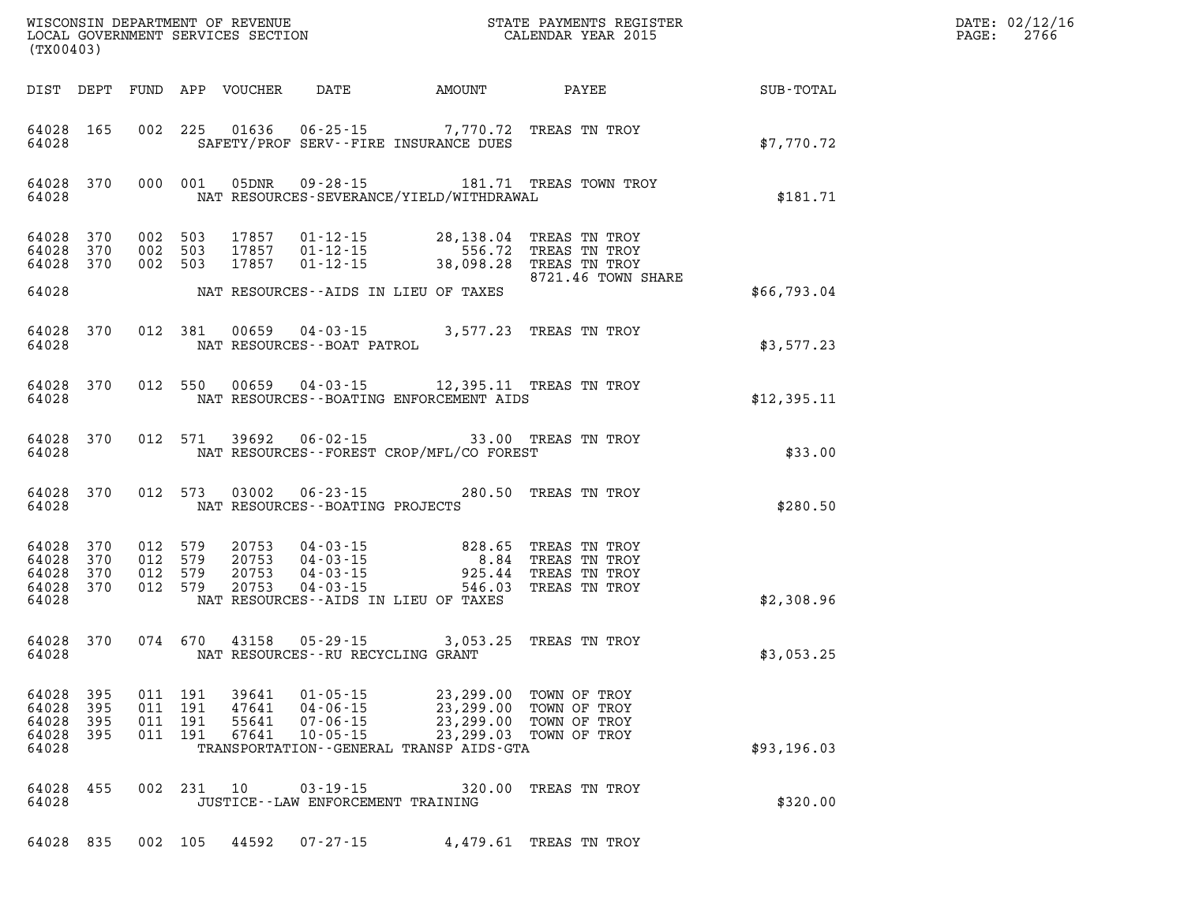WISCONSIN DEPARTMENT OF REVENUE
LOCAL GOVERNMENT SERVICES SECTION
(TX00403)

STATE PAYMENTS REGISTER
CALENDAR YEAR 2015

| DIST | DEPT | FUND | APP | VOUCHER | DATE | AMOUNT | PAYEE | SUB-TOTAL |
|---|---|---|---|---|---|---|---|---|
| 64028 | 165 | 002 | 225 | 01636 | 06-25-15 | 7,770.72 | TREAS TN TROY | |
| 64028 | | | | | SAFETY/PROF SERV--FIRE INSURANCE DUES | | | $7,770.72 |
| 64028 | 370 | 000 | 001 | 05DNR | 09-28-15 | 181.71 | TREAS TOWN TROY | |
| 64028 | | | | | NAT RESOURCES-SEVERANCE/YIELD/WITHDRAWAL | | | $181.71 |
| 64028 | 370 | 002 | 503 | 17857 | 01-12-15 | 28,138.04 | TREAS TN TROY | |
| 64028 | 370 | 002 | 503 | 17857 | 01-12-15 | 556.72 | TREAS TN TROY | |
| 64028 | 370 | 002 | 503 | 17857 | 01-12-15 | 38,098.28 | TREAS TN TROY 8721.46 TOWN SHARE | |
| 64028 | | | | | NAT RESOURCES--AIDS IN LIEU OF TAXES | | | $66,793.04 |
| 64028 | 370 | 012 | 381 | 00659 | 04-03-15 | 3,577.23 | TREAS TN TROY | |
| 64028 | | | | | NAT RESOURCES--BOAT PATROL | | | $3,577.23 |
| 64028 | 370 | 012 | 550 | 00659 | 04-03-15 | 12,395.11 | TREAS TN TROY | |
| 64028 | | | | | NAT RESOURCES--BOATING ENFORCEMENT AIDS | | | $12,395.11 |
| 64028 | 370 | 012 | 571 | 39692 | 06-02-15 | 33.00 | TREAS TN TROY | |
| 64028 | | | | | NAT RESOURCES--FOREST CROP/MFL/CO FOREST | | | $33.00 |
| 64028 | 370 | 012 | 573 | 03002 | 06-23-15 | 280.50 | TREAS TN TROY | |
| 64028 | | | | | NAT RESOURCES--BOATING PROJECTS | | | $280.50 |
| 64028 | 370 | 012 | 579 | 20753 | 04-03-15 | 828.65 | TREAS TN TROY | |
| 64028 | 370 | 012 | 579 | 20753 | 04-03-15 | 8.84 | TREAS TN TROY | |
| 64028 | 370 | 012 | 579 | 20753 | 04-03-15 | 925.44 | TREAS TN TROY | |
| 64028 | 370 | 012 | 579 | 20753 | 04-03-15 | 546.03 | TREAS TN TROY | |
| 64028 | | | | | NAT RESOURCES--AIDS IN LIEU OF TAXES | | | $2,308.96 |
| 64028 | 370 | 074 | 670 | 43158 | 05-29-15 | 3,053.25 | TREAS TN TROY | |
| 64028 | | | | | NAT RESOURCES--RU RECYCLING GRANT | | | $3,053.25 |
| 64028 | 395 | 011 | 191 | 39641 | 01-05-15 | 23,299.00 | TOWN OF TROY | |
| 64028 | 395 | 011 | 191 | 47641 | 04-06-15 | 23,299.00 | TOWN OF TROY | |
| 64028 | 395 | 011 | 191 | 55641 | 07-06-15 | 23,299.00 | TOWN OF TROY | |
| 64028 | 395 | 011 | 191 | 67641 | 10-05-15 | 23,299.03 | TOWN OF TROY | |
| 64028 | | | | | TRANSPORTATION--GENERAL TRANSP AIDS-GTA | | | $93,196.03 |
| 64028 | 455 | 002 | 231 | 10 | 03-19-15 | 320.00 | TREAS TN TROY | |
| 64028 | | | | | JUSTICE--LAW ENFORCEMENT TRAINING | | | $320.00 |
| 64028 | 835 | 002 | 105 | 44592 | 07-27-15 | 4,479.61 | TREAS TN TROY | |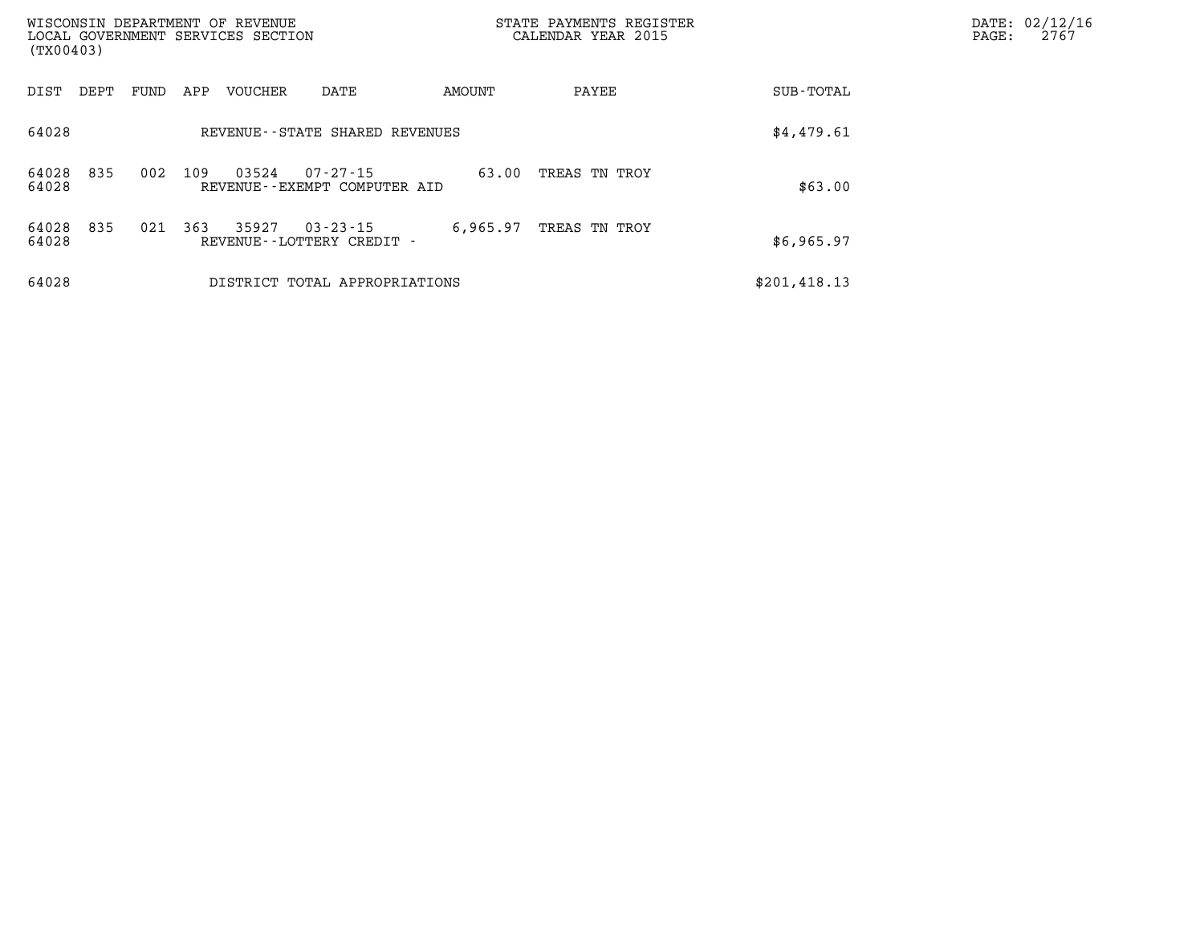| DIST | DEPT | FUND | APP | VOUCHER | DATE | AMOUNT | PAYEE | SUB-TOTAL |
|---|---|---|---|---|---|---|---|---|
| 64028 | | | | REVENUE--STATE SHARED REVENUES | | | | $4,479.61 |
| 64028 | 835 | 002 | 109 | 03524 | 07-27-15 | 63.00 | TREAS TN TROY | |
| 64028 | | | | REVENUE--EXEMPT COMPUTER AID | | | | $63.00 |
| 64028 | 835 | 021 | 363 | 35927 | 03-23-15 | 6,965.97 | TREAS TN TROY | |
| 64028 | | | | REVENUE--LOTTERY CREDIT - | | | | $6,965.97 |
| 64028 | | | | DISTRICT TOTAL APPROPRIATIONS | | | | $201,418.13 |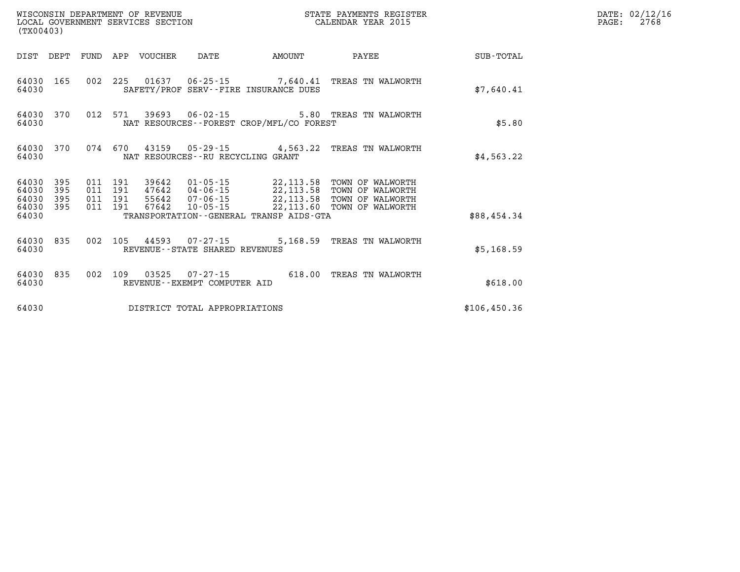WISCONSIN DEPARTMENT OF REVENUE
LOCAL GOVERNMENT SERVICES SECTION
(TX00403)

STATE PAYMENTS REGISTER
CALENDAR YEAR 2015

| DIST | DEPT | FUND | APP | VOUCHER | DATE | AMOUNT | PAYEE | SUB-TOTAL |
|---|---|---|---|---|---|---|---|---|
| 64030 | 165 | 002 | 225 | 01637 | 06-25-15 | 7,640.41 | TREAS TN WALWORTH | |
| 64030 | | | | | SAFETY/PROF SERV--FIRE INSURANCE DUES | | | $7,640.41 |
| 64030 | 370 | 012 | 571 | 39693 | 06-02-15 | 5.80 | TREAS TN WALWORTH | |
| 64030 | | | | | NAT RESOURCES--FOREST CROP/MFL/CO FOREST | | | $5.80 |
| 64030 | 370 | 074 | 670 | 43159 | 05-29-15 | 4,563.22 | TREAS TN WALWORTH | |
| 64030 | | | | | NAT RESOURCES--RU RECYCLING GRANT | | | $4,563.22 |
| 64030 | 395 | 011 | 191 | 39642 | 01-05-15 | 22,113.58 | TOWN OF WALWORTH | |
| 64030 | 395 | 011 | 191 | 47642 | 04-06-15 | 22,113.58 | TOWN OF WALWORTH | |
| 64030 | 395 | 011 | 191 | 55642 | 07-06-15 | 22,113.58 | TOWN OF WALWORTH | |
| 64030 | 395 | 011 | 191 | 67642 | 10-05-15 | 22,113.60 | TOWN OF WALWORTH | |
| 64030 | | | | | TRANSPORTATION--GENERAL TRANSP AIDS-GTA | | | $88,454.34 |
| 64030 | 835 | 002 | 105 | 44593 | 07-27-15 | 5,168.59 | TREAS TN WALWORTH | |
| 64030 | | | | | REVENUE--STATE SHARED REVENUES | | | $5,168.59 |
| 64030 | 835 | 002 | 109 | 03525 | 07-27-15 | 618.00 | TREAS TN WALWORTH | |
| 64030 | | | | | REVENUE--EXEMPT COMPUTER AID | | | $618.00 |
| 64030 | | | | | DISTRICT TOTAL APPROPRIATIONS | | | $106,450.36 |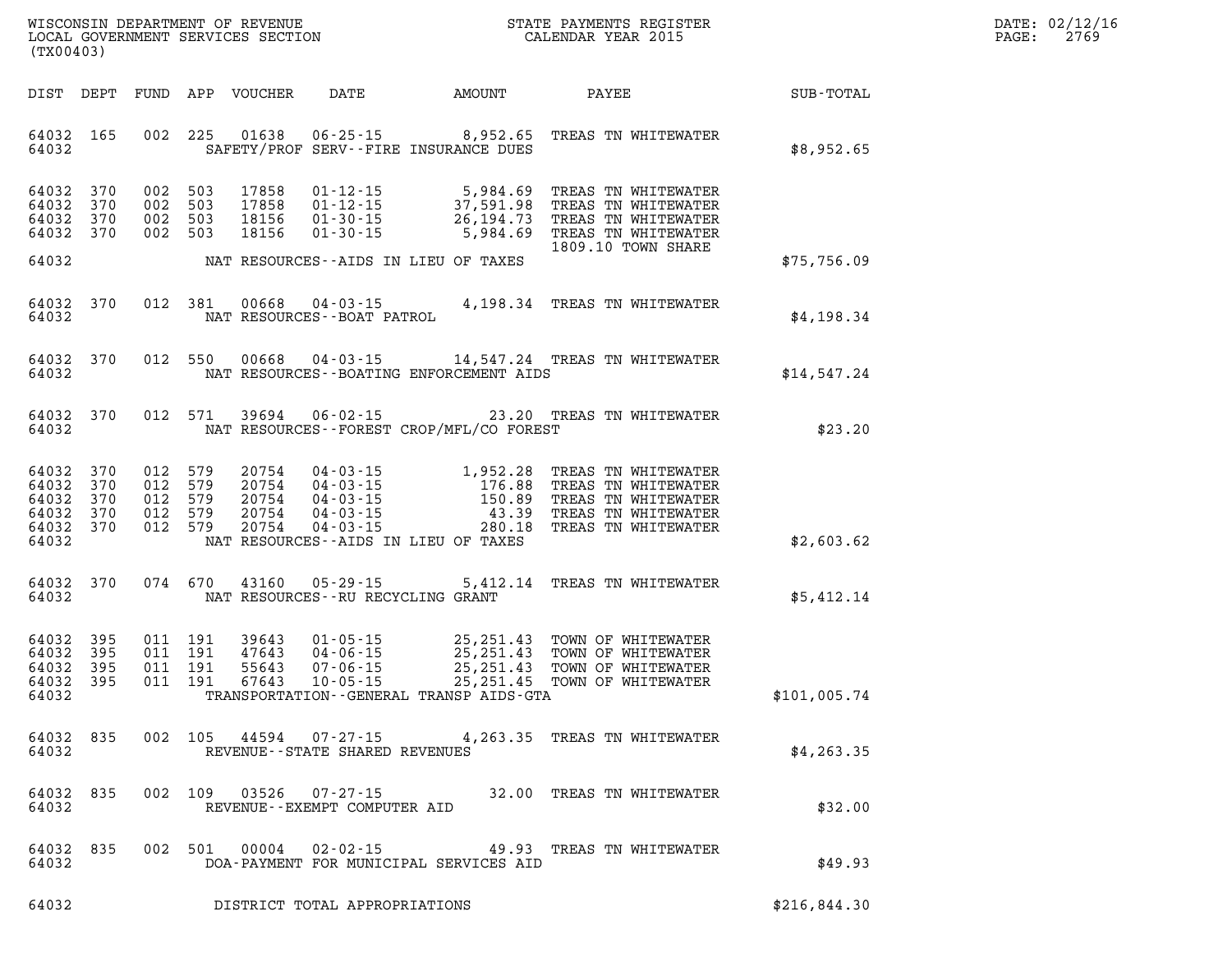WISCONSIN DEPARTMENT OF REVENUE
LOCAL GOVERNMENT SERVICES SECTION
(TX00403)

STATE PAYMENTS REGISTER
CALENDAR YEAR 2015

DATE: 02/12/16
PAGE: 2769

| DIST | DEPT | FUND | APP | VOUCHER | DATE | AMOUNT | PAYEE | SUB-TOTAL |
|---|---|---|---|---|---|---|---|---|
| 64032 | 165 | 002 | 225 | 01638 | 06-25-15 | 8,952.65 | TREAS TN WHITEWATER | |
| 64032 | | | | | SAFETY/PROF SERV--FIRE INSURANCE DUES | | | $8,952.65 |
| 64032 | 370 | 002 | 503 | 17858 | 01-12-15 | 5,984.69 | TREAS TN WHITEWATER | |
| 64032 | 370 | 002 | 503 | 17858 | 01-12-15 | 37,591.98 | TREAS TN WHITEWATER | |
| 64032 | 370 | 002 | 503 | 18156 | 01-30-15 | 26,194.73 | TREAS TN WHITEWATER | |
| 64032 | 370 | 002 | 503 | 18156 | 01-30-15 | 5,984.69 | TREAS TN WHITEWATER 1809.10 TOWN SHARE | |
| 64032 | | | | | NAT RESOURCES--AIDS IN LIEU OF TAXES | | | $75,756.09 |
| 64032 | 370 | 012 | 381 | 00668 | 04-03-15 | 4,198.34 | TREAS TN WHITEWATER | |
| 64032 | | | | | NAT RESOURCES--BOAT PATROL | | | $4,198.34 |
| 64032 | 370 | 012 | 550 | 00668 | 04-03-15 | 14,547.24 | TREAS TN WHITEWATER | |
| 64032 | | | | | NAT RESOURCES--BOATING ENFORCEMENT AIDS | | | $14,547.24 |
| 64032 | 370 | 012 | 571 | 39694 | 06-02-15 | 23.20 | TREAS TN WHITEWATER | |
| 64032 | | | | | NAT RESOURCES--FOREST CROP/MFL/CO FOREST | | | $23.20 |
| 64032 | 370 | 012 | 579 | 20754 | 04-03-15 | 1,952.28 | TREAS TN WHITEWATER | |
| 64032 | 370 | 012 | 579 | 20754 | 04-03-15 | 176.88 | TREAS TN WHITEWATER | |
| 64032 | 370 | 012 | 579 | 20754 | 04-03-15 | 150.89 | TREAS TN WHITEWATER | |
| 64032 | 370 | 012 | 579 | 20754 | 04-03-15 | 43.39 | TREAS TN WHITEWATER | |
| 64032 | 370 | 012 | 579 | 20754 | 04-03-15 | 280.18 | TREAS TN WHITEWATER | |
| 64032 | | | | | NAT RESOURCES--AIDS IN LIEU OF TAXES | | | $2,603.62 |
| 64032 | 370 | 074 | 670 | 43160 | 05-29-15 | 5,412.14 | TREAS TN WHITEWATER | |
| 64032 | | | | | NAT RESOURCES--RU RECYCLING GRANT | | | $5,412.14 |
| 64032 | 395 | 011 | 191 | 39643 | 01-05-15 | 25,251.43 | TOWN OF WHITEWATER | |
| 64032 | 395 | 011 | 191 | 47643 | 04-06-15 | 25,251.43 | TOWN OF WHITEWATER | |
| 64032 | 395 | 011 | 191 | 55643 | 07-06-15 | 25,251.43 | TOWN OF WHITEWATER | |
| 64032 | 395 | 011 | 191 | 67643 | 10-05-15 | 25,251.45 | TOWN OF WHITEWATER | |
| 64032 | | | | | TRANSPORTATION--GENERAL TRANSP AIDS-GTA | | | $101,005.74 |
| 64032 | 835 | 002 | 105 | 44594 | 07-27-15 | 4,263.35 | TREAS TN WHITEWATER | |
| 64032 | | | | | REVENUE--STATE SHARED REVENUES | | | $4,263.35 |
| 64032 | 835 | 002 | 109 | 03526 | 07-27-15 | 32.00 | TREAS TN WHITEWATER | |
| 64032 | | | | | REVENUE--EXEMPT COMPUTER AID | | | $32.00 |
| 64032 | 835 | 002 | 501 | 00004 | 02-02-15 | 49.93 | TREAS TN WHITEWATER | |
| 64032 | | | | | DOA-PAYMENT FOR MUNICIPAL SERVICES AID | | | $49.93 |
| 64032 | | | | | DISTRICT TOTAL APPROPRIATIONS | | | $216,844.30 |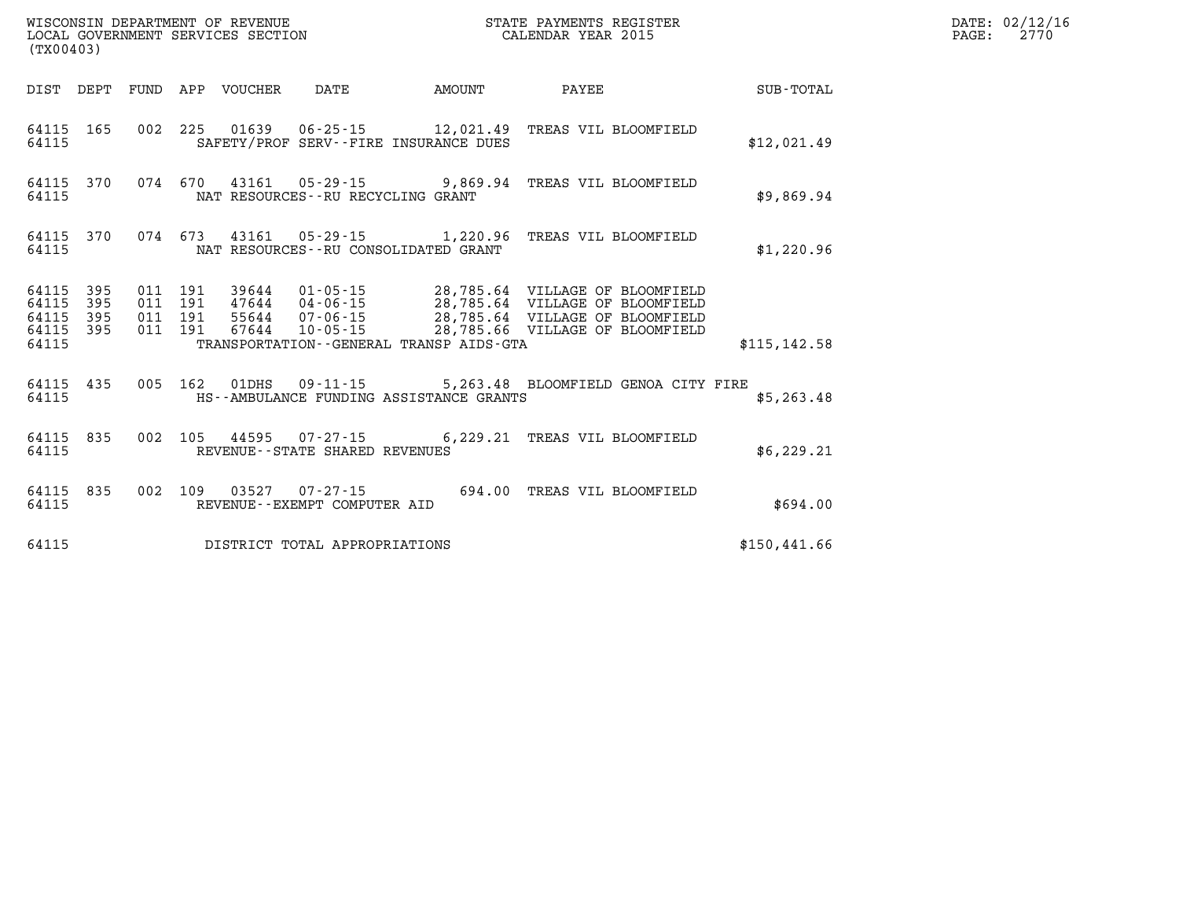WISCONSIN DEPARTMENT OF REVENUE
LOCAL GOVERNMENT SERVICES SECTION
(TX00403)

STATE PAYMENTS REGISTER
CALENDAR YEAR 2015

| DIST | DEPT | FUND | APP | VOUCHER | DATE | AMOUNT | PAYEE | SUB-TOTAL |
|---|---|---|---|---|---|---|---|---|
| 64115 | 165 | 002 | 225 | 01639 | 06-25-15 | 12,021.49 | TREAS VIL BLOOMFIELD | |
| 64115 | | | | SAFETY/PROF SERV--FIRE INSURANCE DUES | | | | $12,021.49 |
| 64115 | 370 | 074 | 670 | 43161 | 05-29-15 | 9,869.94 | TREAS VIL BLOOMFIELD | |
| 64115 | | | | NAT RESOURCES--RU RECYCLING GRANT | | | | $9,869.94 |
| 64115 | 370 | 074 | 673 | 43161 | 05-29-15 | 1,220.96 | TREAS VIL BLOOMFIELD | |
| 64115 | | | | NAT RESOURCES--RU CONSOLIDATED GRANT | | | | $1,220.96 |
| 64115 | 395 | 011 | 191 | 39644 | 01-05-15 | 28,785.64 | VILLAGE OF BLOOMFIELD | |
| 64115 | 395 | 011 | 191 | 47644 | 04-06-15 | 28,785.64 | VILLAGE OF BLOOMFIELD | |
| 64115 | 395 | 011 | 191 | 55644 | 07-06-15 | 28,785.64 | VILLAGE OF BLOOMFIELD | |
| 64115 | 395 | 011 | 191 | 67644 | 10-05-15 | 28,785.66 | VILLAGE OF BLOOMFIELD | |
| 64115 | | | | TRANSPORTATION--GENERAL TRANSP AIDS-GTA | | | | $115,142.58 |
| 64115 | 435 | 005 | 162 | 01DHS | 09-11-15 | 5,263.48 | BLOOMFIELD GENOA CITY FIRE | |
| 64115 | | | | HS--AMBULANCE FUNDING ASSISTANCE GRANTS | | | | $5,263.48 |
| 64115 | 835 | 002 | 105 | 44595 | 07-27-15 | 6,229.21 | TREAS VIL BLOOMFIELD | |
| 64115 | | | | REVENUE--STATE SHARED REVENUES | | | | $6,229.21 |
| 64115 | 835 | 002 | 109 | 03527 | 07-27-15 | 694.00 | TREAS VIL BLOOMFIELD | |
| 64115 | | | | REVENUE--EXEMPT COMPUTER AID | | | | $694.00 |
| 64115 | | | | DISTRICT TOTAL APPROPRIATIONS | | | | $150,441.66 |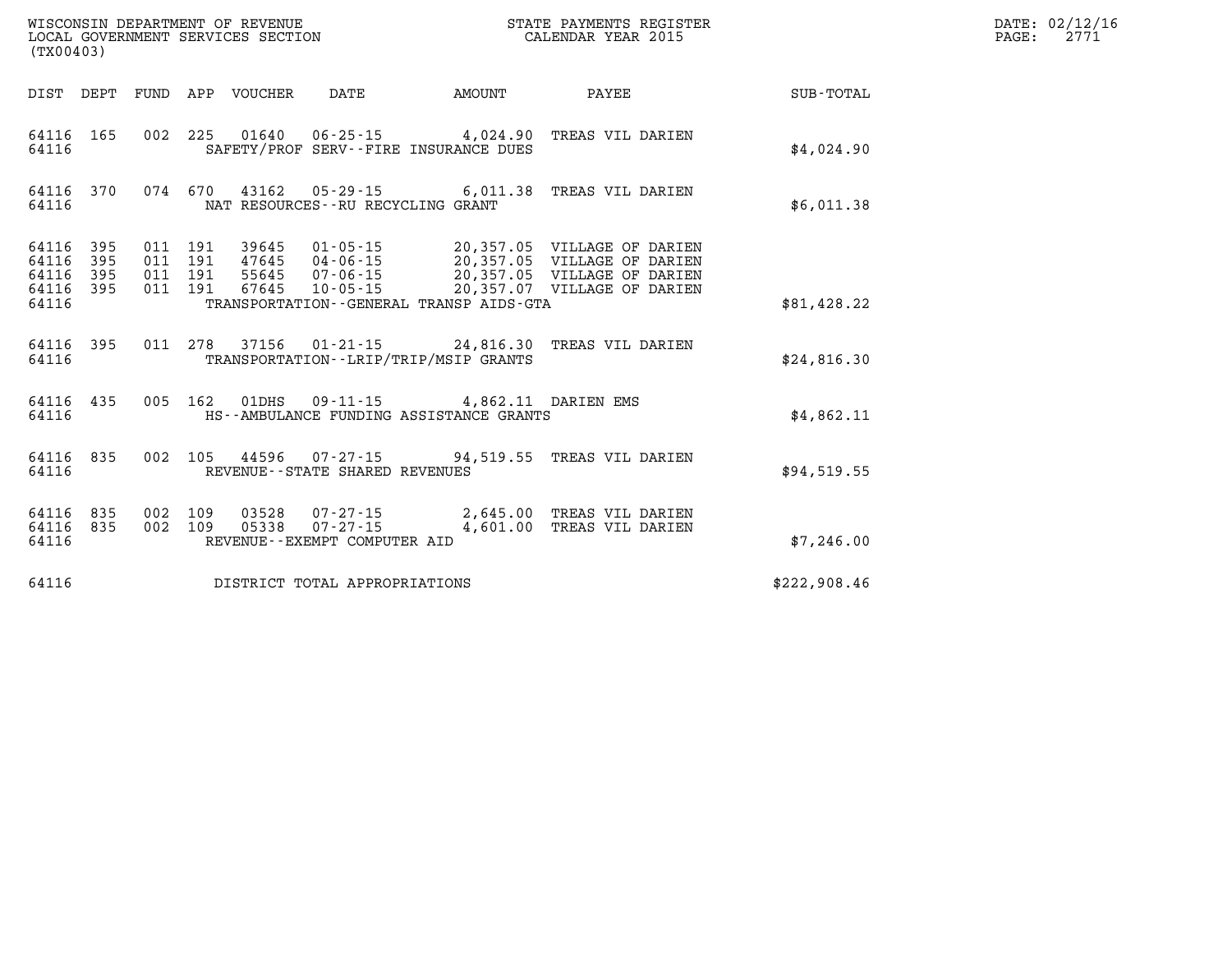WISCONSIN DEPARTMENT OF REVENUE
LOCAL GOVERNMENT SERVICES SECTION
(TX00403)

STATE PAYMENTS REGISTER
CALENDAR YEAR 2015

DATE: 02/12/16

| DIST | DEPT | FUND | APP | VOUCHER | DATE | AMOUNT | PAYEE | SUB-TOTAL |
|---|---|---|---|---|---|---|---|---|
| 64116 | 165 | 002 | 225 | 01640 | 06-25-15 | 4,024.90 | TREAS VIL DARIEN | |
| 64116 | | | | SAFETY/PROF SERV--FIRE INSURANCE DUES | | | | $4,024.90 |
| 64116 | 370 | 074 | 670 | 43162 | 05-29-15 | 6,011.38 | TREAS VIL DARIEN | |
| 64116 | | | | NAT RESOURCES--RU RECYCLING GRANT | | | | $6,011.38 |
| 64116 | 395 | 011 | 191 | 39645 | 01-05-15 | 20,357.05 | VILLAGE OF DARIEN | |
| 64116 | 395 | 011 | 191 | 47645 | 04-06-15 | 20,357.05 | VILLAGE OF DARIEN | |
| 64116 | 395 | 011 | 191 | 55645 | 07-06-15 | 20,357.05 | VILLAGE OF DARIEN | |
| 64116 | 395 | 011 | 191 | 67645 | 10-05-15 | 20,357.07 | VILLAGE OF DARIEN | |
| 64116 | | | | TRANSPORTATION--GENERAL TRANSP AIDS-GTA | | | | $81,428.22 |
| 64116 | 395 | 011 | 278 | 37156 | 01-21-15 | 24,816.30 | TREAS VIL DARIEN | |
| 64116 | | | | TRANSPORTATION--LRIP/TRIP/MSIP GRANTS | | | | $24,816.30 |
| 64116 | 435 | 005 | 162 | 01DHS | 09-11-15 | 4,862.11 | DARIEN EMS | |
| 64116 | | | | HS--AMBULANCE FUNDING ASSISTANCE GRANTS | | | | $4,862.11 |
| 64116 | 835 | 002 | 105 | 44596 | 07-27-15 | 94,519.55 | TREAS VIL DARIEN | |
| 64116 | | | | REVENUE--STATE SHARED REVENUES | | | | $94,519.55 |
| 64116 | 835 | 002 | 109 | 03528 | 07-27-15 | 2,645.00 | TREAS VIL DARIEN | |
| 64116 | 835 | 002 | 109 | 05338 | 07-27-15 | 4,601.00 | TREAS VIL DARIEN | |
| 64116 | | | | REVENUE--EXEMPT COMPUTER AID | | | | $7,246.00 |
| 64116 | | | | DISTRICT TOTAL APPROPRIATIONS | | | | $222,908.46 |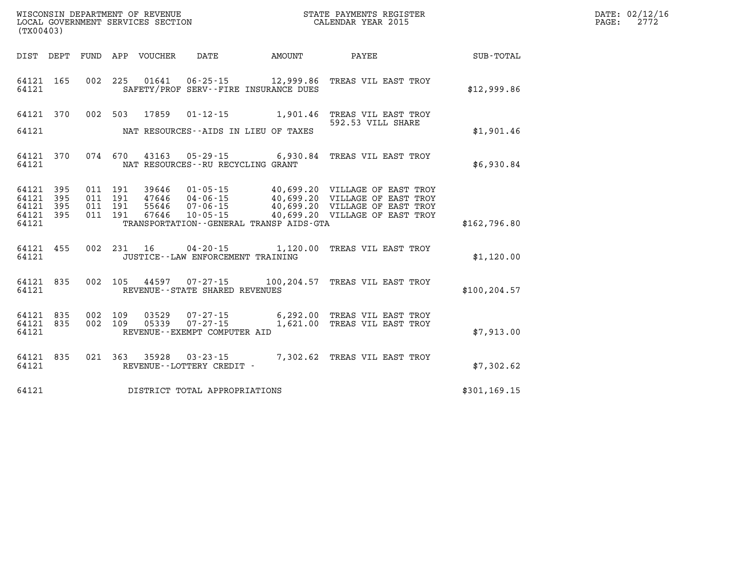WISCONSIN DEPARTMENT OF REVENUE
LOCAL GOVERNMENT SERVICES SECTION
(TX00403)

STATE PAYMENTS REGISTER
CALENDAR YEAR 2015

DATE: 02/12/16
PAGE: 2772

| DIST | DEPT | FUND | APP | VOUCHER | DATE | AMOUNT | PAYEE | SUB-TOTAL |
|---|---|---|---|---|---|---|---|---|
| 64121 | 165 | 002 | 225 | 01641 | 06-25-15 | 12,999.86 | TREAS VIL EAST TROY | |
| 64121 | | | | | SAFETY/PROF SERV--FIRE INSURANCE DUES | | | $12,999.86 |
| 64121 | 370 | 002 | 503 | 17859 | 01-12-15 | 1,901.46 | TREAS VIL EAST TROY 592.53 VILL SHARE | |
| 64121 | | | | | NAT RESOURCES--AIDS IN LIEU OF TAXES | | | $1,901.46 |
| 64121 | 370 | 074 | 670 | 43163 | 05-29-15 | 6,930.84 | TREAS VIL EAST TROY | |
| 64121 | | | | | NAT RESOURCES--RU RECYCLING GRANT | | | $6,930.84 |
| 64121 | 395 | 011 | 191 | 39646 | 01-05-15 | 40,699.20 | VILLAGE OF EAST TROY | |
| 64121 | 395 | 011 | 191 | 47646 | 04-06-15 | 40,699.20 | VILLAGE OF EAST TROY | |
| 64121 | 395 | 011 | 191 | 55646 | 07-06-15 | 40,699.20 | VILLAGE OF EAST TROY | |
| 64121 | 395 | 011 | 191 | 67646 | 10-05-15 | 40,699.20 | VILLAGE OF EAST TROY | |
| 64121 | | | | | TRANSPORTATION--GENERAL TRANSP AIDS-GTA | | | $162,796.80 |
| 64121 | 455 | 002 | 231 | 16 | 04-20-15 | 1,120.00 | TREAS VIL EAST TROY | |
| 64121 | | | | | JUSTICE--LAW ENFORCEMENT TRAINING | | | $1,120.00 |
| 64121 | 835 | 002 | 105 | 44597 | 07-27-15 | 100,204.57 | TREAS VIL EAST TROY | |
| 64121 | | | | | REVENUE--STATE SHARED REVENUES | | | $100,204.57 |
| 64121 | 835 | 002 | 109 | 03529 | 07-27-15 | 6,292.00 | TREAS VIL EAST TROY | |
| 64121 | 835 | 002 | 109 | 05339 | 07-27-15 | 1,621.00 | TREAS VIL EAST TROY | |
| 64121 | | | | | REVENUE--EXEMPT COMPUTER AID | | | $7,913.00 |
| 64121 | 835 | 021 | 363 | 35928 | 03-23-15 | 7,302.62 | TREAS VIL EAST TROY | |
| 64121 | | | | | REVENUE--LOTTERY CREDIT - | | | $7,302.62 |
| 64121 | | | | | DISTRICT TOTAL APPROPRIATIONS | | | $301,169.15 |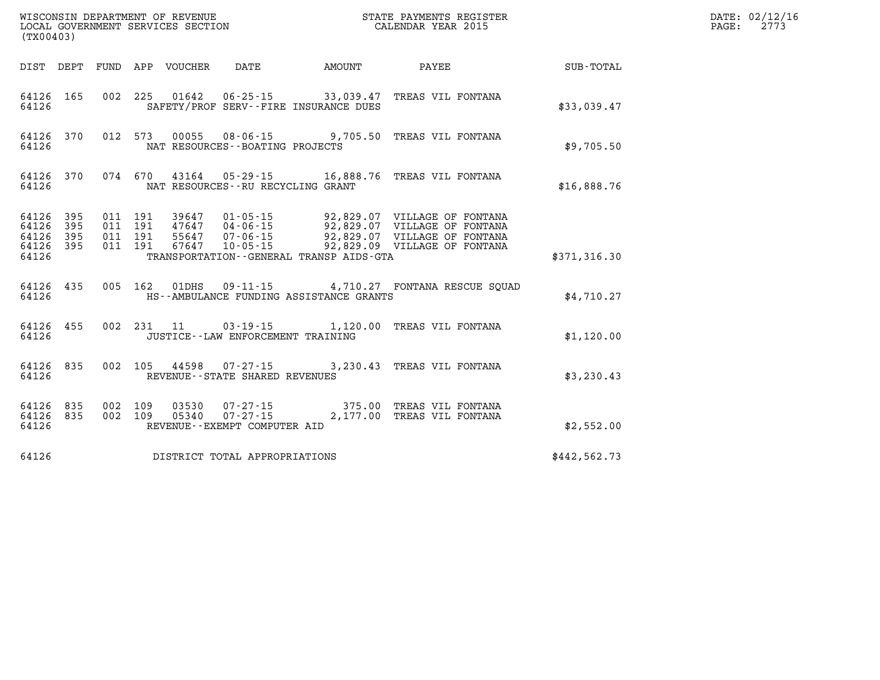WISCONSIN DEPARTMENT OF REVENUE
LOCAL GOVERNMENT SERVICES SECTION
(TX00403)

STATE PAYMENTS REGISTER
CALENDAR YEAR 2015

| DIST | DEPT | FUND | APP | VOUCHER | DATE | AMOUNT | PAYEE | SUB-TOTAL |
|---|---|---|---|---|---|---|---|---|
| 64126 | 165 | 002 | 225 | 01642 | 06-25-15 | 33,039.47 | TREAS VIL FONTANA | |
| 64126 | | | | | SAFETY/PROF SERV--FIRE INSURANCE DUES | | | $33,039.47 |
| 64126 | 370 | 012 | 573 | 00055 | 08-06-15 | 9,705.50 | TREAS VIL FONTANA | |
| 64126 | | | | | NAT RESOURCES--BOATING PROJECTS | | | $9,705.50 |
| 64126 | 370 | 074 | 670 | 43164 | 05-29-15 | 16,888.76 | TREAS VIL FONTANA | |
| 64126 | | | | | NAT RESOURCES--RU RECYCLING GRANT | | | $16,888.76 |
| 64126 | 395 | 011 | 191 | 39647 | 01-05-15 | 92,829.07 | VILLAGE OF FONTANA | |
| 64126 | 395 | 011 | 191 | 47647 | 04-06-15 | 92,829.07 | VILLAGE OF FONTANA | |
| 64126 | 395 | 011 | 191 | 55647 | 07-06-15 | 92,829.07 | VILLAGE OF FONTANA | |
| 64126 | 395 | 011 | 191 | 67647 | 10-05-15 | 92,829.09 | VILLAGE OF FONTANA | |
| 64126 | | | | | TRANSPORTATION--GENERAL TRANSP AIDS-GTA | | | $371,316.30 |
| 64126 | 435 | 005 | 162 | 01DHS | 09-11-15 | 4,710.27 | FONTANA RESCUE SQUAD | |
| 64126 | | | | | HS--AMBULANCE FUNDING ASSISTANCE GRANTS | | | $4,710.27 |
| 64126 | 455 | 002 | 231 | 11 | 03-19-15 | 1,120.00 | TREAS VIL FONTANA | |
| 64126 | | | | | JUSTICE--LAW ENFORCEMENT TRAINING | | | $1,120.00 |
| 64126 | 835 | 002 | 105 | 44598 | 07-27-15 | 3,230.43 | TREAS VIL FONTANA | |
| 64126 | | | | | REVENUE--STATE SHARED REVENUES | | | $3,230.43 |
| 64126 | 835 | 002 | 109 | 03530 | 07-27-15 | 375.00 | TREAS VIL FONTANA | |
| 64126 | 835 | 002 | 109 | 05340 | 07-27-15 | 2,177.00 | TREAS VIL FONTANA | |
| 64126 | | | | | REVENUE--EXEMPT COMPUTER AID | | | $2,552.00 |
| 64126 | | | | | DISTRICT TOTAL APPROPRIATIONS | | | $442,562.73 |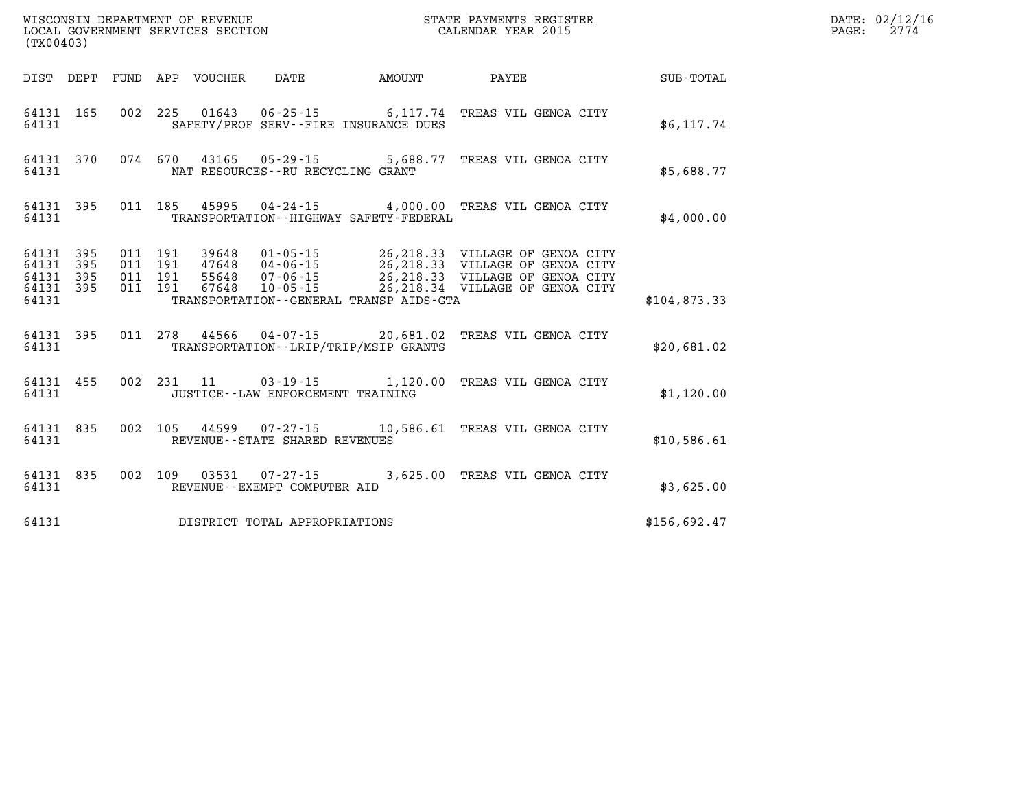WISCONSIN DEPARTMENT OF REVENUE
LOCAL GOVERNMENT SERVICES SECTION
(TX00403)

STATE PAYMENTS REGISTER
CALENDAR YEAR 2015

DATE: 02/12/16
PAGE: 2774

| DIST | DEPT | FUND | APP | VOUCHER | DATE | AMOUNT | PAYEE | SUB-TOTAL |
|---|---|---|---|---|---|---|---|---|
| 64131 | 165 | 002 | 225 | 01643 | 06-25-15 | 6,117.74 | TREAS VIL GENOA CITY | |
| 64131 | | | | SAFETY/PROF SERV--FIRE INSURANCE DUES | | | | $6,117.74 |
| 64131 | 370 | 074 | 670 | 43165 | 05-29-15 | 5,688.77 | TREAS VIL GENOA CITY | |
| 64131 | | | | NAT RESOURCES--RU RECYCLING GRANT | | | | $5,688.77 |
| 64131 | 395 | 011 | 185 | 45995 | 04-24-15 | 4,000.00 | TREAS VIL GENOA CITY | |
| 64131 | | | | TRANSPORTATION--HIGHWAY SAFETY-FEDERAL | | | | $4,000.00 |
| 64131 | 395 | 011 | 191 | 39648 | 01-05-15 | 26,218.33 | VILLAGE OF GENOA CITY | |
| 64131 | 395 | 011 | 191 | 47648 | 04-06-15 | 26,218.33 | VILLAGE OF GENOA CITY | |
| 64131 | 395 | 011 | 191 | 55648 | 07-06-15 | 26,218.33 | VILLAGE OF GENOA CITY | |
| 64131 | 395 | 011 | 191 | 67648 | 10-05-15 | 26,218.34 | VILLAGE OF GENOA CITY | |
| 64131 | | | | TRANSPORTATION--GENERAL TRANSP AIDS-GTA | | | | $104,873.33 |
| 64131 | 395 | 011 | 278 | 44566 | 04-07-15 | 20,681.02 | TREAS VIL GENOA CITY | |
| 64131 | | | | TRANSPORTATION--LRIP/TRIP/MSIP GRANTS | | | | $20,681.02 |
| 64131 | 455 | 002 | 231 | 11 | 03-19-15 | 1,120.00 | TREAS VIL GENOA CITY | |
| 64131 | | | | JUSTICE--LAW ENFORCEMENT TRAINING | | | | $1,120.00 |
| 64131 | 835 | 002 | 105 | 44599 | 07-27-15 | 10,586.61 | TREAS VIL GENOA CITY | |
| 64131 | | | | REVENUE--STATE SHARED REVENUES | | | | $10,586.61 |
| 64131 | 835 | 002 | 109 | 03531 | 07-27-15 | 3,625.00 | TREAS VIL GENOA CITY | |
| 64131 | | | | REVENUE--EXEMPT COMPUTER AID | | | | $3,625.00 |
| 64131 | | | | DISTRICT TOTAL APPROPRIATIONS | | | | $156,692.47 |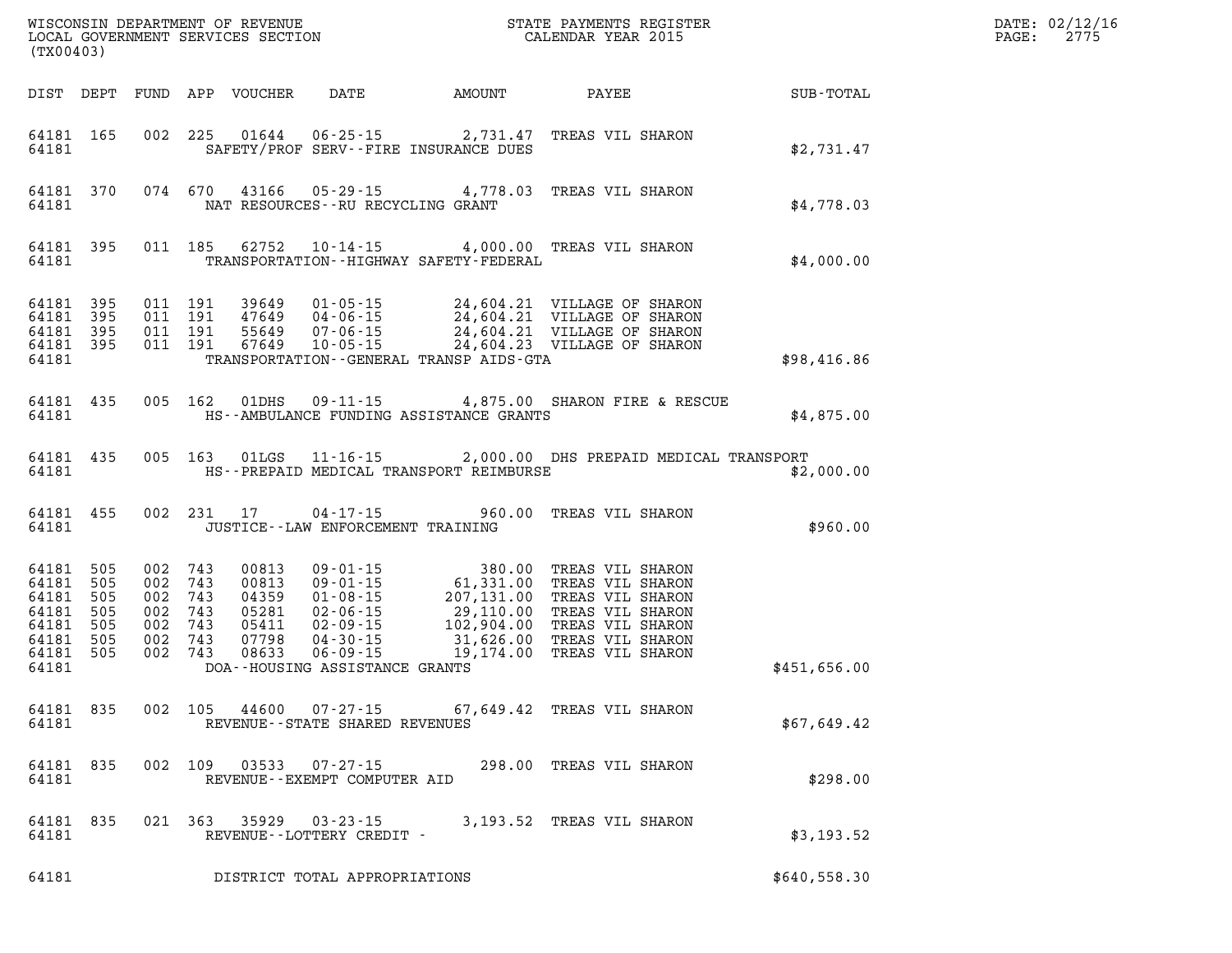WISCONSIN DEPARTMENT OF REVENUE
LOCAL GOVERNMENT SERVICES SECTION
(TX00403)

STATE PAYMENTS REGISTER
CALENDAR YEAR 2015

DATE: 02/12/16
PAGE: 2775

| DIST | DEPT | FUND | APP | VOUCHER | DATE | AMOUNT | PAYEE | SUB-TOTAL |
|---|---|---|---|---|---|---|---|---|
| 64181 | 165 | 002 | 225 | 01644 | 06-25-15 | 2,731.47 | TREAS VIL SHARON | |
| 64181 | | | | SAFETY/PROF SERV--FIRE INSURANCE DUES | | | | $2,731.47 |
| 64181 | 370 | 074 | 670 | 43166 | 05-29-15 | 4,778.03 | TREAS VIL SHARON | |
| 64181 | | | | NAT RESOURCES--RU RECYCLING GRANT | | | | $4,778.03 |
| 64181 | 395 | 011 | 185 | 62752 | 10-14-15 | 4,000.00 | TREAS VIL SHARON | |
| 64181 | | | | TRANSPORTATION--HIGHWAY SAFETY-FEDERAL | | | | $4,000.00 |
| 64181 | 395 | 011 | 191 | 39649 | 01-05-15 | 24,604.21 | VILLAGE OF SHARON | |
| 64181 | 395 | 011 | 191 | 47649 | 04-06-15 | 24,604.21 | VILLAGE OF SHARON | |
| 64181 | 395 | 011 | 191 | 55649 | 07-06-15 | 24,604.21 | VILLAGE OF SHARON | |
| 64181 | 395 | 011 | 191 | 67649 | 10-05-15 | 24,604.23 | VILLAGE OF SHARON | |
| 64181 | | | | TRANSPORTATION--GENERAL TRANSP AIDS-GTA | | | | $98,416.86 |
| 64181 | 435 | 005 | 162 | 01DHS | 09-11-15 | 4,875.00 | SHARON FIRE & RESCUE | |
| 64181 | | | | HS--AMBULANCE FUNDING ASSISTANCE GRANTS | | | | $4,875.00 |
| 64181 | 435 | 005 | 163 | 01LGS | 11-16-15 | 2,000.00 | DHS PREPAID MEDICAL TRANSPORT | |
| 64181 | | | | HS--PREPAID MEDICAL TRANSPORT REIMBURSE | | | | $2,000.00 |
| 64181 | 455 | 002 | 231 | 17 | 04-17-15 | 960.00 | TREAS VIL SHARON | |
| 64181 | | | | JUSTICE--LAW ENFORCEMENT TRAINING | | | | $960.00 |
| 64181 | 505 | 002 | 743 | 00813 | 09-01-15 | 380.00 | TREAS VIL SHARON | |
| 64181 | 505 | 002 | 743 | 00813 | 09-01-15 | 61,331.00 | TREAS VIL SHARON | |
| 64181 | 505 | 002 | 743 | 04359 | 01-08-15 | 207,131.00 | TREAS VIL SHARON | |
| 64181 | 505 | 002 | 743 | 05281 | 02-06-15 | 29,110.00 | TREAS VIL SHARON | |
| 64181 | 505 | 002 | 743 | 05411 | 02-09-15 | 102,904.00 | TREAS VIL SHARON | |
| 64181 | 505 | 002 | 743 | 07798 | 04-30-15 | 31,626.00 | TREAS VIL SHARON | |
| 64181 | 505 | 002 | 743 | 08633 | 06-09-15 | 19,174.00 | TREAS VIL SHARON | |
| 64181 | | | | DOA--HOUSING ASSISTANCE GRANTS | | | | $451,656.00 |
| 64181 | 835 | 002 | 105 | 44600 | 07-27-15 | 67,649.42 | TREAS VIL SHARON | |
| 64181 | | | | REVENUE--STATE SHARED REVENUES | | | | $67,649.42 |
| 64181 | 835 | 002 | 109 | 03533 | 07-27-15 | 298.00 | TREAS VIL SHARON | |
| 64181 | | | | REVENUE--EXEMPT COMPUTER AID | | | | $298.00 |
| 64181 | 835 | 021 | 363 | 35929 | 03-23-15 | 3,193.52 | TREAS VIL SHARON | |
| 64181 | | | | REVENUE--LOTTERY CREDIT - | | | | $3,193.52 |
| 64181 | | | | DISTRICT TOTAL APPROPRIATIONS | | | | $640,558.30 |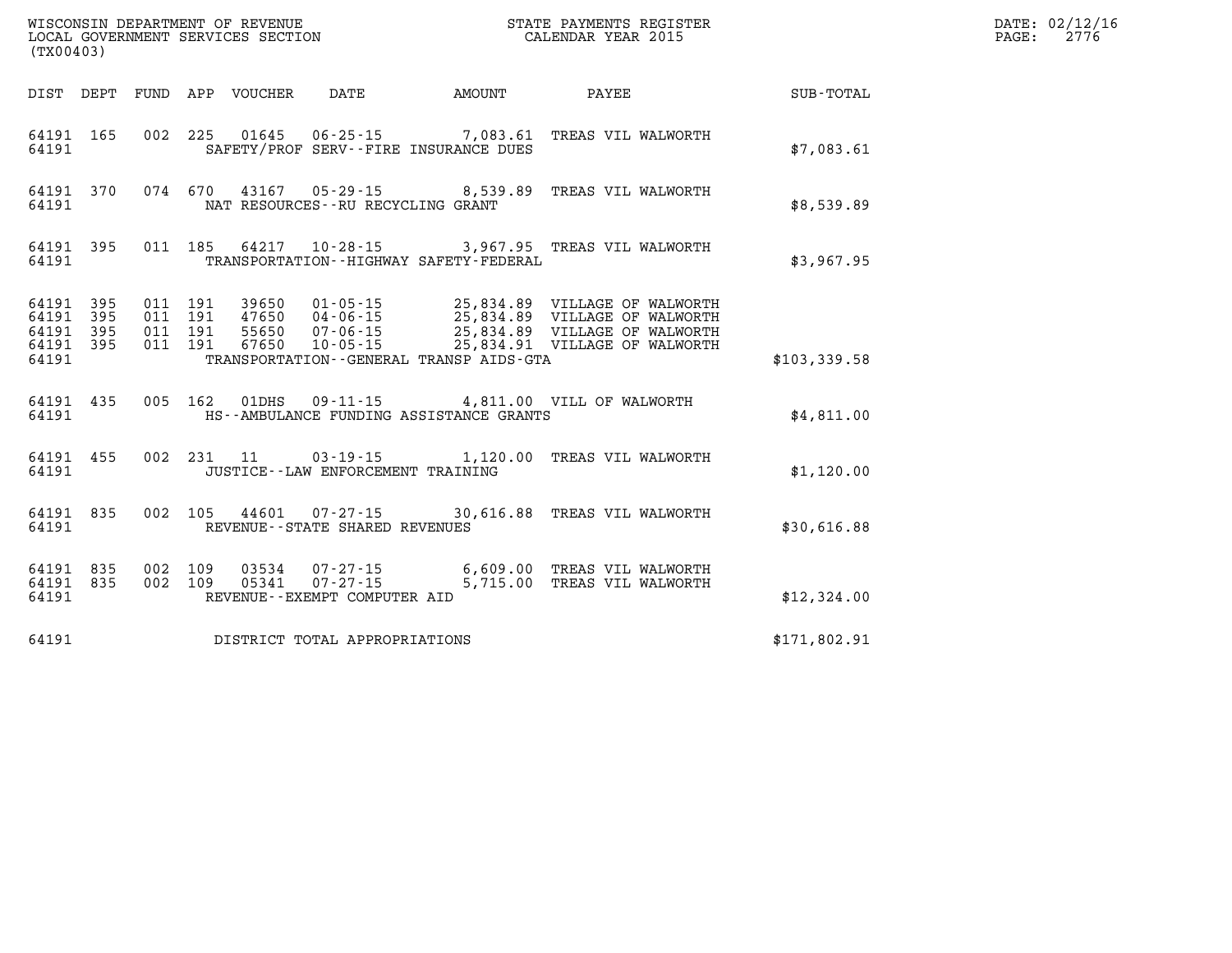WISCONSIN DEPARTMENT OF REVENUE
LOCAL GOVERNMENT SERVICES SECTION
(TX00403)

STATE PAYMENTS REGISTER
CALENDAR YEAR 2015

DATE: 02/12/16
PAGE: 2776

| DIST | DEPT | FUND | APP | VOUCHER | DATE | AMOUNT | PAYEE | SUB-TOTAL |
|---|---|---|---|---|---|---|---|---|
| 64191 | 165 | 002 | 225 | 01645 | 06-25-15 | 7,083.61 | TREAS VIL WALWORTH | |
| 64191 | | | | | SAFETY/PROF SERV--FIRE INSURANCE DUES | | | $7,083.61 |
| 64191 | 370 | 074 | 670 | 43167 | 05-29-15 | 8,539.89 | TREAS VIL WALWORTH | |
| 64191 | | | | | NAT RESOURCES--RU RECYCLING GRANT | | | $8,539.89 |
| 64191 | 395 | 011 | 185 | 64217 | 10-28-15 | 3,967.95 | TREAS VIL WALWORTH | |
| 64191 | | | | | TRANSPORTATION--HIGHWAY SAFETY-FEDERAL | | | $3,967.95 |
| 64191 | 395 | 011 | 191 | 39650 | 01-05-15 | 25,834.89 | VILLAGE OF WALWORTH | |
| 64191 | 395 | 011 | 191 | 47650 | 04-06-15 | 25,834.89 | VILLAGE OF WALWORTH | |
| 64191 | 395 | 011 | 191 | 55650 | 07-06-15 | 25,834.89 | VILLAGE OF WALWORTH | |
| 64191 | 395 | 011 | 191 | 67650 | 10-05-15 | 25,834.91 | VILLAGE OF WALWORTH | |
| 64191 | | | | | TRANSPORTATION--GENERAL TRANSP AIDS-GTA | | | $103,339.58 |
| 64191 | 435 | 005 | 162 | 01DHS | 09-11-15 | 4,811.00 | VILL OF WALWORTH | |
| 64191 | | | | | HS--AMBULANCE FUNDING ASSISTANCE GRANTS | | | $4,811.00 |
| 64191 | 455 | 002 | 231 | 11 | 03-19-15 | 1,120.00 | TREAS VIL WALWORTH | |
| 64191 | | | | | JUSTICE--LAW ENFORCEMENT TRAINING | | | $1,120.00 |
| 64191 | 835 | 002 | 105 | 44601 | 07-27-15 | 30,616.88 | TREAS VIL WALWORTH | |
| 64191 | | | | | REVENUE--STATE SHARED REVENUES | | | $30,616.88 |
| 64191 | 835 | 002 | 109 | 03534 | 07-27-15 | 6,609.00 | TREAS VIL WALWORTH | |
| 64191 | 835 | 002 | 109 | 05341 | 07-27-15 | 5,715.00 | TREAS VIL WALWORTH | |
| 64191 | | | | | REVENUE--EXEMPT COMPUTER AID | | | $12,324.00 |
| 64191 | | | | | DISTRICT TOTAL APPROPRIATIONS | | | $171,802.91 |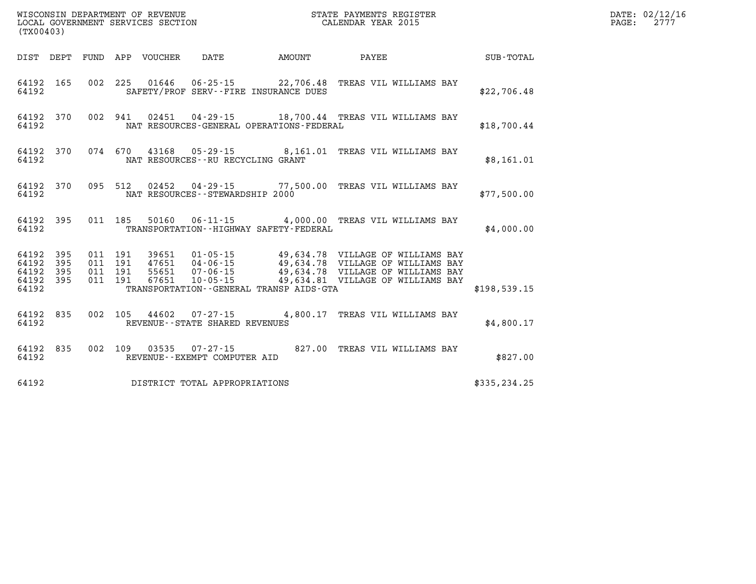WISCONSIN DEPARTMENT OF REVENUE
LOCAL GOVERNMENT SERVICES SECTION
(TX00403)

STATE PAYMENTS REGISTER
CALENDAR YEAR 2015

DATE: 02/12/16
PAGE: 2777

| DIST | DEPT | FUND | APP | VOUCHER | DATE | AMOUNT | PAYEE | SUB-TOTAL |
|---|---|---|---|---|---|---|---|---|
| 64192 | 165 | 002 | 225 | 01646 | 06-25-15 | 22,706.48 | TREAS VIL WILLIAMS BAY | |
| 64192 | | | | SAFETY/PROF SERV--FIRE INSURANCE DUES | | | | $22,706.48 |
| 64192 | 370 | 002 | 941 | 02451 | 04-29-15 | 18,700.44 | TREAS VIL WILLIAMS BAY | |
| 64192 | | | | NAT RESOURCES-GENERAL OPERATIONS-FEDERAL | | | | $18,700.44 |
| 64192 | 370 | 074 | 670 | 43168 | 05-29-15 | 8,161.01 | TREAS VIL WILLIAMS BAY | |
| 64192 | | | | NAT RESOURCES--RU RECYCLING GRANT | | | | $8,161.01 |
| 64192 | 370 | 095 | 512 | 02452 | 04-29-15 | 77,500.00 | TREAS VIL WILLIAMS BAY | |
| 64192 | | | | NAT RESOURCES--STEWARDSHIP 2000 | | | | $77,500.00 |
| 64192 | 395 | 011 | 185 | 50160 | 06-11-15 | 4,000.00 | TREAS VIL WILLIAMS BAY | |
| 64192 | | | | TRANSPORTATION--HIGHWAY SAFETY-FEDERAL | | | | $4,000.00 |
| 64192 | 395 | 011 | 191 | 39651 | 01-05-15 | 49,634.78 | VILLAGE OF WILLIAMS BAY | |
| 64192 | 395 | 011 | 191 | 47651 | 04-06-15 | 49,634.78 | VILLAGE OF WILLIAMS BAY | |
| 64192 | 395 | 011 | 191 | 55651 | 07-06-15 | 49,634.78 | VILLAGE OF WILLIAMS BAY | |
| 64192 | 395 | 011 | 191 | 67651 | 10-05-15 | 49,634.81 | VILLAGE OF WILLIAMS BAY | |
| 64192 | | | | TRANSPORTATION--GENERAL TRANSP AIDS-GTA | | | | $198,539.15 |
| 64192 | 835 | 002 | 105 | 44602 | 07-27-15 | 4,800.17 | TREAS VIL WILLIAMS BAY | |
| 64192 | | | | REVENUE--STATE SHARED REVENUES | | | | $4,800.17 |
| 64192 | 835 | 002 | 109 | 03535 | 07-27-15 | 827.00 | TREAS VIL WILLIAMS BAY | |
| 64192 | | | | REVENUE--EXEMPT COMPUTER AID | | | | $827.00 |
| 64192 | | | | DISTRICT TOTAL APPROPRIATIONS | | | | $335,234.25 |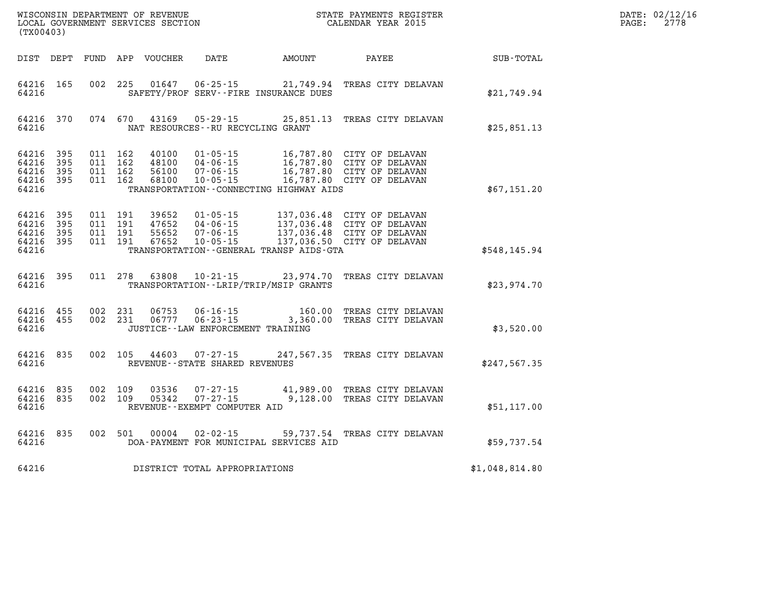WISCONSIN DEPARTMENT OF REVENUE
LOCAL GOVERNMENT SERVICES SECTION
(TX00403)

STATE PAYMENTS REGISTER
CALENDAR YEAR 2015

DATE: 02/12/16
PAGE: 2778

| DIST | DEPT | FUND | APP | VOUCHER | DATE | AMOUNT | PAYEE | SUB-TOTAL |
|---|---|---|---|---|---|---|---|---|
| 64216 | 165 | 002 | 225 | 01647 | 06-25-15 | 21,749.94 | TREAS CITY DELAVAN | |
| 64216 | | | | | SAFETY/PROF SERV--FIRE INSURANCE DUES | | | $21,749.94 |
| 64216 | 370 | 074 | 670 | 43169 | 05-29-15 | 25,851.13 | TREAS CITY DELAVAN | |
| 64216 | | | | | NAT RESOURCES--RU RECYCLING GRANT | | | $25,851.13 |
| 64216 | 395 | 011 | 162 | 40100 | 01-05-15 | 16,787.80 | CITY OF DELAVAN | |
| 64216 | 395 | 011 | 162 | 48100 | 04-06-15 | 16,787.80 | CITY OF DELAVAN | |
| 64216 | 395 | 011 | 162 | 56100 | 07-06-15 | 16,787.80 | CITY OF DELAVAN | |
| 64216 | 395 | 011 | 162 | 68100 | 10-05-15 | 16,787.80 | CITY OF DELAVAN | |
| 64216 | | | | | TRANSPORTATION--CONNECTING HIGHWAY AIDS | | | $67,151.20 |
| 64216 | 395 | 011 | 191 | 39652 | 01-05-15 | 137,036.48 | CITY OF DELAVAN | |
| 64216 | 395 | 011 | 191 | 47652 | 04-06-15 | 137,036.48 | CITY OF DELAVAN | |
| 64216 | 395 | 011 | 191 | 55652 | 07-06-15 | 137,036.48 | CITY OF DELAVAN | |
| 64216 | 395 | 011 | 191 | 67652 | 10-05-15 | 137,036.50 | CITY OF DELAVAN | |
| 64216 | | | | | TRANSPORTATION--GENERAL TRANSP AIDS-GTA | | | $548,145.94 |
| 64216 | 395 | 011 | 278 | 63808 | 10-21-15 | 23,974.70 | TREAS CITY DELAVAN | |
| 64216 | | | | | TRANSPORTATION--LRIP/TRIP/MSIP GRANTS | | | $23,974.70 |
| 64216 | 455 | 002 | 231 | 06753 | 06-16-15 | 160.00 | TREAS CITY DELAVAN | |
| 64216 | 455 | 002 | 231 | 06777 | 06-23-15 | 3,360.00 | TREAS CITY DELAVAN | |
| 64216 | | | | | JUSTICE--LAW ENFORCEMENT TRAINING | | | $3,520.00 |
| 64216 | 835 | 002 | 105 | 44603 | 07-27-15 | 247,567.35 | TREAS CITY DELAVAN | |
| 64216 | | | | | REVENUE--STATE SHARED REVENUES | | | $247,567.35 |
| 64216 | 835 | 002 | 109 | 03536 | 07-27-15 | 41,989.00 | TREAS CITY DELAVAN | |
| 64216 | 835 | 002 | 109 | 05342 | 07-27-15 | 9,128.00 | TREAS CITY DELAVAN | |
| 64216 | | | | | REVENUE--EXEMPT COMPUTER AID | | | $51,117.00 |
| 64216 | 835 | 002 | 501 | 00004 | 02-02-15 | 59,737.54 | TREAS CITY DELAVAN | |
| 64216 | | | | | DOA-PAYMENT FOR MUNICIPAL SERVICES AID | | | $59,737.54 |
| 64216 | | | | | DISTRICT TOTAL APPROPRIATIONS | | | $1,048,814.80 |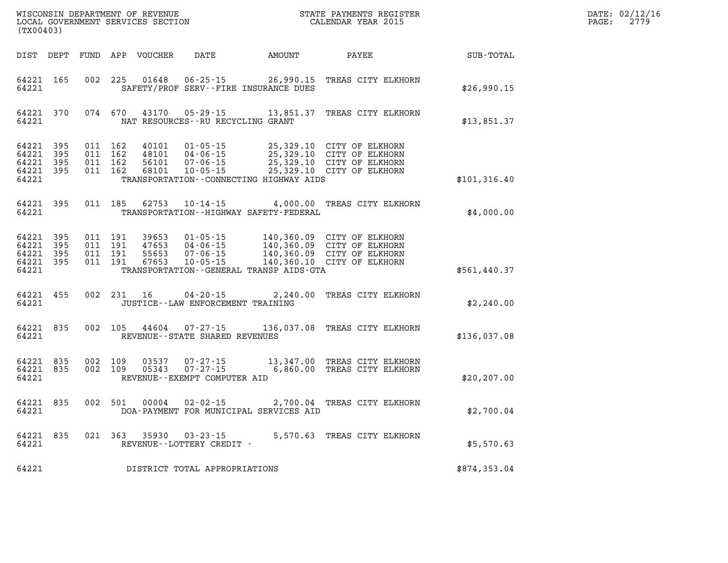WISCONSIN DEPARTMENT OF REVENUE
LOCAL GOVERNMENT SERVICES SECTION
(TX00403)

STATE PAYMENTS REGISTER
CALENDAR YEAR 2015

DATE: 02/12/16
PAGE: 2779

| DIST | DEPT | FUND | APP | VOUCHER | DATE | AMOUNT | PAYEE | SUB-TOTAL |
|---|---|---|---|---|---|---|---|---|
| 64221 | 165 | 002 | 225 | 01648 | 06-25-15 | 26,990.15 | TREAS CITY ELKHORN | |
| 64221 | | | | | SAFETY/PROF SERV--FIRE INSURANCE DUES | | | $26,990.15 |
| 64221 | 370 | 074 | 670 | 43170 | 05-29-15 | 13,851.37 | TREAS CITY ELKHORN | |
| 64221 | | | | | NAT RESOURCES--RU RECYCLING GRANT | | | $13,851.37 |
| 64221 | 395 | 011 | 162 | 40101 | 01-05-15 | 25,329.10 | CITY OF ELKHORN | |
| 64221 | 395 | 011 | 162 | 48101 | 04-06-15 | 25,329.10 | CITY OF ELKHORN | |
| 64221 | 395 | 011 | 162 | 56101 | 07-06-15 | 25,329.10 | CITY OF ELKHORN | |
| 64221 | 395 | 011 | 162 | 68101 | 10-05-15 | 25,329.10 | CITY OF ELKHORN | |
| 64221 | | | | | TRANSPORTATION--CONNECTING HIGHWAY AIDS | | | $101,316.40 |
| 64221 | 395 | 011 | 185 | 62753 | 10-14-15 | 4,000.00 | TREAS CITY ELKHORN | |
| 64221 | | | | | TRANSPORTATION--HIGHWAY SAFETY-FEDERAL | | | $4,000.00 |
| 64221 | 395 | 011 | 191 | 39653 | 01-05-15 | 140,360.09 | CITY OF ELKHORN | |
| 64221 | 395 | 011 | 191 | 47653 | 04-06-15 | 140,360.09 | CITY OF ELKHORN | |
| 64221 | 395 | 011 | 191 | 55653 | 07-06-15 | 140,360.09 | CITY OF ELKHORN | |
| 64221 | 395 | 011 | 191 | 67653 | 10-05-15 | 140,360.10 | CITY OF ELKHORN | |
| 64221 | | | | | TRANSPORTATION--GENERAL TRANSP AIDS-GTA | | | $561,440.37 |
| 64221 | 455 | 002 | 231 | 16 | 04-20-15 | 2,240.00 | TREAS CITY ELKHORN | |
| 64221 | | | | | JUSTICE--LAW ENFORCEMENT TRAINING | | | $2,240.00 |
| 64221 | 835 | 002 | 105 | 44604 | 07-27-15 | 136,037.08 | TREAS CITY ELKHORN | |
| 64221 | | | | | REVENUE--STATE SHARED REVENUES | | | $136,037.08 |
| 64221 | 835 | 002 | 109 | 03537 | 07-27-15 | 13,347.00 | TREAS CITY ELKHORN | |
| 64221 | 835 | 002 | 109 | 05343 | 07-27-15 | 6,860.00 | TREAS CITY ELKHORN | |
| 64221 | | | | | REVENUE--EXEMPT COMPUTER AID | | | $20,207.00 |
| 64221 | 835 | 002 | 501 | 00004 | 02-02-15 | 2,700.04 | TREAS CITY ELKHORN | |
| 64221 | | | | | DOA-PAYMENT FOR MUNICIPAL SERVICES AID | | | $2,700.04 |
| 64221 | 835 | 021 | 363 | 35930 | 03-23-15 | 5,570.63 | TREAS CITY ELKHORN | |
| 64221 | | | | | REVENUE--LOTTERY CREDIT - | | | $5,570.63 |
| 64221 | | | | | DISTRICT TOTAL APPROPRIATIONS | | | $874,353.04 |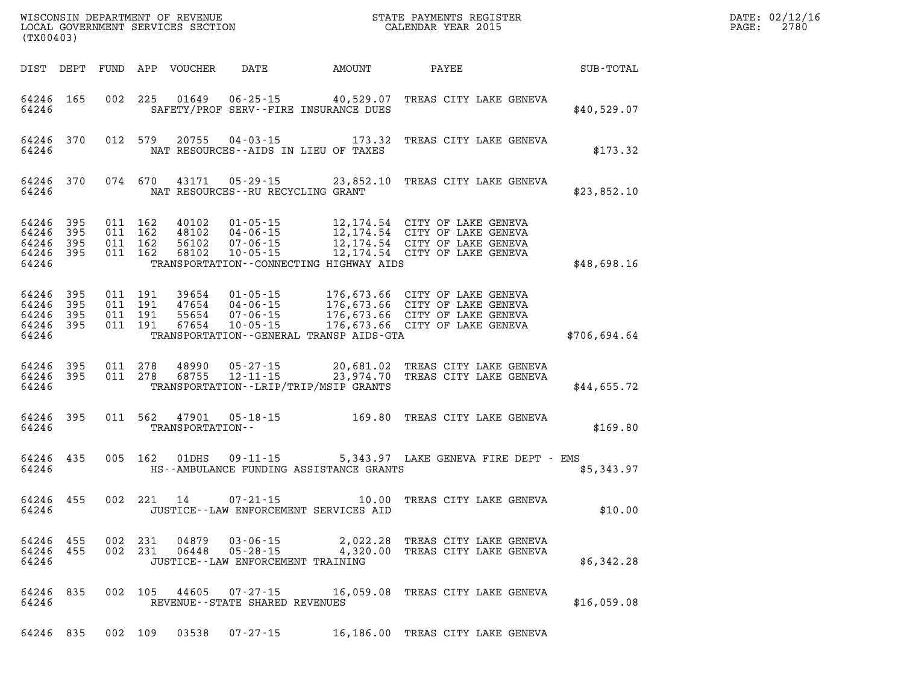WISCONSIN DEPARTMENT OF REVENUE
LOCAL GOVERNMENT SERVICES SECTION
(TX00403)

STATE PAYMENTS REGISTER
CALENDAR YEAR 2015

| DIST | DEPT | FUND | APP | VOUCHER | DATE | AMOUNT | PAYEE | SUB-TOTAL |
|---|---|---|---|---|---|---|---|---|
| 64246 | 165 | 002 | 225 | 01649 | 06-25-15 | 40,529.07 | TREAS CITY LAKE GENEVA | |
| 64246 | | | | SAFETY/PROF SERV--FIRE INSURANCE DUES | | | | $40,529.07 |
| 64246 | 370 | 012 | 579 | 20755 | 04-03-15 | 173.32 | TREAS CITY LAKE GENEVA | |
| 64246 | | | | NAT RESOURCES--AIDS IN LIEU OF TAXES | | | | $173.32 |
| 64246 | 370 | 074 | 670 | 43171 | 05-29-15 | 23,852.10 | TREAS CITY LAKE GENEVA | |
| 64246 | | | | NAT RESOURCES--RU RECYCLING GRANT | | | | $23,852.10 |
| 64246 | 395 | 011 | 162 | 40102 | 01-05-15 | 12,174.54 | CITY OF LAKE GENEVA | |
| 64246 | 395 | 011 | 162 | 48102 | 04-06-15 | 12,174.54 | CITY OF LAKE GENEVA | |
| 64246 | 395 | 011 | 162 | 56102 | 07-06-15 | 12,174.54 | CITY OF LAKE GENEVA | |
| 64246 | 395 | 011 | 162 | 68102 | 10-05-15 | 12,174.54 | CITY OF LAKE GENEVA | |
| 64246 | | | | TRANSPORTATION--CONNECTING HIGHWAY AIDS | | | | $48,698.16 |
| 64246 | 395 | 011 | 191 | 39654 | 01-05-15 | 176,673.66 | CITY OF LAKE GENEVA | |
| 64246 | 395 | 011 | 191 | 47654 | 04-06-15 | 176,673.66 | CITY OF LAKE GENEVA | |
| 64246 | 395 | 011 | 191 | 55654 | 07-06-15 | 176,673.66 | CITY OF LAKE GENEVA | |
| 64246 | 395 | 011 | 191 | 67654 | 10-05-15 | 176,673.66 | CITY OF LAKE GENEVA | |
| 64246 | | | | TRANSPORTATION--GENERAL TRANSP AIDS-GTA | | | | $706,694.64 |
| 64246 | 395 | 011 | 278 | 48990 | 05-27-15 | 20,681.02 | TREAS CITY LAKE GENEVA | |
| 64246 | 395 | 011 | 278 | 68755 | 12-11-15 | 23,974.70 | TREAS CITY LAKE GENEVA | |
| 64246 | | | | TRANSPORTATION--LRIP/TRIP/MSIP GRANTS | | | | $44,655.72 |
| 64246 | 395 | 011 | 562 | 47901 | 05-18-15 | 169.80 | TREAS CITY LAKE GENEVA | |
| 64246 | | | | TRANSPORTATION-- | | | | $169.80 |
| 64246 | 435 | 005 | 162 | 01DHS | 09-11-15 | 5,343.97 | LAKE GENEVA FIRE DEPT - EMS | |
| 64246 | | | | HS--AMBULANCE FUNDING ASSISTANCE GRANTS | | | | $5,343.97 |
| 64246 | 455 | 002 | 221 | 14 | 07-21-15 | 10.00 | TREAS CITY LAKE GENEVA | |
| 64246 | | | | JUSTICE--LAW ENFORCEMENT SERVICES AID | | | | $10.00 |
| 64246 | 455 | 002 | 231 | 04879 | 03-06-15 | 2,022.28 | TREAS CITY LAKE GENEVA | |
| 64246 | 455 | 002 | 231 | 06448 | 05-28-15 | 4,320.00 | TREAS CITY LAKE GENEVA | |
| 64246 | | | | JUSTICE--LAW ENFORCEMENT TRAINING | | | | $6,342.28 |
| 64246 | 835 | 002 | 105 | 44605 | 07-27-15 | 16,059.08 | TREAS CITY LAKE GENEVA | |
| 64246 | | | | REVENUE--STATE SHARED REVENUES | | | | $16,059.08 |
| 64246 | 835 | 002 | 109 | 03538 | 07-27-15 | 16,186.00 | TREAS CITY LAKE GENEVA | |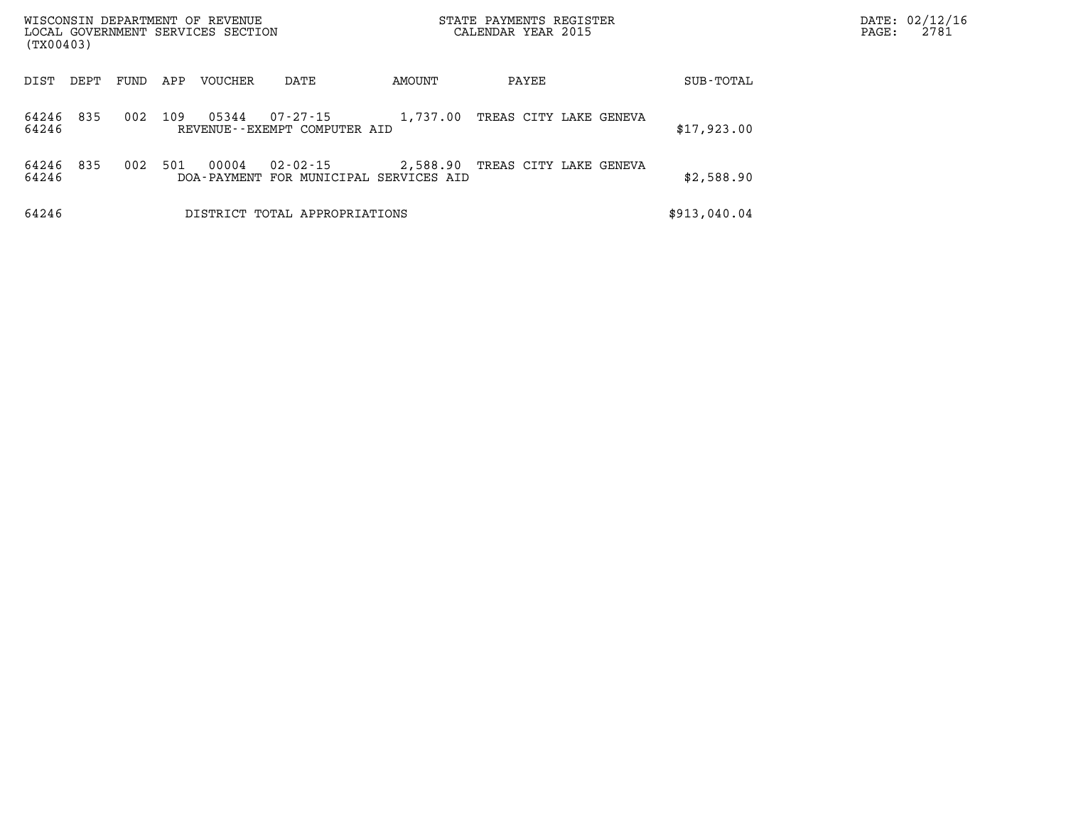WISCONSIN DEPARTMENT OF REVENUE
LOCAL GOVERNMENT SERVICES SECTION
(TX00403)

STATE PAYMENTS REGISTER
CALENDAR YEAR 2015

| DIST | DEPT | FUND | APP | VOUCHER | DATE | AMOUNT | PAYEE | SUB-TOTAL |
|---|---|---|---|---|---|---|---|---|
| 64246 | 835 | 002 | 109 | 05344 | 07-27-15 | 1,737.00 | TREAS CITY LAKE GENEVA | |
| 64246 | | | | REVENUE--EXEMPT COMPUTER AID | | | | $17,923.00 |
| 64246 | 835 | 002 | 501 | 00004 | 02-02-15 | 2,588.90 | TREAS CITY LAKE GENEVA | |
| 64246 | | | | DOA-PAYMENT FOR MUNICIPAL SERVICES AID | | | | $2,588.90 |
| 64246 | | | | DISTRICT TOTAL APPROPRIATIONS | | | | $913,040.04 |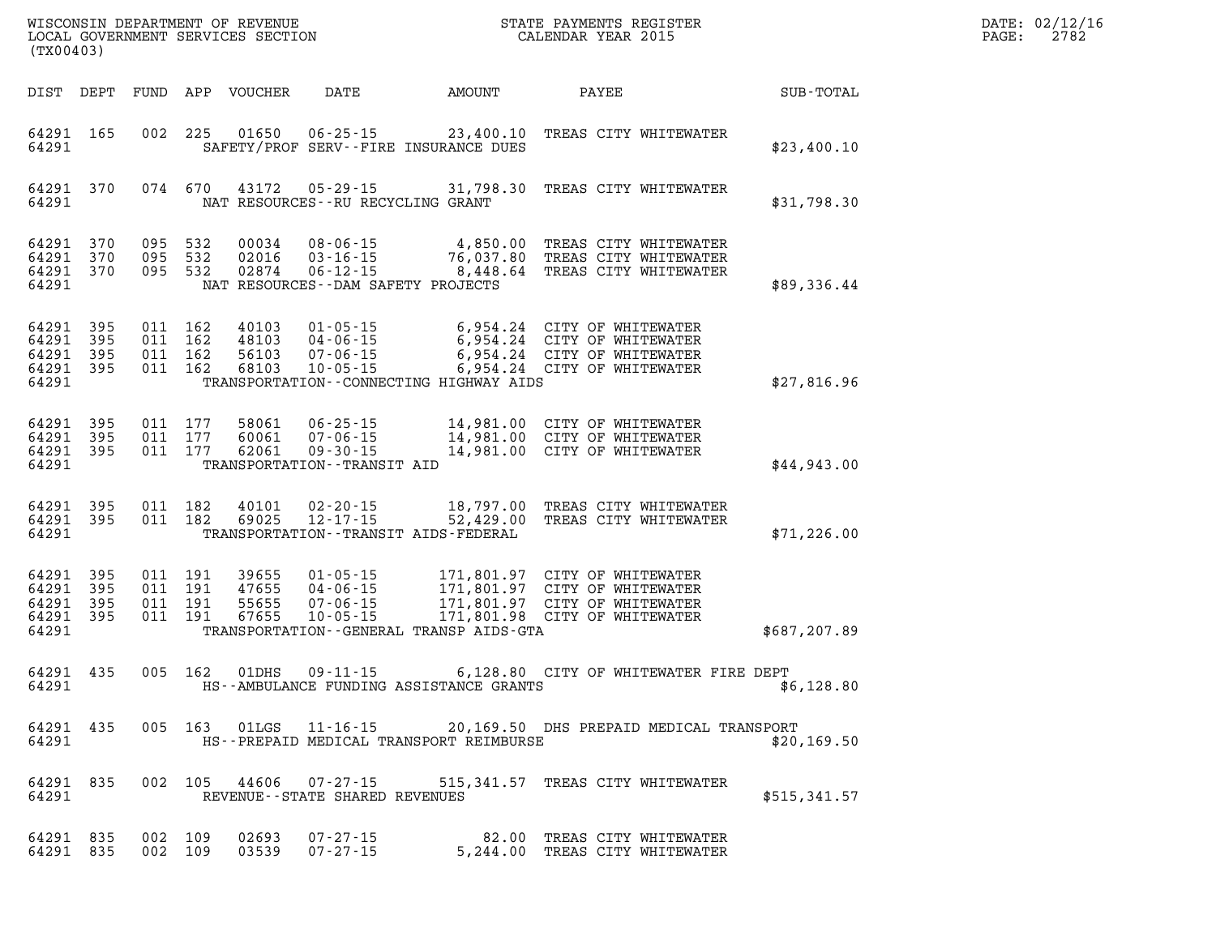WISCONSIN DEPARTMENT OF REVENUE
LOCAL GOVERNMENT SERVICES SECTION
(TX00403)

STATE PAYMENTS REGISTER
CALENDAR YEAR 2015

DATE: 02/12/16
PAGE: 2782

| DIST | DEPT | FUND | APP | VOUCHER | DATE | AMOUNT | PAYEE | SUB-TOTAL |
|---|---|---|---|---|---|---|---|---|
| 64291 | 165 | 002 | 225 | 01650 | 06-25-15 | 23,400.10 | TREAS CITY WHITEWATER | |
| 64291 | | | | | SAFETY/PROF SERV--FIRE INSURANCE DUES | | | $23,400.10 |
| 64291 | 370 | 074 | 670 | 43172 | 05-29-15 | 31,798.30 | TREAS CITY WHITEWATER | |
| 64291 | | | | | NAT RESOURCES--RU RECYCLING GRANT | | | $31,798.30 |
| 64291 | 370 | 095 | 532 | 00034 | 08-06-15 | 4,850.00 | TREAS CITY WHITEWATER | |
| 64291 | 370 | 095 | 532 | 02016 | 03-16-15 | 76,037.80 | TREAS CITY WHITEWATER | |
| 64291 | 370 | 095 | 532 | 02874 | 06-12-15 | 8,448.64 | TREAS CITY WHITEWATER | |
| 64291 | | | | | NAT RESOURCES--DAM SAFETY PROJECTS | | | $89,336.44 |
| 64291 | 395 | 011 | 162 | 40103 | 01-05-15 | 6,954.24 | CITY OF WHITEWATER | |
| 64291 | 395 | 011 | 162 | 48103 | 04-06-15 | 6,954.24 | CITY OF WHITEWATER | |
| 64291 | 395 | 011 | 162 | 56103 | 07-06-15 | 6,954.24 | CITY OF WHITEWATER | |
| 64291 | 395 | 011 | 162 | 68103 | 10-05-15 | 6,954.24 | CITY OF WHITEWATER | |
| 64291 | | | | | TRANSPORTATION--CONNECTING HIGHWAY AIDS | | | $27,816.96 |
| 64291 | 395 | 011 | 177 | 58061 | 06-25-15 | 14,981.00 | CITY OF WHITEWATER | |
| 64291 | 395 | 011 | 177 | 60061 | 07-06-15 | 14,981.00 | CITY OF WHITEWATER | |
| 64291 | 395 | 011 | 177 | 62061 | 09-30-15 | 14,981.00 | CITY OF WHITEWATER | |
| 64291 | | | | | TRANSPORTATION--TRANSIT AID | | | $44,943.00 |
| 64291 | 395 | 011 | 182 | 40101 | 02-20-15 | 18,797.00 | TREAS CITY WHITEWATER | |
| 64291 | 395 | 011 | 182 | 69025 | 12-17-15 | 52,429.00 | TREAS CITY WHITEWATER | |
| 64291 | | | | | TRANSPORTATION--TRANSIT AIDS-FEDERAL | | | $71,226.00 |
| 64291 | 395 | 011 | 191 | 39655 | 01-05-15 | 171,801.97 | CITY OF WHITEWATER | |
| 64291 | 395 | 011 | 191 | 47655 | 04-06-15 | 171,801.97 | CITY OF WHITEWATER | |
| 64291 | 395 | 011 | 191 | 55655 | 07-06-15 | 171,801.97 | CITY OF WHITEWATER | |
| 64291 | 395 | 011 | 191 | 67655 | 10-05-15 | 171,801.98 | CITY OF WHITEWATER | |
| 64291 | | | | | TRANSPORTATION--GENERAL TRANSP AIDS-GTA | | | $687,207.89 |
| 64291 | 435 | 005 | 162 | 01DHS | 09-11-15 | 6,128.80 | CITY OF WHITEWATER FIRE DEPT | |
| 64291 | | | | | HS--AMBULANCE FUNDING ASSISTANCE GRANTS | | | $6,128.80 |
| 64291 | 435 | 005 | 163 | 01LGS | 11-16-15 | 20,169.50 | DHS PREPAID MEDICAL TRANSPORT | |
| 64291 | | | | | HS--PREPAID MEDICAL TRANSPORT REIMBURSE | | | $20,169.50 |
| 64291 | 835 | 002 | 105 | 44606 | 07-27-15 | 515,341.57 | TREAS CITY WHITEWATER | |
| 64291 | | | | | REVENUE--STATE SHARED REVENUES | | | $515,341.57 |
| 64291 | 835 | 002 | 109 | 02693 | 07-27-15 | 82.00 | TREAS CITY WHITEWATER | |
| 64291 | 835 | 002 | 109 | 03539 | 07-27-15 | 5,244.00 | TREAS CITY WHITEWATER | |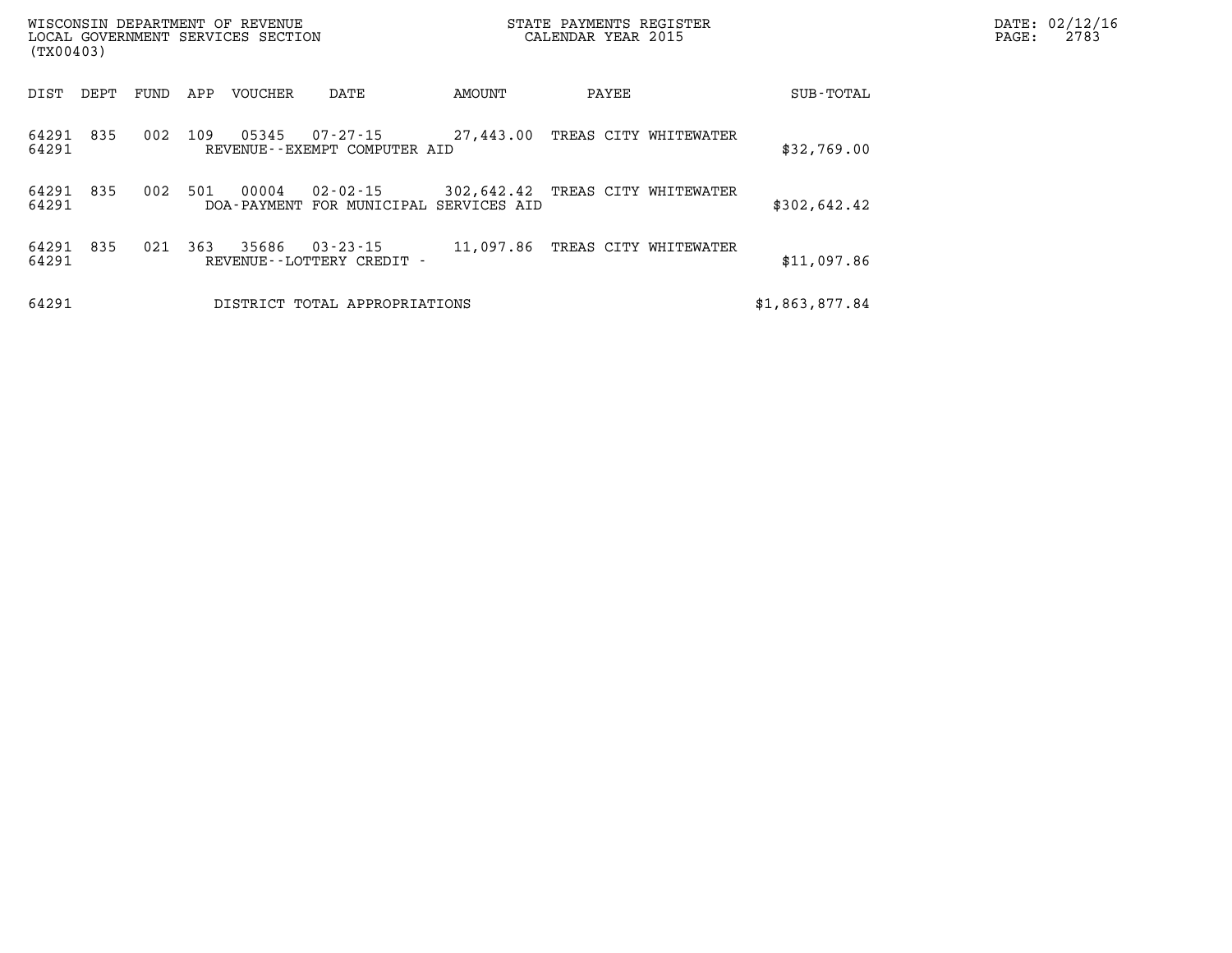WISCONSIN DEPARTMENT OF REVENUE
LOCAL GOVERNMENT SERVICES SECTION
(TX00403)

STATE PAYMENTS REGISTER
CALENDAR YEAR 2015

DATE: 02/12/16
PAGE: 2783

| DIST | DEPT | FUND | APP | VOUCHER | DATE | AMOUNT | PAYEE | SUB-TOTAL |
|---|---|---|---|---|---|---|---|---|
| 64291 | 835 | 002 | 109 | 05345 | 07-27-15 | 27,443.00 | TREAS CITY WHITEWATER | |
| 64291 | | | | REVENUE--EXEMPT COMPUTER AID | | | | $32,769.00 |
| 64291 | 835 | 002 | 501 | 00004 | 02-02-15 | 302,642.42 | TREAS CITY WHITEWATER | |
| 64291 | | | | DOA-PAYMENT FOR MUNICIPAL SERVICES AID | | | | $302,642.42 |
| 64291 | 835 | 021 | 363 | 35686 | 03-23-15 | 11,097.86 | TREAS CITY WHITEWATER | |
| 64291 | | | | REVENUE--LOTTERY CREDIT - | | | | $11,097.86 |
| 64291 | | | | DISTRICT TOTAL APPROPRIATIONS | | | | $1,863,877.84 |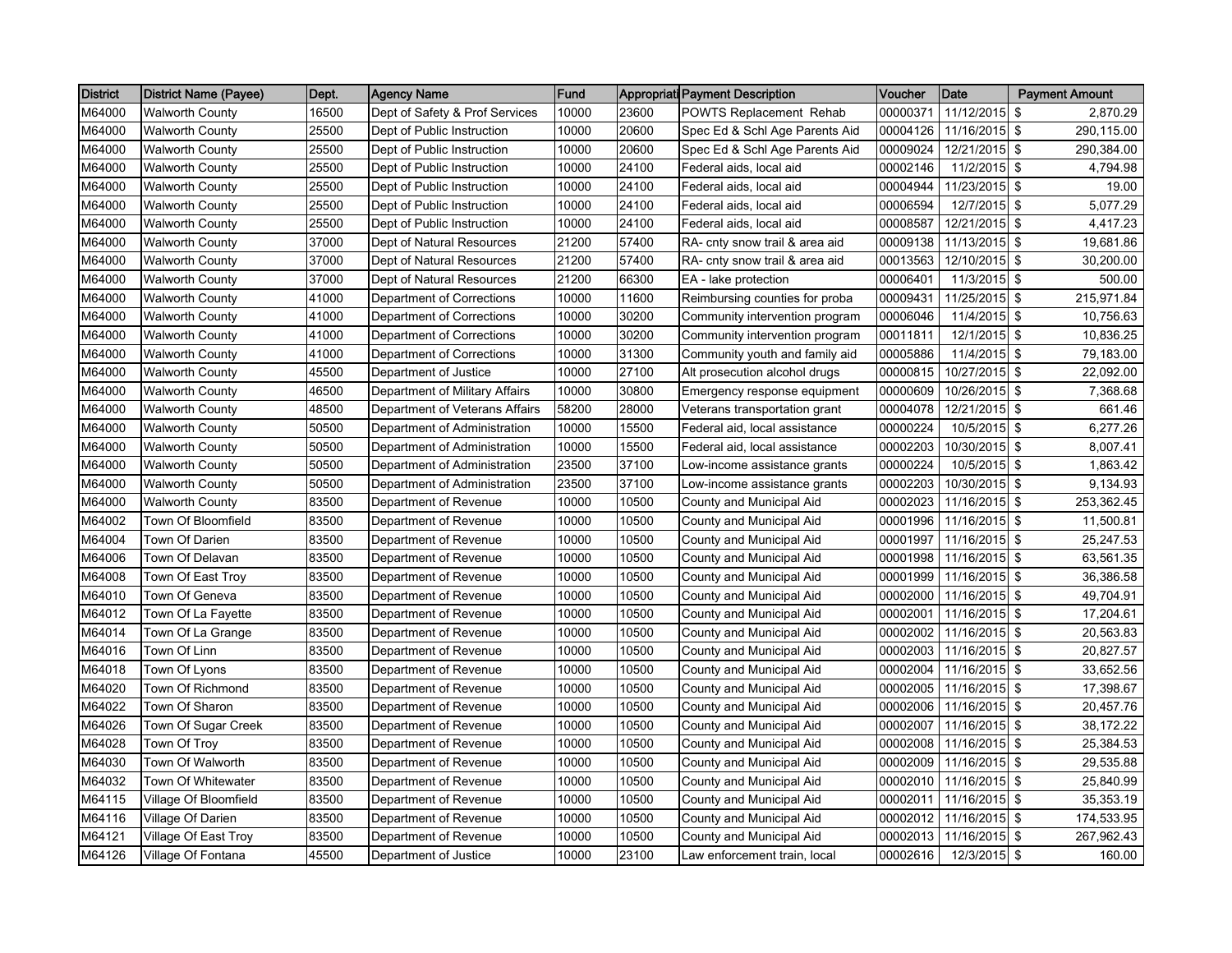| District | District Name (Payee) | Dept. | Agency Name | Fund | Appropriati | Payment Description | Voucher | Date | Payment Amount |
|---|---|---|---|---|---|---|---|---|---|
| M64000 | Walworth County | 16500 | Dept of Safety & Prof Services | 10000 | 23600 | POWTS Replacement Rehab | 00000371 | 11/12/2015 | $ 2,870.29 |
| M64000 | Walworth County | 25500 | Dept of Public Instruction | 10000 | 20600 | Spec Ed & Schl Age Parents Aid | 00004126 | 11/16/2015 | $ 290,115.00 |
| M64000 | Walworth County | 25500 | Dept of Public Instruction | 10000 | 20600 | Spec Ed & Schl Age Parents Aid | 00009024 | 12/21/2015 | $ 290,384.00 |
| M64000 | Walworth County | 25500 | Dept of Public Instruction | 10000 | 24100 | Federal aids, local aid | 00002146 | 11/2/2015 | $ 4,794.98 |
| M64000 | Walworth County | 25500 | Dept of Public Instruction | 10000 | 24100 | Federal aids, local aid | 00004944 | 11/23/2015 | $ 19.00 |
| M64000 | Walworth County | 25500 | Dept of Public Instruction | 10000 | 24100 | Federal aids, local aid | 00006594 | 12/7/2015 | $ 5,077.29 |
| M64000 | Walworth County | 25500 | Dept of Public Instruction | 10000 | 24100 | Federal aids, local aid | 00008587 | 12/21/2015 | $ 4,417.23 |
| M64000 | Walworth County | 37000 | Dept of Natural Resources | 21200 | 57400 | RA- cnty snow trail & area aid | 00009138 | 11/13/2015 | $ 19,681.86 |
| M64000 | Walworth County | 37000 | Dept of Natural Resources | 21200 | 57400 | RA- cnty snow trail & area aid | 00013563 | 12/10/2015 | $ 30,200.00 |
| M64000 | Walworth County | 37000 | Dept of Natural Resources | 21200 | 66300 | EA - lake protection | 00006401 | 11/3/2015 | $ 500.00 |
| M64000 | Walworth County | 41000 | Department of Corrections | 10000 | 11600 | Reimbursing counties for proba | 00009431 | 11/25/2015 | $ 215,971.84 |
| M64000 | Walworth County | 41000 | Department of Corrections | 10000 | 30200 | Community intervention program | 00006046 | 11/4/2015 | $ 10,756.63 |
| M64000 | Walworth County | 41000 | Department of Corrections | 10000 | 30200 | Community intervention program | 00011811 | 12/1/2015 | $ 10,836.25 |
| M64000 | Walworth County | 41000 | Department of Corrections | 10000 | 31300 | Community youth and family aid | 00005886 | 11/4/2015 | $ 79,183.00 |
| M64000 | Walworth County | 45500 | Department of Justice | 10000 | 27100 | Alt prosecution alcohol drugs | 00000815 | 10/27/2015 | $ 22,092.00 |
| M64000 | Walworth County | 46500 | Department of Military Affairs | 10000 | 30800 | Emergency response equipment | 00000609 | 10/26/2015 | $ 7,368.68 |
| M64000 | Walworth County | 48500 | Department of Veterans Affairs | 58200 | 28000 | Veterans transportation grant | 00004078 | 12/21/2015 | $ 661.46 |
| M64000 | Walworth County | 50500 | Department of Administration | 10000 | 15500 | Federal aid, local assistance | 00000224 | 10/5/2015 | $ 6,277.26 |
| M64000 | Walworth County | 50500 | Department of Administration | 10000 | 15500 | Federal aid, local assistance | 00002203 | 10/30/2015 | $ 8,007.41 |
| M64000 | Walworth County | 50500 | Department of Administration | 23500 | 37100 | Low-income assistance grants | 00000224 | 10/5/2015 | $ 1,863.42 |
| M64000 | Walworth County | 50500 | Department of Administration | 23500 | 37100 | Low-income assistance grants | 00002203 | 10/30/2015 | $ 9,134.93 |
| M64000 | Walworth County | 83500 | Department of Revenue | 10000 | 10500 | County and Municipal Aid | 00002023 | 11/16/2015 | $ 253,362.45 |
| M64002 | Town Of Bloomfield | 83500 | Department of Revenue | 10000 | 10500 | County and Municipal Aid | 00001996 | 11/16/2015 | $ 11,500.81 |
| M64004 | Town Of Darien | 83500 | Department of Revenue | 10000 | 10500 | County and Municipal Aid | 00001997 | 11/16/2015 | $ 25,247.53 |
| M64006 | Town Of Delavan | 83500 | Department of Revenue | 10000 | 10500 | County and Municipal Aid | 00001998 | 11/16/2015 | $ 63,561.35 |
| M64008 | Town Of East Troy | 83500 | Department of Revenue | 10000 | 10500 | County and Municipal Aid | 00001999 | 11/16/2015 | $ 36,386.58 |
| M64010 | Town Of Geneva | 83500 | Department of Revenue | 10000 | 10500 | County and Municipal Aid | 00002000 | 11/16/2015 | $ 49,704.91 |
| M64012 | Town Of La Fayette | 83500 | Department of Revenue | 10000 | 10500 | County and Municipal Aid | 00002001 | 11/16/2015 | $ 17,204.61 |
| M64014 | Town Of La Grange | 83500 | Department of Revenue | 10000 | 10500 | County and Municipal Aid | 00002002 | 11/16/2015 | $ 20,563.83 |
| M64016 | Town Of Linn | 83500 | Department of Revenue | 10000 | 10500 | County and Municipal Aid | 00002003 | 11/16/2015 | $ 20,827.57 |
| M64018 | Town Of Lyons | 83500 | Department of Revenue | 10000 | 10500 | County and Municipal Aid | 00002004 | 11/16/2015 | $ 33,652.56 |
| M64020 | Town Of Richmond | 83500 | Department of Revenue | 10000 | 10500 | County and Municipal Aid | 00002005 | 11/16/2015 | $ 17,398.67 |
| M64022 | Town Of Sharon | 83500 | Department of Revenue | 10000 | 10500 | County and Municipal Aid | 00002006 | 11/16/2015 | $ 20,457.76 |
| M64026 | Town Of Sugar Creek | 83500 | Department of Revenue | 10000 | 10500 | County and Municipal Aid | 00002007 | 11/16/2015 | $ 38,172.22 |
| M64028 | Town Of Troy | 83500 | Department of Revenue | 10000 | 10500 | County and Municipal Aid | 00002008 | 11/16/2015 | $ 25,384.53 |
| M64030 | Town Of Walworth | 83500 | Department of Revenue | 10000 | 10500 | County and Municipal Aid | 00002009 | 11/16/2015 | $ 29,535.88 |
| M64032 | Town Of Whitewater | 83500 | Department of Revenue | 10000 | 10500 | County and Municipal Aid | 00002010 | 11/16/2015 | $ 25,840.99 |
| M64115 | Village Of Bloomfield | 83500 | Department of Revenue | 10000 | 10500 | County and Municipal Aid | 00002011 | 11/16/2015 | $ 35,353.19 |
| M64116 | Village Of Darien | 83500 | Department of Revenue | 10000 | 10500 | County and Municipal Aid | 00002012 | 11/16/2015 | $ 174,533.95 |
| M64121 | Village Of East Troy | 83500 | Department of Revenue | 10000 | 10500 | County and Municipal Aid | 00002013 | 11/16/2015 | $ 267,962.43 |
| M64126 | Village Of Fontana | 45500 | Department of Justice | 10000 | 23100 | Law enforcement train, local | 00002616 | 12/3/2015 | $ 160.00 |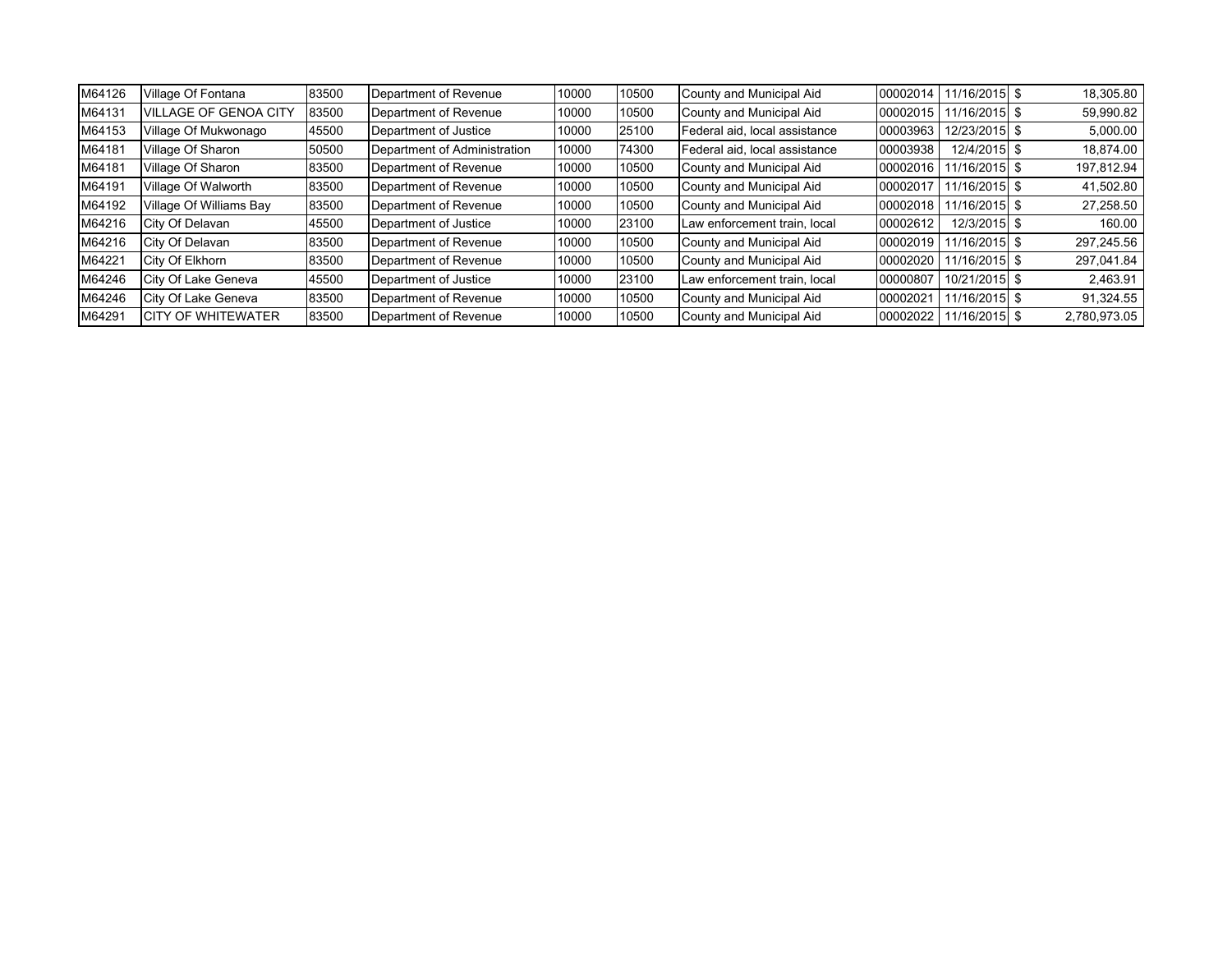| | | | | | | | | | | |
|---|---|---|---|---|---|---|---|---|---|---|
| M64126 | Village Of Fontana | 83500 | Department of Revenue | 10000 | 10500 | County and Municipal Aid | 00002014 | 11/16/2015 | $ | 18,305.80 |
| M64131 | VILLAGE OF GENOA CITY | 83500 | Department of Revenue | 10000 | 10500 | County and Municipal Aid | 00002015 | 11/16/2015 | $ | 59,990.82 |
| M64153 | Village Of Mukwonago | 45500 | Department of Justice | 10000 | 25100 | Federal aid, local assistance | 00003963 | 12/23/2015 | $ | 5,000.00 |
| M64181 | Village Of Sharon | 50500 | Department of Administration | 10000 | 74300 | Federal aid, local assistance | 00003938 | 12/4/2015 | $ | 18,874.00 |
| M64181 | Village Of Sharon | 83500 | Department of Revenue | 10000 | 10500 | County and Municipal Aid | 00002016 | 11/16/2015 | $ | 197,812.94 |
| M64191 | Village Of Walworth | 83500 | Department of Revenue | 10000 | 10500 | County and Municipal Aid | 00002017 | 11/16/2015 | $ | 41,502.80 |
| M64192 | Village Of Williams Bay | 83500 | Department of Revenue | 10000 | 10500 | County and Municipal Aid | 00002018 | 11/16/2015 | $ | 27,258.50 |
| M64216 | City Of Delavan | 45500 | Department of Justice | 10000 | 23100 | Law enforcement train, local | 00002612 | 12/3/2015 | $ | 160.00 |
| M64216 | City Of Delavan | 83500 | Department of Revenue | 10000 | 10500 | County and Municipal Aid | 00002019 | 11/16/2015 | $ | 297,245.56 |
| M64221 | City Of Elkhorn | 83500 | Department of Revenue | 10000 | 10500 | County and Municipal Aid | 00002020 | 11/16/2015 | $ | 297,041.84 |
| M64246 | City Of Lake Geneva | 45500 | Department of Justice | 10000 | 23100 | Law enforcement train, local | 00000807 | 10/21/2015 | $ | 2,463.91 |
| M64246 | City Of Lake Geneva | 83500 | Department of Revenue | 10000 | 10500 | County and Municipal Aid | 00002021 | 11/16/2015 | $ | 91,324.55 |
| M64291 | CITY OF WHITEWATER | 83500 | Department of Revenue | 10000 | 10500 | County and Municipal Aid | 00002022 | 11/16/2015 | $ | 2,780,973.05 |